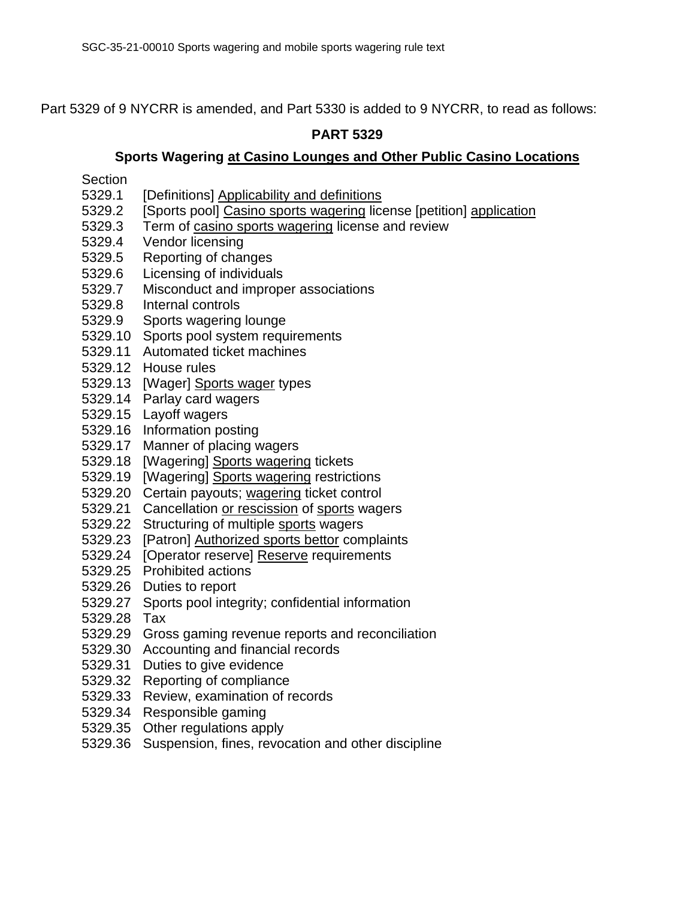Part 5329 of 9 NYCRR is amended, and Part 5330 is added to 9 NYCRR, to read as follows:

# PART 5329

## Sports Wagering <u>at Casino Lounges and Other Public Casino Locations</u>

Section

5329.1 [Definitions] <u>Applicability and definitions</u>
5329.2 [Sports pool] <u>Casino sports wagering</u> license [petition] <u>application</u>
5329.3 Term of <u>casino sports wagering</u> license and review
5329.4 Vendor licensing
5329.5 Reporting of changes
5329.6 Licensing of individuals
5329.7 Misconduct and improper associations
5329.8 Internal controls
5329.9 Sports wagering lounge
5329.10 Sports pool system requirements
5329.11 Automated ticket machines
5329.12 House rules
5329.13 [Wager] <u>Sports wager</u> types
5329.14 Parlay card wagers
5329.15 Layoff wagers
5329.16 Information posting
5329.17 Manner of placing wagers
5329.18 [Wagering] <u>Sports wagering</u> tickets
5329.19 [Wagering] <u>Sports wagering</u> restrictions
5329.20 Certain payouts; <u>wagering</u> ticket control
5329.21 Cancellation <u>or rescission</u> of <u>sports</u> wagers
5329.22 Structuring of multiple <u>sports</u> wagers
5329.23 [Patron] <u>Authorized sports bettor</u> complaints
5329.24 [Operator reserve] <u>Reserve</u> requirements
5329.25 Prohibited actions
5329.26 Duties to report
5329.27 Sports pool integrity; confidential information
5329.28 Tax
5329.29 Gross gaming revenue reports and reconciliation
5329.30 Accounting and financial records
5329.31 Duties to give evidence
5329.32 Reporting of compliance
5329.33 Review, examination of records
5329.34 Responsible gaming
5329.35 Other regulations apply
5329.36 Suspension, fines, revocation and other discipline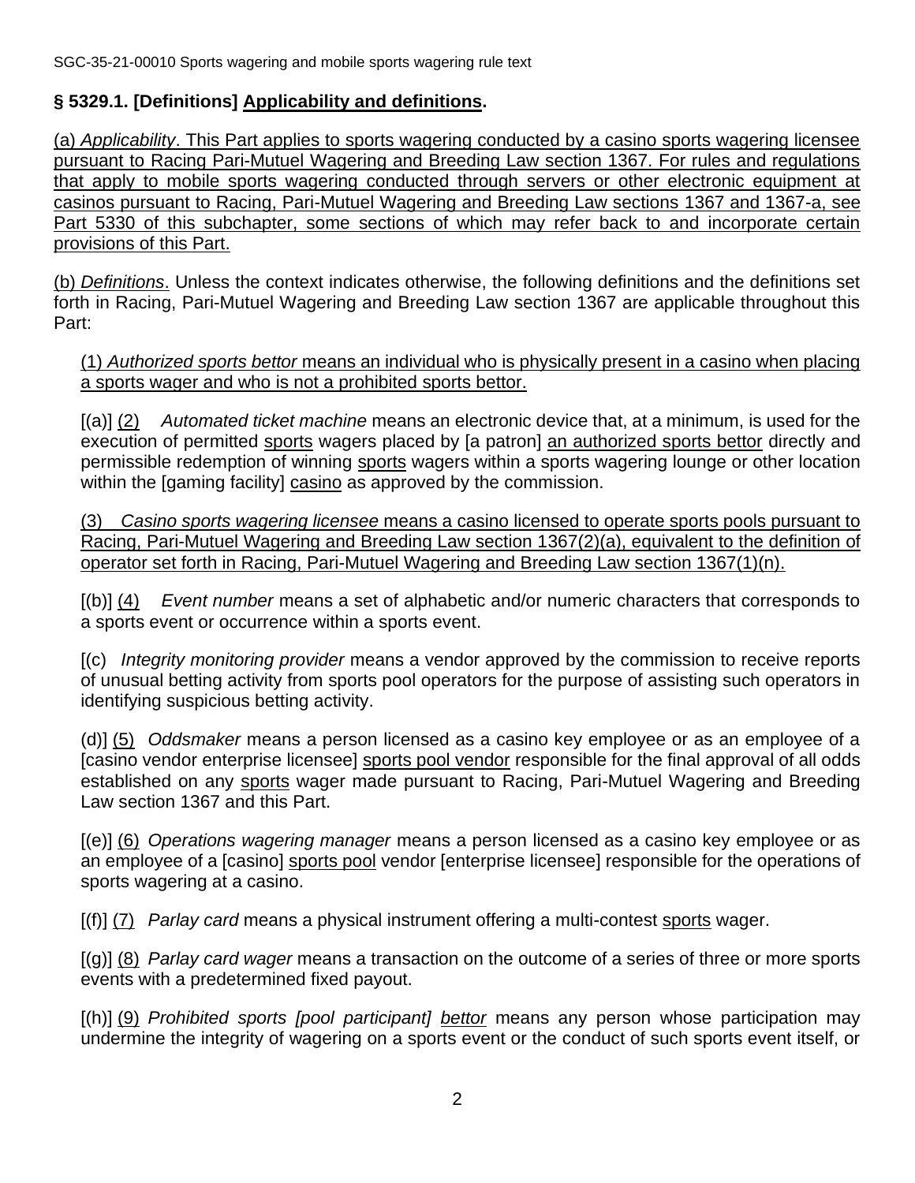**§ 5329.1. [Definitions] Applicability and definitions.**

(a) *Applicability*. This Part applies to sports wagering conducted by a casino sports wagering licensee pursuant to Racing Pari-Mutuel Wagering and Breeding Law section 1367. For rules and regulations that apply to mobile sports wagering conducted through servers or other electronic equipment at casinos pursuant to Racing, Pari-Mutuel Wagering and Breeding Law sections 1367 and 1367-a, see Part 5330 of this subchapter, some sections of which may refer back to and incorporate certain provisions of this Part.

(b) *Definitions*. Unless the context indicates otherwise, the following definitions and the definitions set forth in Racing, Pari-Mutuel Wagering and Breeding Law section 1367 are applicable throughout this Part:

(1) *Authorized sports bettor* means an individual who is physically present in a casino when placing a sports wager and who is not a prohibited sports bettor.

[(a)] (2) *Automated ticket machine* means an electronic device that, at a minimum, is used for the execution of permitted sports wagers placed by [a patron] an authorized sports bettor directly and permissible redemption of winning sports wagers within a sports wagering lounge or other location within the [gaming facility] casino as approved by the commission.

(3) *Casino sports wagering licensee* means a casino licensed to operate sports pools pursuant to Racing, Pari-Mutuel Wagering and Breeding Law section 1367(2)(a), equivalent to the definition of operator set forth in Racing, Pari-Mutuel Wagering and Breeding Law section 1367(1)(n).

[(b)] (4) *Event number* means a set of alphabetic and/or numeric characters that corresponds to a sports event or occurrence within a sports event.

[(c) *Integrity monitoring provider* means a vendor approved by the commission to receive reports of unusual betting activity from sports pool operators for the purpose of assisting such operators in identifying suspicious betting activity.

(d)] (5) *Oddsmaker* means a person licensed as a casino key employee or as an employee of a [casino vendor enterprise licensee] sports pool vendor responsible for the final approval of all odds established on any sports wager made pursuant to Racing, Pari-Mutuel Wagering and Breeding Law section 1367 and this Part.

[(e)] (6) *Operations wagering manager* means a person licensed as a casino key employee or as an employee of a [casino] sports pool vendor [enterprise licensee] responsible for the operations of sports wagering at a casino.

[(f)] (7) *Parlay card* means a physical instrument offering a multi-contest sports wager.

[(g)] (8) *Parlay card wager* means a transaction on the outcome of a series of three or more sports events with a predetermined fixed payout.

[(h)] (9) *Prohibited sports [pool participant] bettor* means any person whose participation may undermine the integrity of wagering on a sports event or the conduct of such sports event itself, or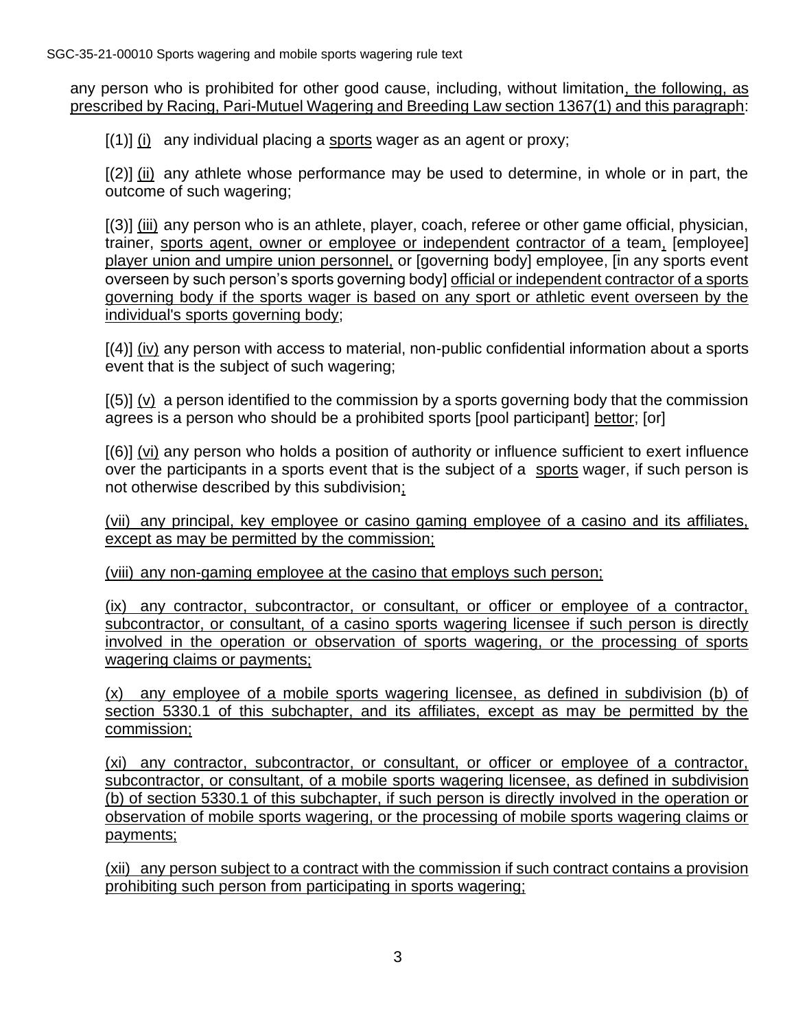any person who is prohibited for other good cause, including, without limitation, the following, as prescribed by Racing, Pari-Mutuel Wagering and Breeding Law section 1367(1) and this paragraph:

[(1)] (i) any individual placing a sports wager as an agent or proxy;

[(2)] (ii) any athlete whose performance may be used to determine, in whole or in part, the outcome of such wagering;

[(3)] (iii) any person who is an athlete, player, coach, referee or other game official, physician, trainer, sports agent, owner or employee or independent contractor of a team, [employee] player union and umpire union personnel, or [governing body] employee, [in any sports event overseen by such person's sports governing body] official or independent contractor of a sports governing body if the sports wager is based on any sport or athletic event overseen by the individual's sports governing body;

[(4)] (iv) any person with access to material, non-public confidential information about a sports event that is the subject of such wagering;

[(5)] (v) a person identified to the commission by a sports governing body that the commission agrees is a person who should be a prohibited sports [pool participant] bettor; [or]

[(6)] (vi) any person who holds a position of authority or influence sufficient to exert influence over the participants in a sports event that is the subject of a sports wager, if such person is not otherwise described by this subdivision;

(vii) any principal, key employee or casino gaming employee of a casino and its affiliates, except as may be permitted by the commission;

(viii) any non-gaming employee at the casino that employs such person;

(ix) any contractor, subcontractor, or consultant, or officer or employee of a contractor, subcontractor, or consultant, of a casino sports wagering licensee if such person is directly involved in the operation or observation of sports wagering, or the processing of sports wagering claims or payments;

(x) any employee of a mobile sports wagering licensee, as defined in subdivision (b) of section 5330.1 of this subchapter, and its affiliates, except as may be permitted by the commission;

(xi) any contractor, subcontractor, or consultant, or officer or employee of a contractor, subcontractor, or consultant, of a mobile sports wagering licensee, as defined in subdivision (b) of section 5330.1 of this subchapter, if such person is directly involved in the operation or observation of mobile sports wagering, or the processing of mobile sports wagering claims or payments;

(xii) any person subject to a contract with the commission if such contract contains a provision prohibiting such person from participating in sports wagering;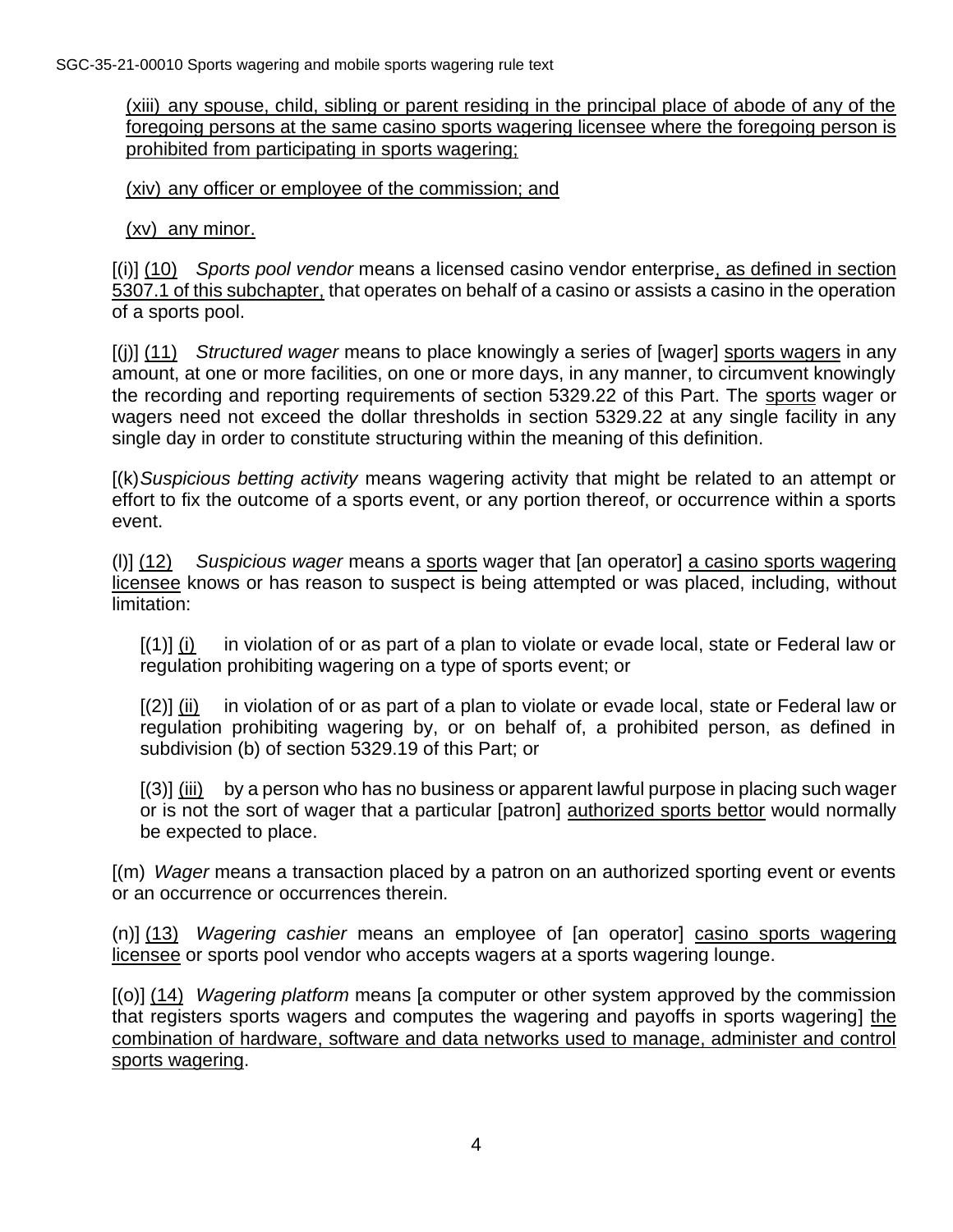(xiii) any spouse, child, sibling or parent residing in the principal place of abode of any of the foregoing persons at the same casino sports wagering licensee where the foregoing person is prohibited from participating in sports wagering;

(xiv) any officer or employee of the commission; and

(xv) any minor.

[(i)] (10) *Sports pool vendor* means a licensed casino vendor enterprise, as defined in section 5307.1 of this subchapter, that operates on behalf of a casino or assists a casino in the operation of a sports pool.

[(j)] (11) *Structured wager* means to place knowingly a series of [wager] sports wagers in any amount, at one or more facilities, on one or more days, in any manner, to circumvent knowingly the recording and reporting requirements of section 5329.22 of this Part. The sports wager or wagers need not exceed the dollar thresholds in section 5329.22 at any single facility in any single day in order to constitute structuring within the meaning of this definition.

[(k)*Suspicious betting activity* means wagering activity that might be related to an attempt or effort to fix the outcome of a sports event, or any portion thereof, or occurrence within a sports event.

(l)] (12) *Suspicious wager* means a sports wager that [an operator] a casino sports wagering licensee knows or has reason to suspect is being attempted or was placed, including, without limitation:

[(1)] (i) in violation of or as part of a plan to violate or evade local, state or Federal law or regulation prohibiting wagering on a type of sports event; or

[(2)] (ii) in violation of or as part of a plan to violate or evade local, state or Federal law or regulation prohibiting wagering by, or on behalf of, a prohibited person, as defined in subdivision (b) of section 5329.19 of this Part; or

[(3)] (iii) by a person who has no business or apparent lawful purpose in placing such wager or is not the sort of wager that a particular [patron] authorized sports bettor would normally be expected to place.

[(m) *Wager* means a transaction placed by a patron on an authorized sporting event or events or an occurrence or occurrences therein.

(n)] (13) *Wagering cashier* means an employee of [an operator] casino sports wagering licensee or sports pool vendor who accepts wagers at a sports wagering lounge.

[(o)] (14) *Wagering platform* means [a computer or other system approved by the commission that registers sports wagers and computes the wagering and payoffs in sports wagering] the combination of hardware, software and data networks used to manage, administer and control sports wagering.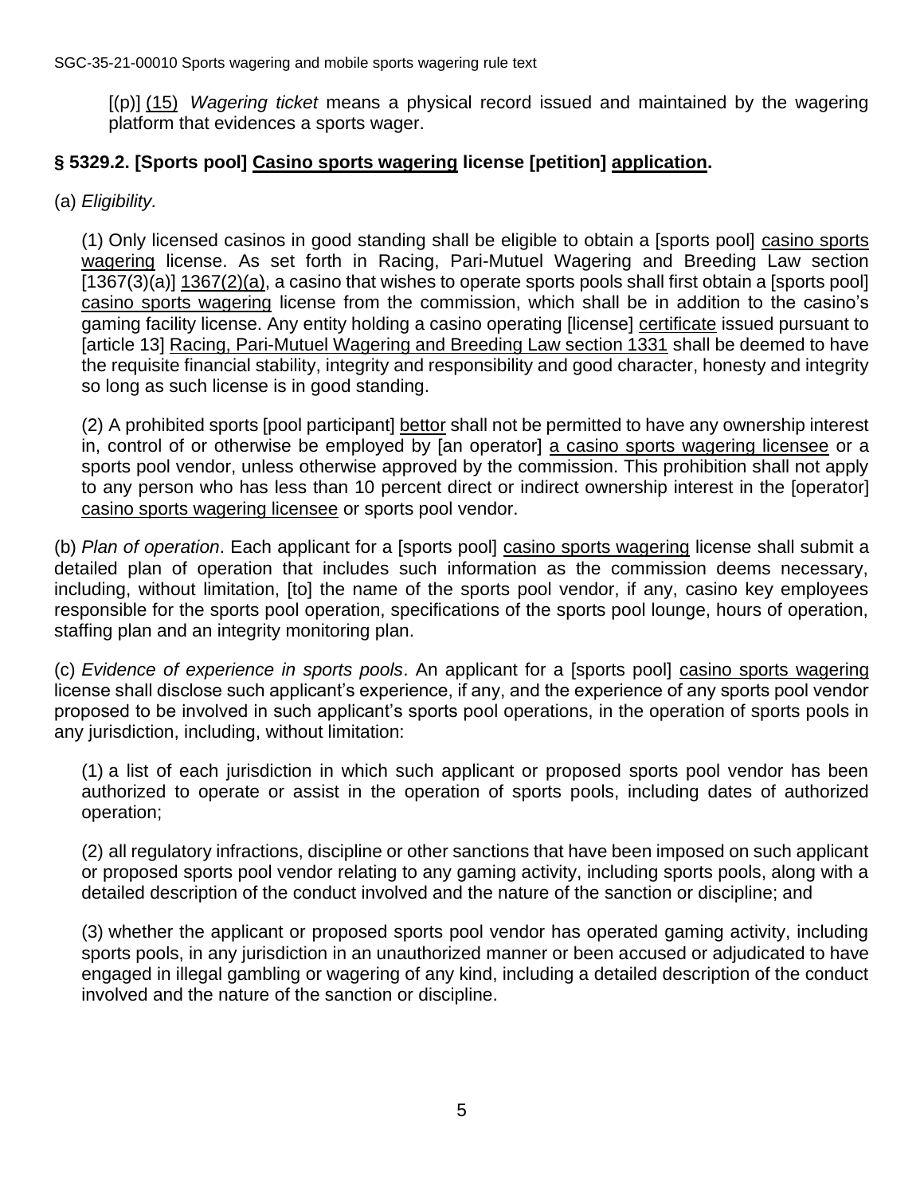[(p)] (15) *Wagering ticket* means a physical record issued and maintained by the wagering platform that evidences a sports wager.

## § 5329.2. [Sports pool] Casino sports wagering license [petition] application.

(a) *Eligibility.*

(1) Only licensed casinos in good standing shall be eligible to obtain a [sports pool] casino sports wagering license. As set forth in Racing, Pari-Mutuel Wagering and Breeding Law section [1367(3)(a)] 1367(2)(a), a casino that wishes to operate sports pools shall first obtain a [sports pool] casino sports wagering license from the commission, which shall be in addition to the casino's gaming facility license. Any entity holding a casino operating [license] certificate issued pursuant to [article 13] Racing, Pari-Mutuel Wagering and Breeding Law section 1331 shall be deemed to have the requisite financial stability, integrity and responsibility and good character, honesty and integrity so long as such license is in good standing.

(2) A prohibited sports [pool participant] bettor shall not be permitted to have any ownership interest in, control of or otherwise be employed by [an operator] a casino sports wagering licensee or a sports pool vendor, unless otherwise approved by the commission. This prohibition shall not apply to any person who has less than 10 percent direct or indirect ownership interest in the [operator] casino sports wagering licensee or sports pool vendor.

(b) *Plan of operation*. Each applicant for a [sports pool] casino sports wagering license shall submit a detailed plan of operation that includes such information as the commission deems necessary, including, without limitation, [to] the name of the sports pool vendor, if any, casino key employees responsible for the sports pool operation, specifications of the sports pool lounge, hours of operation, staffing plan and an integrity monitoring plan.

(c) *Evidence of experience in sports pools*. An applicant for a [sports pool] casino sports wagering license shall disclose such applicant's experience, if any, and the experience of any sports pool vendor proposed to be involved in such applicant's sports pool operations, in the operation of sports pools in any jurisdiction, including, without limitation:

(1) a list of each jurisdiction in which such applicant or proposed sports pool vendor has been authorized to operate or assist in the operation of sports pools, including dates of authorized operation;

(2) all regulatory infractions, discipline or other sanctions that have been imposed on such applicant or proposed sports pool vendor relating to any gaming activity, including sports pools, along with a detailed description of the conduct involved and the nature of the sanction or discipline; and

(3) whether the applicant or proposed sports pool vendor has operated gaming activity, including sports pools, in any jurisdiction in an unauthorized manner or been accused or adjudicated to have engaged in illegal gambling or wagering of any kind, including a detailed description of the conduct involved and the nature of the sanction or discipline.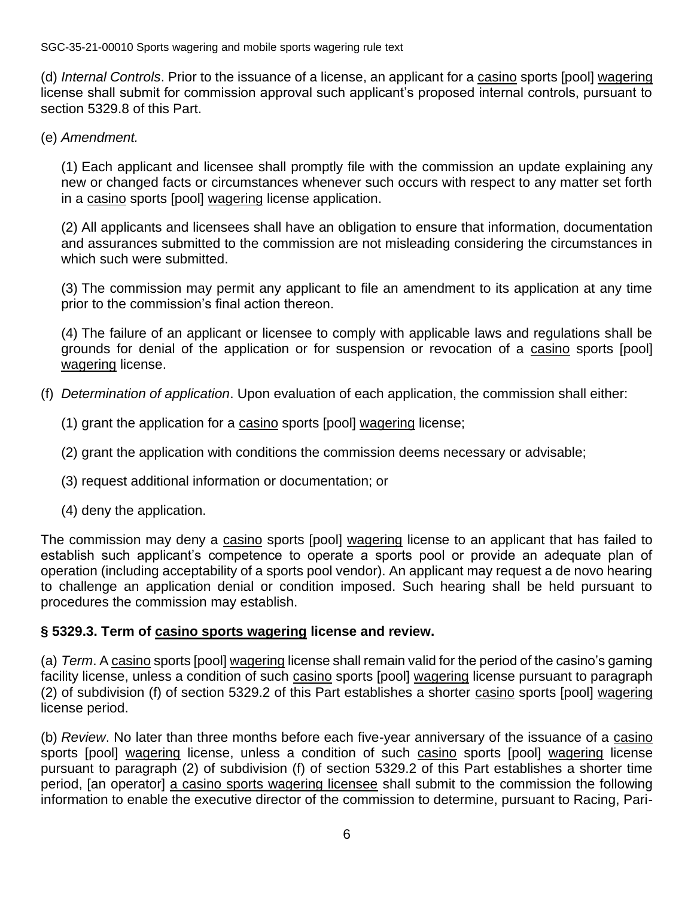(d) *Internal Controls*. Prior to the issuance of a license, an applicant for a casino sports [pool] wagering license shall submit for commission approval such applicant's proposed internal controls, pursuant to section 5329.8 of this Part.

(e) *Amendment.*

(1) Each applicant and licensee shall promptly file with the commission an update explaining any new or changed facts or circumstances whenever such occurs with respect to any matter set forth in a casino sports [pool] wagering license application.

(2) All applicants and licensees shall have an obligation to ensure that information, documentation and assurances submitted to the commission are not misleading considering the circumstances in which such were submitted.

(3) The commission may permit any applicant to file an amendment to its application at any time prior to the commission's final action thereon.

(4) The failure of an applicant or licensee to comply with applicable laws and regulations shall be grounds for denial of the application or for suspension or revocation of a casino sports [pool] wagering license.

(f) *Determination of application*. Upon evaluation of each application, the commission shall either:

(1) grant the application for a casino sports [pool] wagering license;

(2) grant the application with conditions the commission deems necessary or advisable;

(3) request additional information or documentation; or

(4) deny the application.

The commission may deny a casino sports [pool] wagering license to an applicant that has failed to establish such applicant's competence to operate a sports pool or provide an adequate plan of operation (including acceptability of a sports pool vendor). An applicant may request a de novo hearing to challenge an application denial or condition imposed. Such hearing shall be held pursuant to procedures the commission may establish.

### § 5329.3. Term of casino sports wagering license and review.

(a) *Term*. A casino sports [pool] wagering license shall remain valid for the period of the casino's gaming facility license, unless a condition of such casino sports [pool] wagering license pursuant to paragraph (2) of subdivision (f) of section 5329.2 of this Part establishes a shorter casino sports [pool] wagering license period.

(b) *Review*. No later than three months before each five-year anniversary of the issuance of a casino sports [pool] wagering license, unless a condition of such casino sports [pool] wagering license pursuant to paragraph (2) of subdivision (f) of section 5329.2 of this Part establishes a shorter time period, [an operator] a casino sports wagering licensee shall submit to the commission the following information to enable the executive director of the commission to determine, pursuant to Racing, Pari-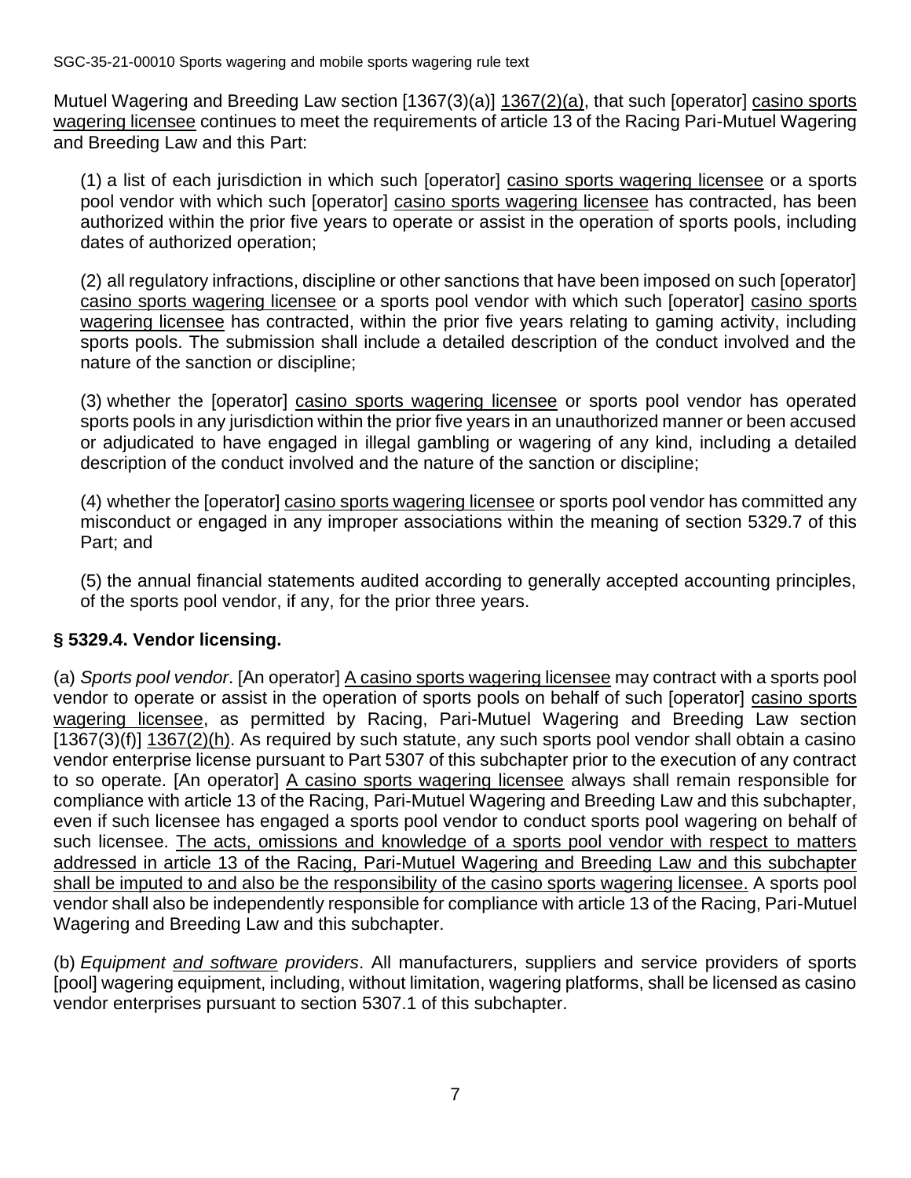Mutuel Wagering and Breeding Law section [1367(3)(a)] 1367(2)(a), that such [operator] casino sports wagering licensee continues to meet the requirements of article 13 of the Racing Pari-Mutuel Wagering and Breeding Law and this Part:

(1) a list of each jurisdiction in which such [operator] casino sports wagering licensee or a sports pool vendor with which such [operator] casino sports wagering licensee has contracted, has been authorized within the prior five years to operate or assist in the operation of sports pools, including dates of authorized operation;

(2) all regulatory infractions, discipline or other sanctions that have been imposed on such [operator] casino sports wagering licensee or a sports pool vendor with which such [operator] casino sports wagering licensee has contracted, within the prior five years relating to gaming activity, including sports pools. The submission shall include a detailed description of the conduct involved and the nature of the sanction or discipline;

(3) whether the [operator] casino sports wagering licensee or sports pool vendor has operated sports pools in any jurisdiction within the prior five years in an unauthorized manner or been accused or adjudicated to have engaged in illegal gambling or wagering of any kind, including a detailed description of the conduct involved and the nature of the sanction or discipline;

(4) whether the [operator] casino sports wagering licensee or sports pool vendor has committed any misconduct or engaged in any improper associations within the meaning of section 5329.7 of this Part; and

(5) the annual financial statements audited according to generally accepted accounting principles, of the sports pool vendor, if any, for the prior three years.

### § 5329.4. Vendor licensing.

(a) *Sports pool vendor*. [An operator] A casino sports wagering licensee may contract with a sports pool vendor to operate or assist in the operation of sports pools on behalf of such [operator] casino sports wagering licensee, as permitted by Racing, Pari-Mutuel Wagering and Breeding Law section [1367(3)(f)] 1367(2)(h). As required by such statute, any such sports pool vendor shall obtain a casino vendor enterprise license pursuant to Part 5307 of this subchapter prior to the execution of any contract to so operate. [An operator] A casino sports wagering licensee always shall remain responsible for compliance with article 13 of the Racing, Pari-Mutuel Wagering and Breeding Law and this subchapter, even if such licensee has engaged a sports pool vendor to conduct sports pool wagering on behalf of such licensee. The acts, omissions and knowledge of a sports pool vendor with respect to matters addressed in article 13 of the Racing, Pari-Mutuel Wagering and Breeding Law and this subchapter shall be imputed to and also be the responsibility of the casino sports wagering licensee. A sports pool vendor shall also be independently responsible for compliance with article 13 of the Racing, Pari-Mutuel Wagering and Breeding Law and this subchapter.

(b) *Equipment and software providers*. All manufacturers, suppliers and service providers of sports [pool] wagering equipment, including, without limitation, wagering platforms, shall be licensed as casino vendor enterprises pursuant to section 5307.1 of this subchapter.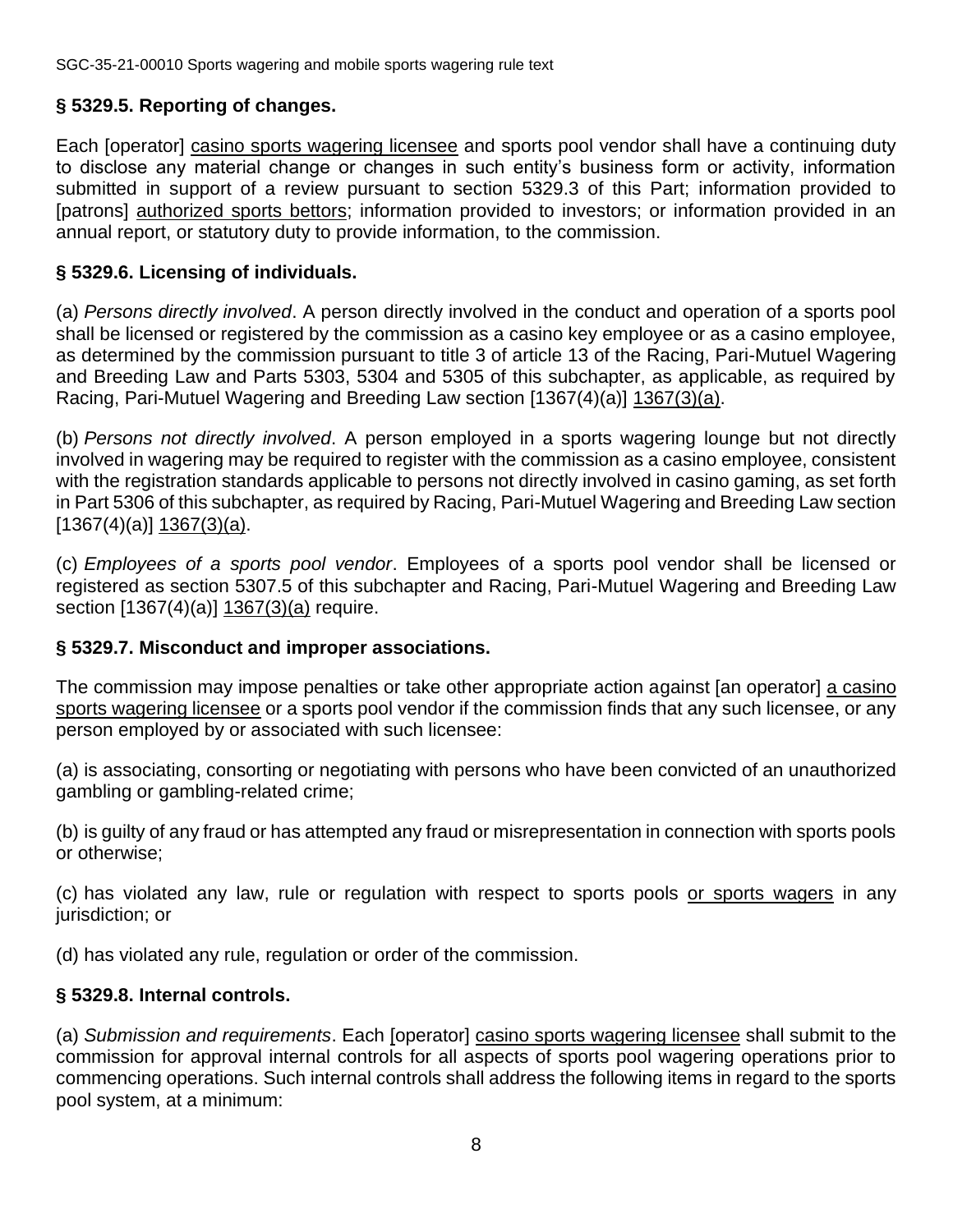### § 5329.5. Reporting of changes.

Each [operator] casino sports wagering licensee and sports pool vendor shall have a continuing duty to disclose any material change or changes in such entity's business form or activity, information submitted in support of a review pursuant to section 5329.3 of this Part; information provided to [patrons] authorized sports bettors; information provided to investors; or information provided in an annual report, or statutory duty to provide information, to the commission.

### § 5329.6. Licensing of individuals.

(a) *Persons directly involved*. A person directly involved in the conduct and operation of a sports pool shall be licensed or registered by the commission as a casino key employee or as a casino employee, as determined by the commission pursuant to title 3 of article 13 of the Racing, Pari-Mutuel Wagering and Breeding Law and Parts 5303, 5304 and 5305 of this subchapter, as applicable, as required by Racing, Pari-Mutuel Wagering and Breeding Law section [1367(4)(a)] 1367(3)(a).

(b) *Persons not directly involved*. A person employed in a sports wagering lounge but not directly involved in wagering may be required to register with the commission as a casino employee, consistent with the registration standards applicable to persons not directly involved in casino gaming, as set forth in Part 5306 of this subchapter, as required by Racing, Pari-Mutuel Wagering and Breeding Law section [1367(4)(a)] 1367(3)(a).

(c) *Employees of a sports pool vendor*. Employees of a sports pool vendor shall be licensed or registered as section 5307.5 of this subchapter and Racing, Pari-Mutuel Wagering and Breeding Law section [1367(4)(a)] 1367(3)(a) require.

### § 5329.7. Misconduct and improper associations.

The commission may impose penalties or take other appropriate action against [an operator] a casino sports wagering licensee or a sports pool vendor if the commission finds that any such licensee, or any person employed by or associated with such licensee:

(a) is associating, consorting or negotiating with persons who have been convicted of an unauthorized gambling or gambling-related crime;

(b) is guilty of any fraud or has attempted any fraud or misrepresentation in connection with sports pools or otherwise;

(c) has violated any law, rule or regulation with respect to sports pools or sports wagers in any jurisdiction; or

(d) has violated any rule, regulation or order of the commission.

### § 5329.8. Internal controls.

(a) *Submission and requirements*. Each [operator] casino sports wagering licensee shall submit to the commission for approval internal controls for all aspects of sports pool wagering operations prior to commencing operations. Such internal controls shall address the following items in regard to the sports pool system, at a minimum: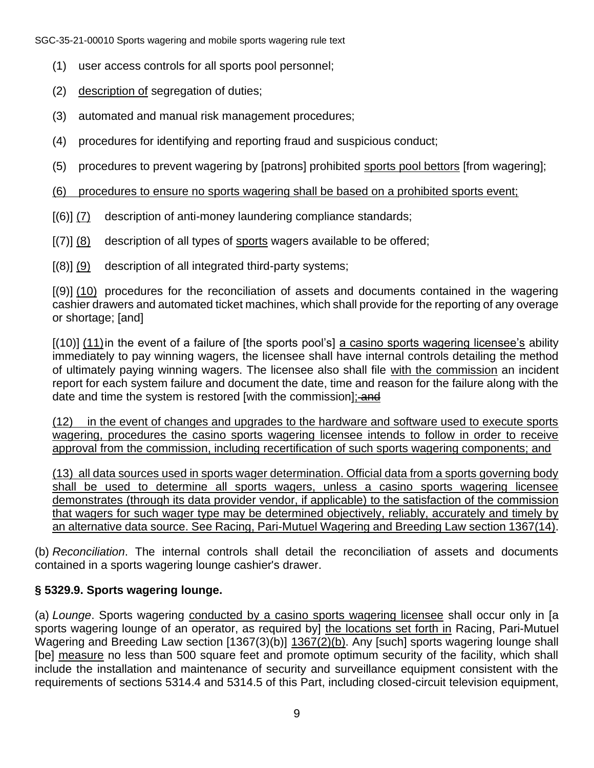(1) user access controls for all sports pool personnel;

(2) description of segregation of duties;

(3) automated and manual risk management procedures;

(4) procedures for identifying and reporting fraud and suspicious conduct;

(5) procedures to prevent wagering by [patrons] prohibited sports pool bettors [from wagering];

(6) procedures to ensure no sports wagering shall be based on a prohibited sports event;

[(6)] (7) description of anti-money laundering compliance standards;

[(7)] (8) description of all types of sports wagers available to be offered;

[(8)] (9) description of all integrated third-party systems;

[(9)] (10) procedures for the reconciliation of assets and documents contained in the wagering cashier drawers and automated ticket machines, which shall provide for the reporting of any overage or shortage; [and]

[(10)] (11) in the event of a failure of [the sports pool's] a casino sports wagering licensee's ability immediately to pay winning wagers, the licensee shall have internal controls detailing the method of ultimately paying winning wagers. The licensee also shall file with the commission an incident report for each system failure and document the date, time and reason for the failure along with the date and time the system is restored [with the commission]; ~~and~~

(12) in the event of changes and upgrades to the hardware and software used to execute sports wagering, procedures the casino sports wagering licensee intends to follow in order to receive approval from the commission, including recertification of such sports wagering components; and

(13) all data sources used in sports wager determination. Official data from a sports governing body shall be used to determine all sports wagers, unless a casino sports wagering licensee demonstrates (through its data provider vendor, if applicable) to the satisfaction of the commission that wagers for such wager type may be determined objectively, reliably, accurately and timely by an alternative data source. See Racing, Pari-Mutuel Wagering and Breeding Law section 1367(14).

(b) *Reconciliation*. The internal controls shall detail the reconciliation of assets and documents contained in a sports wagering lounge cashier's drawer.

## § 5329.9. Sports wagering lounge.

(a) *Lounge*. Sports wagering conducted by a casino sports wagering licensee shall occur only in [a sports wagering lounge of an operator, as required by] the locations set forth in Racing, Pari-Mutuel Wagering and Breeding Law section [1367(3)(b)] 1367(2)(b). Any [such] sports wagering lounge shall [be] measure no less than 500 square feet and promote optimum security of the facility, which shall include the installation and maintenance of security and surveillance equipment consistent with the requirements of sections 5314.4 and 5314.5 of this Part, including closed-circuit television equipment,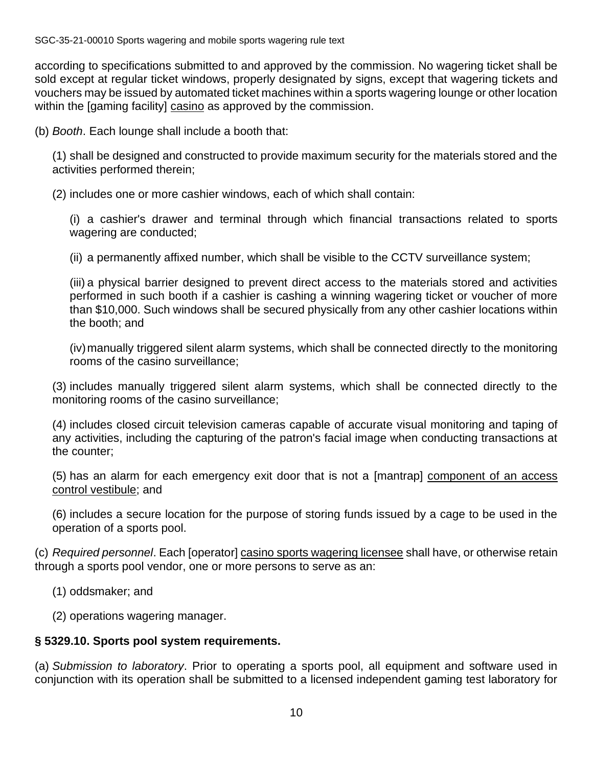according to specifications submitted to and approved by the commission. No wagering ticket shall be sold except at regular ticket windows, properly designated by signs, except that wagering tickets and vouchers may be issued by automated ticket machines within a sports wagering lounge or other location within the [gaming facility] <u>casino</u> as approved by the commission.

(b) *Booth*. Each lounge shall include a booth that:

(1) shall be designed and constructed to provide maximum security for the materials stored and the activities performed therein;

(2) includes one or more cashier windows, each of which shall contain:

(i) a cashier's drawer and terminal through which financial transactions related to sports wagering are conducted;

(ii) a permanently affixed number, which shall be visible to the CCTV surveillance system;

(iii) a physical barrier designed to prevent direct access to the materials stored and activities performed in such booth if a cashier is cashing a winning wagering ticket or voucher of more than $10,000. Such windows shall be secured physically from any other cashier locations within the booth; and

(iv) manually triggered silent alarm systems, which shall be connected directly to the monitoring rooms of the casino surveillance;

(3) includes manually triggered silent alarm systems, which shall be connected directly to the monitoring rooms of the casino surveillance;

(4) includes closed circuit television cameras capable of accurate visual monitoring and taping of any activities, including the capturing of the patron's facial image when conducting transactions at the counter;

(5) has an alarm for each emergency exit door that is not a [mantrap] <u>component of an access control vestibule</u>; and

(6) includes a secure location for the purpose of storing funds issued by a cage to be used in the operation of a sports pool.

(c) *Required personnel*. Each [operator] <u>casino sports wagering licensee</u> shall have, or otherwise retain through a sports pool vendor, one or more persons to serve as an:

(1) oddsmaker; and

(2) operations wagering manager.

**§ 5329.10. Sports pool system requirements.**

(a) *Submission to laboratory*. Prior to operating a sports pool, all equipment and software used in conjunction with its operation shall be submitted to a licensed independent gaming test laboratory for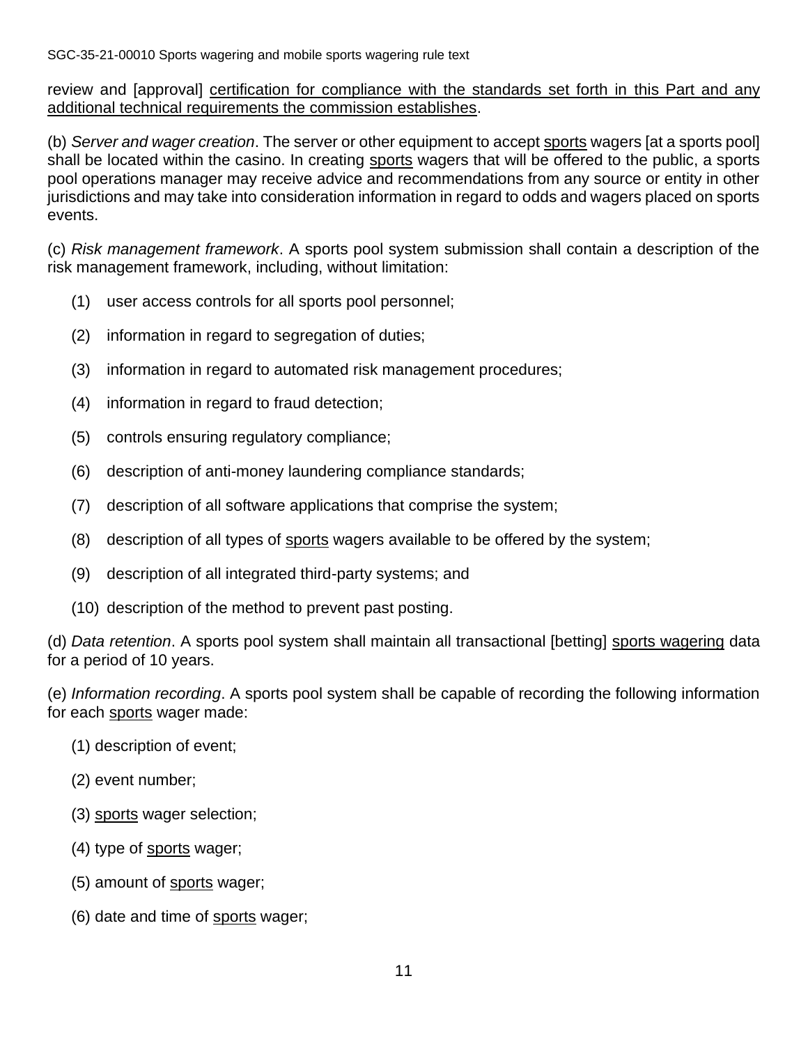review and [approval] <u>certification for compliance with the standards set forth in this Part and any additional technical requirements the commission establishes</u>.

(b) *Server and wager creation*. The server or other equipment to accept <u>sports</u> wagers [at a sports pool] shall be located within the casino. In creating <u>sports</u> wagers that will be offered to the public, a sports pool operations manager may receive advice and recommendations from any source or entity in other jurisdictions and may take into consideration information in regard to odds and wagers placed on sports events.

(c) *Risk management framework*. A sports pool system submission shall contain a description of the risk management framework, including, without limitation:

(1) user access controls for all sports pool personnel;

(2) information in regard to segregation of duties;

(3) information in regard to automated risk management procedures;

(4) information in regard to fraud detection;

(5) controls ensuring regulatory compliance;

(6) description of anti-money laundering compliance standards;

(7) description of all software applications that comprise the system;

(8) description of all types of <u>sports</u> wagers available to be offered by the system;

(9) description of all integrated third-party systems; and

(10) description of the method to prevent past posting.

(d) *Data retention*. A sports pool system shall maintain all transactional [betting] <u>sports wagering</u> data for a period of 10 years.

(e) *Information recording*. A sports pool system shall be capable of recording the following information for each <u>sports</u> wager made:

(1) description of event;

(2) event number;

(3) <u>sports</u> wager selection;

(4) type of <u>sports</u> wager;

(5) amount of <u>sports</u> wager;

(6) date and time of <u>sports</u> wager;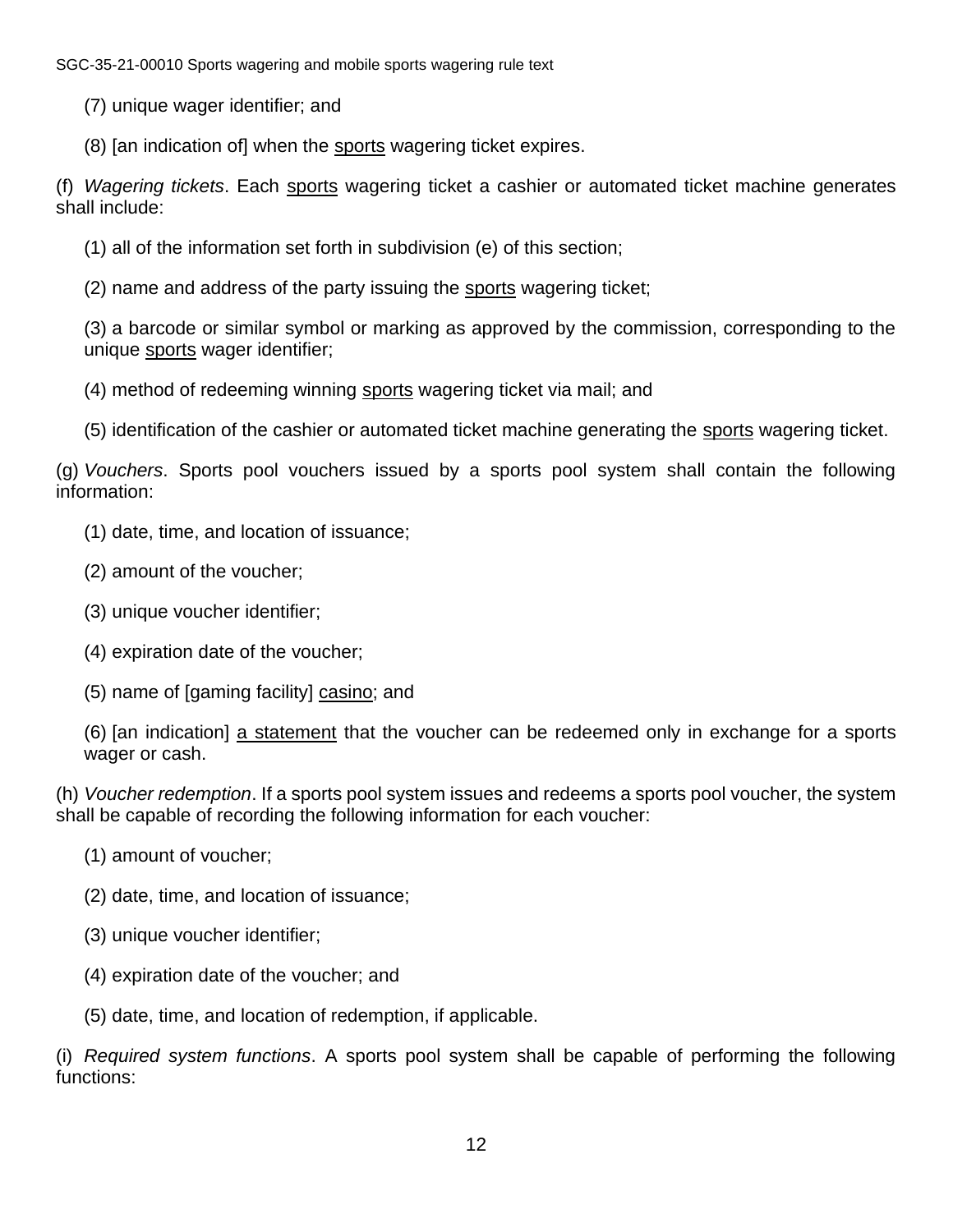(7) unique wager identifier; and

(8) [an indication of] when the <u>sports</u> wagering ticket expires.

(f) *Wagering tickets*. Each <u>sports</u> wagering ticket a cashier or automated ticket machine generates shall include:

(1) all of the information set forth in subdivision (e) of this section;

(2) name and address of the party issuing the <u>sports</u> wagering ticket;

(3) a barcode or similar symbol or marking as approved by the commission, corresponding to the unique <u>sports</u> wager identifier;

(4) method of redeeming winning <u>sports</u> wagering ticket via mail; and

(5) identification of the cashier or automated ticket machine generating the <u>sports</u> wagering ticket.

(g) *Vouchers*. Sports pool vouchers issued by a sports pool system shall contain the following information:

(1) date, time, and location of issuance;

(2) amount of the voucher;

(3) unique voucher identifier;

(4) expiration date of the voucher;

(5) name of [gaming facility] <u>casino</u>; and

(6) [an indication] <u>a statement</u> that the voucher can be redeemed only in exchange for a sports wager or cash.

(h) *Voucher redemption*. If a sports pool system issues and redeems a sports pool voucher, the system shall be capable of recording the following information for each voucher:

(1) amount of voucher;

(2) date, time, and location of issuance;

(3) unique voucher identifier;

(4) expiration date of the voucher; and

(5) date, time, and location of redemption, if applicable.

(i) *Required system functions*. A sports pool system shall be capable of performing the following functions: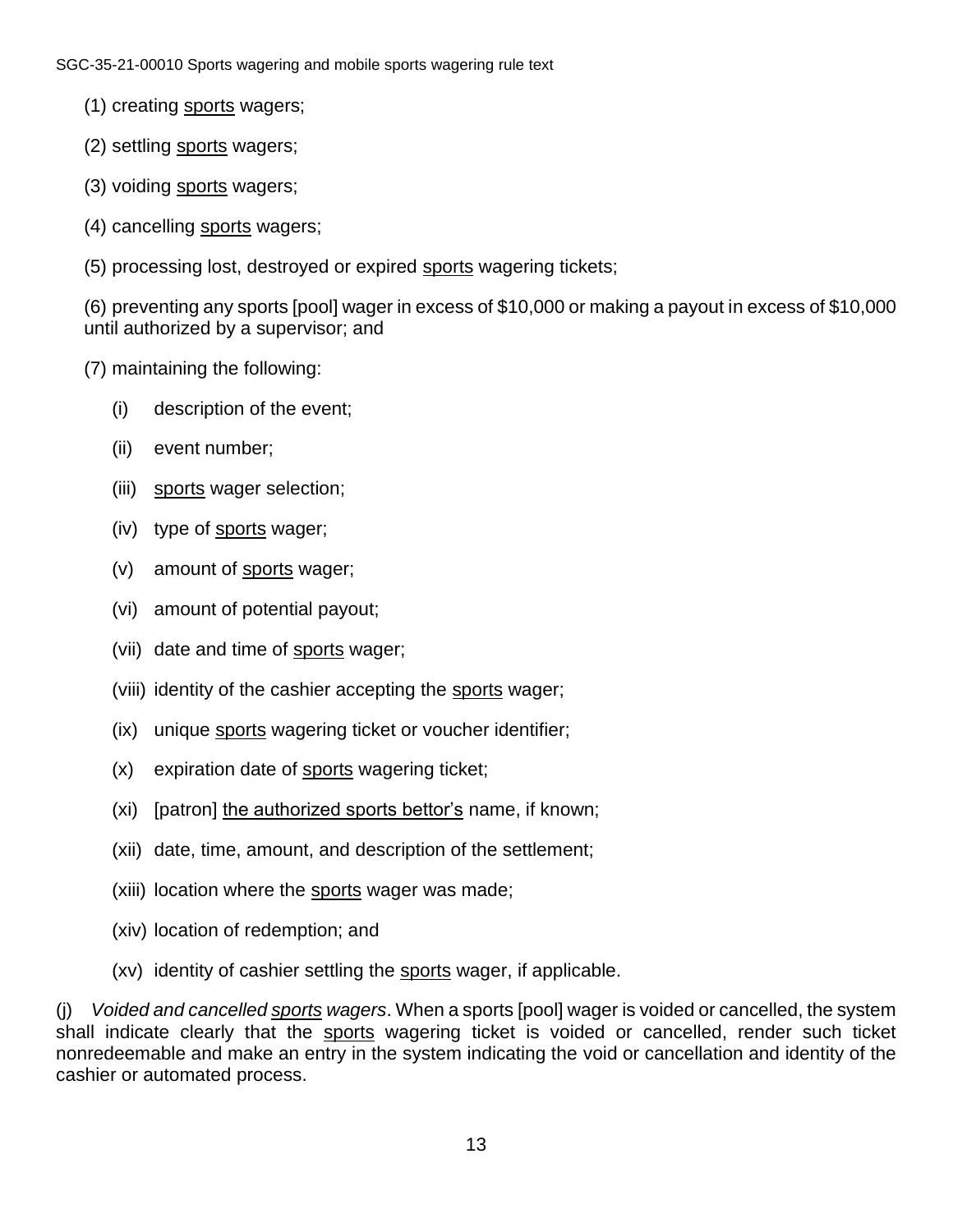(1) creating <u>sports</u> wagers;

(2) settling <u>sports</u> wagers;

(3) voiding <u>sports</u> wagers;

(4) cancelling <u>sports</u> wagers;

(5) processing lost, destroyed or expired <u>sports</u> wagering tickets;

(6) preventing any sports [pool] wager in excess of $10,000 or making a payout in excess of $10,000 until authorized by a supervisor; and

(7) maintaining the following:

- (i) description of the event;
- (ii) event number;
- (iii) <u>sports</u> wager selection;
- (iv) type of <u>sports</u> wager;
- (v) amount of <u>sports</u> wager;
- (vi) amount of potential payout;
- (vii) date and time of <u>sports</u> wager;
- (viii) identity of the cashier accepting the <u>sports</u> wager;
- (ix) unique <u>sports</u> wagering ticket or voucher identifier;
- (x) expiration date of <u>sports</u> wagering ticket;
- (xi) [patron] <u>the authorized sports bettor's</u> name, if known;
- (xii) date, time, amount, and description of the settlement;
- (xiii) location where the <u>sports</u> wager was made;
- (xiv) location of redemption; and
- (xv) identity of cashier settling the <u>sports</u> wager, if applicable.

(j) *Voided and cancelled <u>sports</u> wagers*. When a sports [pool] wager is voided or cancelled, the system shall indicate clearly that the <u>sports</u> wagering ticket is voided or cancelled, render such ticket nonredeemable and make an entry in the system indicating the void or cancellation and identity of the cashier or automated process.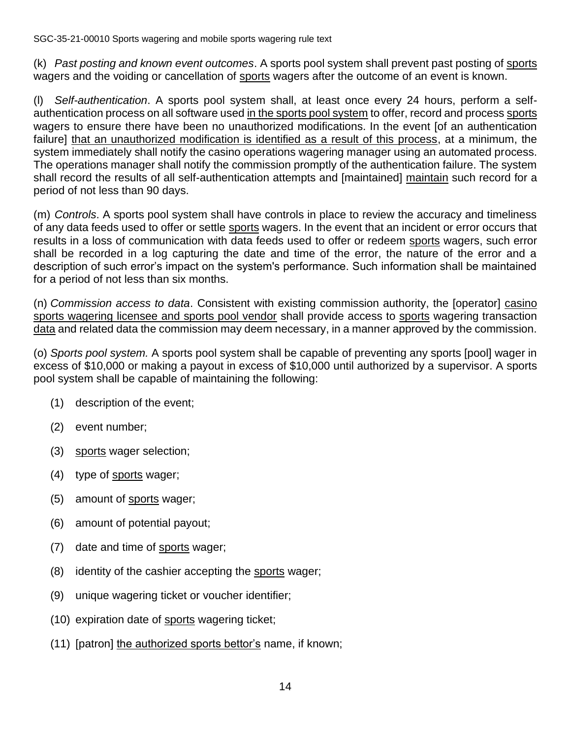(k) *Past posting and known event outcomes*. A sports pool system shall prevent past posting of sports wagers and the voiding or cancellation of sports wagers after the outcome of an event is known.

(l) *Self-authentication*. A sports pool system shall, at least once every 24 hours, perform a self-authentication process on all software used in the sports pool system to offer, record and process sports wagers to ensure there have been no unauthorized modifications. In the event [of an authentication failure] that an unauthorized modification is identified as a result of this process, at a minimum, the system immediately shall notify the casino operations wagering manager using an automated process. The operations manager shall notify the commission promptly of the authentication failure. The system shall record the results of all self-authentication attempts and [maintained] maintain such record for a period of not less than 90 days.

(m) *Controls*. A sports pool system shall have controls in place to review the accuracy and timeliness of any data feeds used to offer or settle sports wagers. In the event that an incident or error occurs that results in a loss of communication with data feeds used to offer or redeem sports wagers, such error shall be recorded in a log capturing the date and time of the error, the nature of the error and a description of such error's impact on the system's performance. Such information shall be maintained for a period of not less than six months.

(n) *Commission access to data*. Consistent with existing commission authority, the [operator] casino sports wagering licensee and sports pool vendor shall provide access to sports wagering transaction data and related data the commission may deem necessary, in a manner approved by the commission.

(o) *Sports pool system.* A sports pool system shall be capable of preventing any sports [pool] wager in excess of $10,000 or making a payout in excess of $10,000 until authorized by a supervisor. A sports pool system shall be capable of maintaining the following:

(1) description of the event;

(2) event number;

(3) sports wager selection;

(4) type of sports wager;

(5) amount of sports wager;

(6) amount of potential payout;

(7) date and time of sports wager;

(8) identity of the cashier accepting the sports wager;

(9) unique wagering ticket or voucher identifier;

(10) expiration date of sports wagering ticket;

(11) [patron] the authorized sports bettor's name, if known;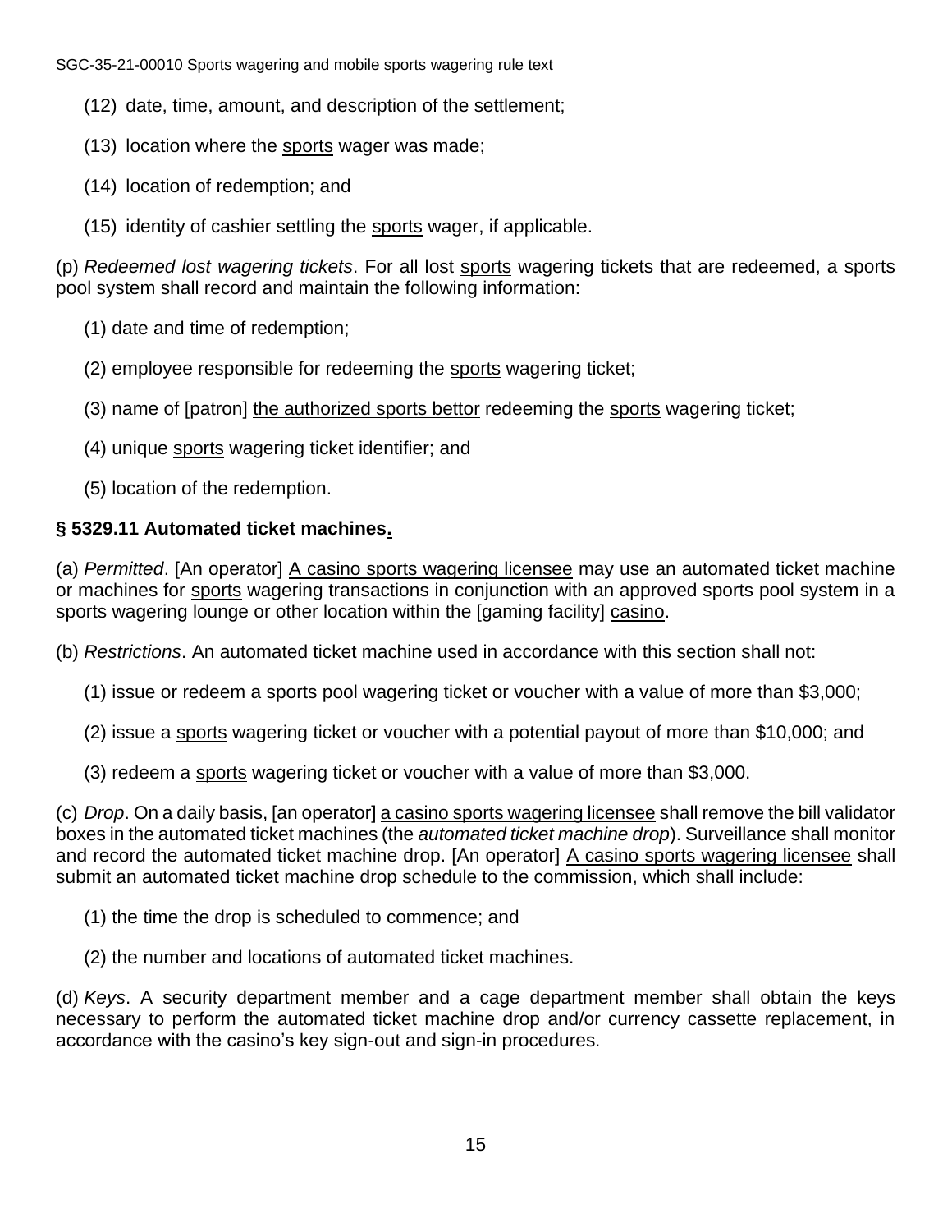(12) date, time, amount, and description of the settlement;

(13) location where the sports wager was made;

(14) location of redemption; and

(15) identity of cashier settling the sports wager, if applicable.

(p) *Redeemed lost wagering tickets*. For all lost sports wagering tickets that are redeemed, a sports pool system shall record and maintain the following information:

(1) date and time of redemption;

(2) employee responsible for redeeming the sports wagering ticket;

(3) name of [patron] the authorized sports bettor redeeming the sports wagering ticket;

(4) unique sports wagering ticket identifier; and

(5) location of the redemption.

### § 5329.11 Automated ticket machines.

(a) *Permitted*. [An operator] A casino sports wagering licensee may use an automated ticket machine or machines for sports wagering transactions in conjunction with an approved sports pool system in a sports wagering lounge or other location within the [gaming facility] casino.

(b) *Restrictions*. An automated ticket machine used in accordance with this section shall not:

(1) issue or redeem a sports pool wagering ticket or voucher with a value of more than $3,000;

(2) issue a sports wagering ticket or voucher with a potential payout of more than $10,000; and

(3) redeem a sports wagering ticket or voucher with a value of more than $3,000.

(c) *Drop*. On a daily basis, [an operator] a casino sports wagering licensee shall remove the bill validator boxes in the automated ticket machines (the *automated ticket machine drop*). Surveillance shall monitor and record the automated ticket machine drop. [An operator] A casino sports wagering licensee shall submit an automated ticket machine drop schedule to the commission, which shall include:

(1) the time the drop is scheduled to commence; and

(2) the number and locations of automated ticket machines.

(d) *Keys*. A security department member and a cage department member shall obtain the keys necessary to perform the automated ticket machine drop and/or currency cassette replacement, in accordance with the casino's key sign-out and sign-in procedures.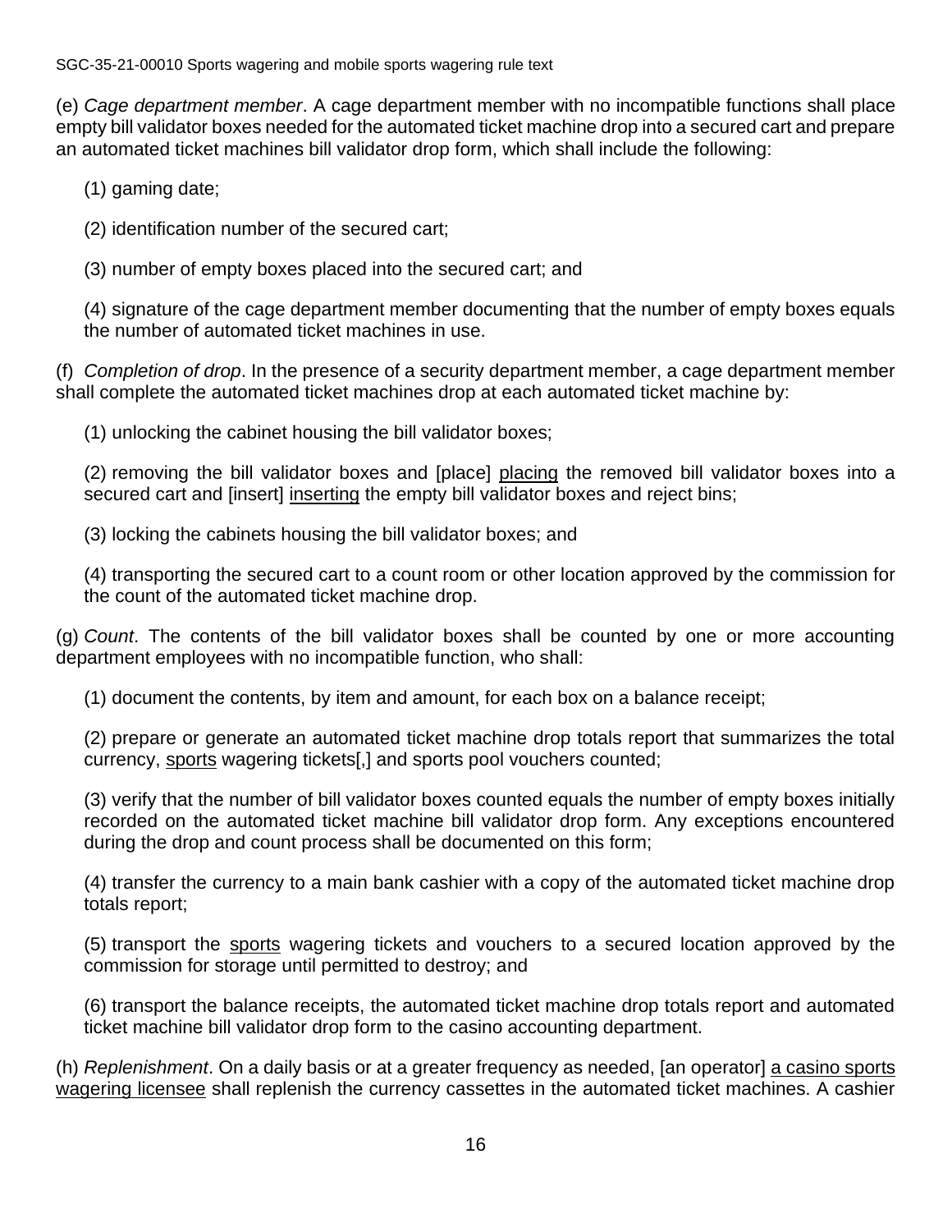(e) *Cage department member*. A cage department member with no incompatible functions shall place empty bill validator boxes needed for the automated ticket machine drop into a secured cart and prepare an automated ticket machines bill validator drop form, which shall include the following:

(1) gaming date;

(2) identification number of the secured cart;

(3) number of empty boxes placed into the secured cart; and

(4) signature of the cage department member documenting that the number of empty boxes equals the number of automated ticket machines in use.

(f) *Completion of drop*. In the presence of a security department member, a cage department member shall complete the automated ticket machines drop at each automated ticket machine by:

(1) unlocking the cabinet housing the bill validator boxes;

(2) removing the bill validator boxes and [place] placing the removed bill validator boxes into a secured cart and [insert] inserting the empty bill validator boxes and reject bins;

(3) locking the cabinets housing the bill validator boxes; and

(4) transporting the secured cart to a count room or other location approved by the commission for the count of the automated ticket machine drop.

(g) *Count*. The contents of the bill validator boxes shall be counted by one or more accounting department employees with no incompatible function, who shall:

(1) document the contents, by item and amount, for each box on a balance receipt;

(2) prepare or generate an automated ticket machine drop totals report that summarizes the total currency, sports wagering tickets[,] and sports pool vouchers counted;

(3) verify that the number of bill validator boxes counted equals the number of empty boxes initially recorded on the automated ticket machine bill validator drop form. Any exceptions encountered during the drop and count process shall be documented on this form;

(4) transfer the currency to a main bank cashier with a copy of the automated ticket machine drop totals report;

(5) transport the sports wagering tickets and vouchers to a secured location approved by the commission for storage until permitted to destroy; and

(6) transport the balance receipts, the automated ticket machine drop totals report and automated ticket machine bill validator drop form to the casino accounting department.

(h) *Replenishment*. On a daily basis or at a greater frequency as needed, [an operator] a casino sports wagering licensee shall replenish the currency cassettes in the automated ticket machines. A cashier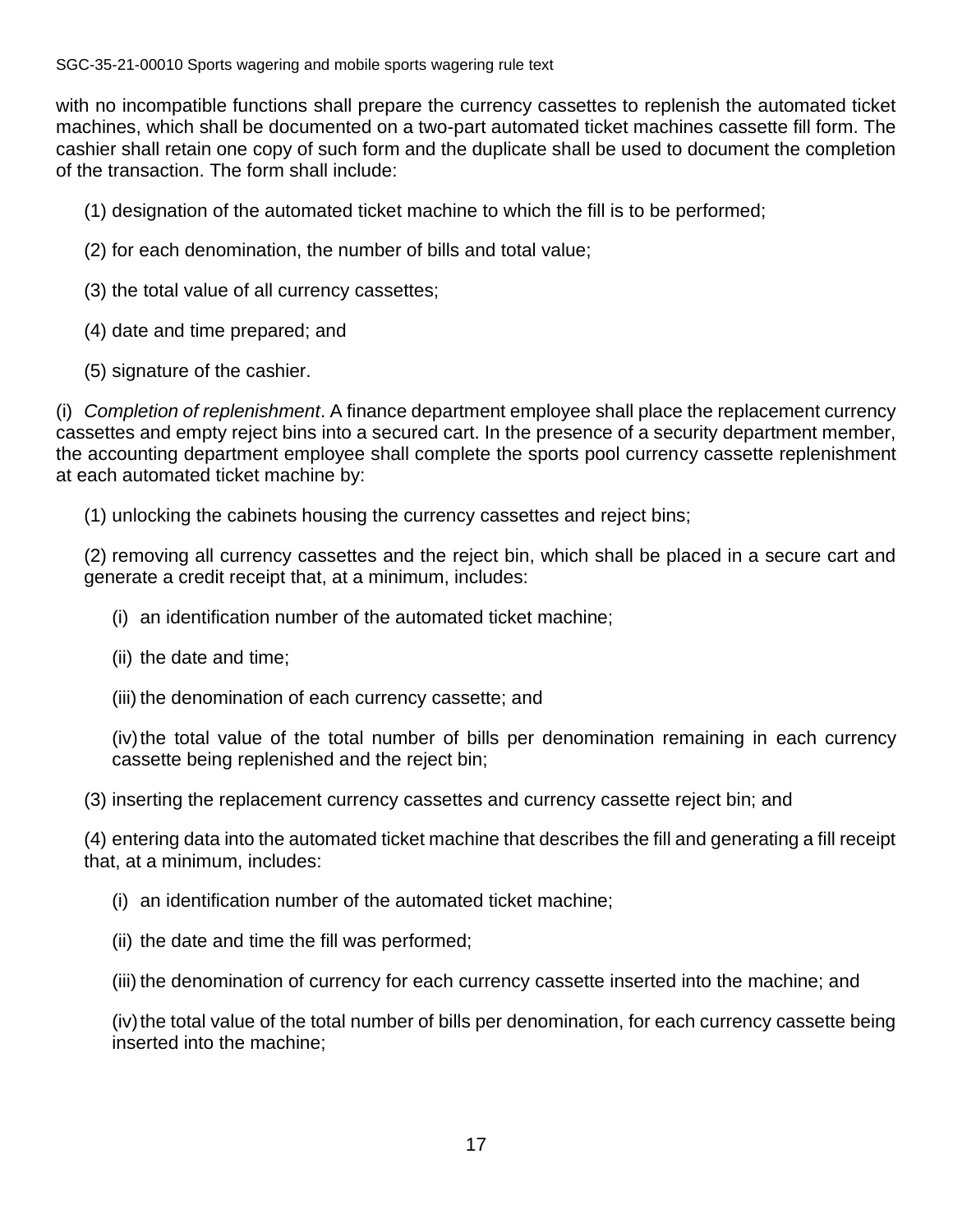with no incompatible functions shall prepare the currency cassettes to replenish the automated ticket machines, which shall be documented on a two-part automated ticket machines cassette fill form. The cashier shall retain one copy of such form and the duplicate shall be used to document the completion of the transaction. The form shall include:

(1) designation of the automated ticket machine to which the fill is to be performed;

(2) for each denomination, the number of bills and total value;

(3) the total value of all currency cassettes;

(4) date and time prepared; and

(5) signature of the cashier.

(i) *Completion of replenishment*. A finance department employee shall place the replacement currency cassettes and empty reject bins into a secured cart. In the presence of a security department member, the accounting department employee shall complete the sports pool currency cassette replenishment at each automated ticket machine by:

(1) unlocking the cabinets housing the currency cassettes and reject bins;

(2) removing all currency cassettes and the reject bin, which shall be placed in a secure cart and generate a credit receipt that, at a minimum, includes:

(i) an identification number of the automated ticket machine;

(ii) the date and time;

(iii) the denomination of each currency cassette; and

(iv) the total value of the total number of bills per denomination remaining in each currency cassette being replenished and the reject bin;

(3) inserting the replacement currency cassettes and currency cassette reject bin; and

(4) entering data into the automated ticket machine that describes the fill and generating a fill receipt that, at a minimum, includes:

(i) an identification number of the automated ticket machine;

(ii) the date and time the fill was performed;

(iii) the denomination of currency for each currency cassette inserted into the machine; and

(iv) the total value of the total number of bills per denomination, for each currency cassette being inserted into the machine;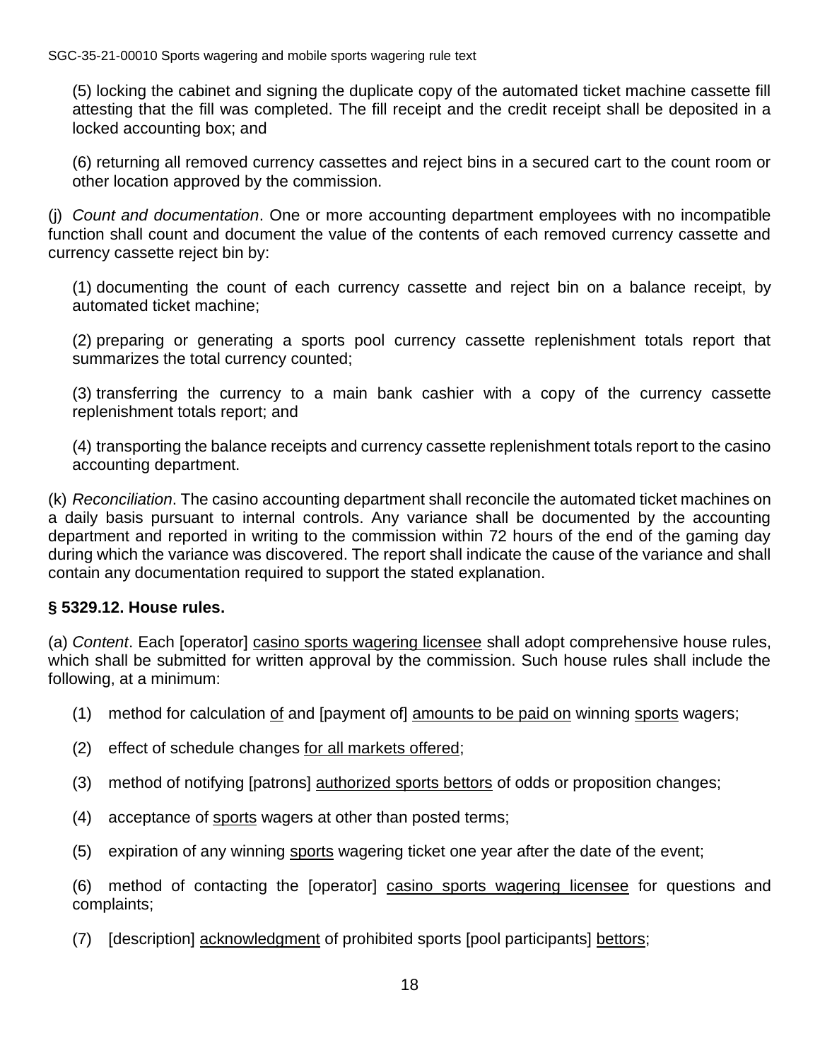(5) locking the cabinet and signing the duplicate copy of the automated ticket machine cassette fill attesting that the fill was completed. The fill receipt and the credit receipt shall be deposited in a locked accounting box; and

(6) returning all removed currency cassettes and reject bins in a secured cart to the count room or other location approved by the commission.

(j) *Count and documentation*. One or more accounting department employees with no incompatible function shall count and document the value of the contents of each removed currency cassette and currency cassette reject bin by:

(1) documenting the count of each currency cassette and reject bin on a balance receipt, by automated ticket machine;

(2) preparing or generating a sports pool currency cassette replenishment totals report that summarizes the total currency counted;

(3) transferring the currency to a main bank cashier with a copy of the currency cassette replenishment totals report; and

(4) transporting the balance receipts and currency cassette replenishment totals report to the casino accounting department.

(k) *Reconciliation*. The casino accounting department shall reconcile the automated ticket machines on a daily basis pursuant to internal controls. Any variance shall be documented by the accounting department and reported in writing to the commission within 72 hours of the end of the gaming day during which the variance was discovered. The report shall indicate the cause of the variance and shall contain any documentation required to support the stated explanation.

**§ 5329.12. House rules.**

(a) *Content*. Each [operator] <u>casino sports wagering licensee</u> shall adopt comprehensive house rules, which shall be submitted for written approval by the commission. Such house rules shall include the following, at a minimum:

(1) method for calculation <u>of</u> and [payment of] <u>amounts to be paid on</u> winning <u>sports</u> wagers;

(2) effect of schedule changes <u>for all markets offered</u>;

(3) method of notifying [patrons] <u>authorized sports bettors</u> of odds or proposition changes;

(4) acceptance of <u>sports</u> wagers at other than posted terms;

(5) expiration of any winning <u>sports</u> wagering ticket one year after the date of the event;

(6) method of contacting the [operator] <u>casino sports wagering licensee</u> for questions and complaints;

(7) [description] <u>acknowledgment</u> of prohibited sports [pool participants] <u>bettors</u>;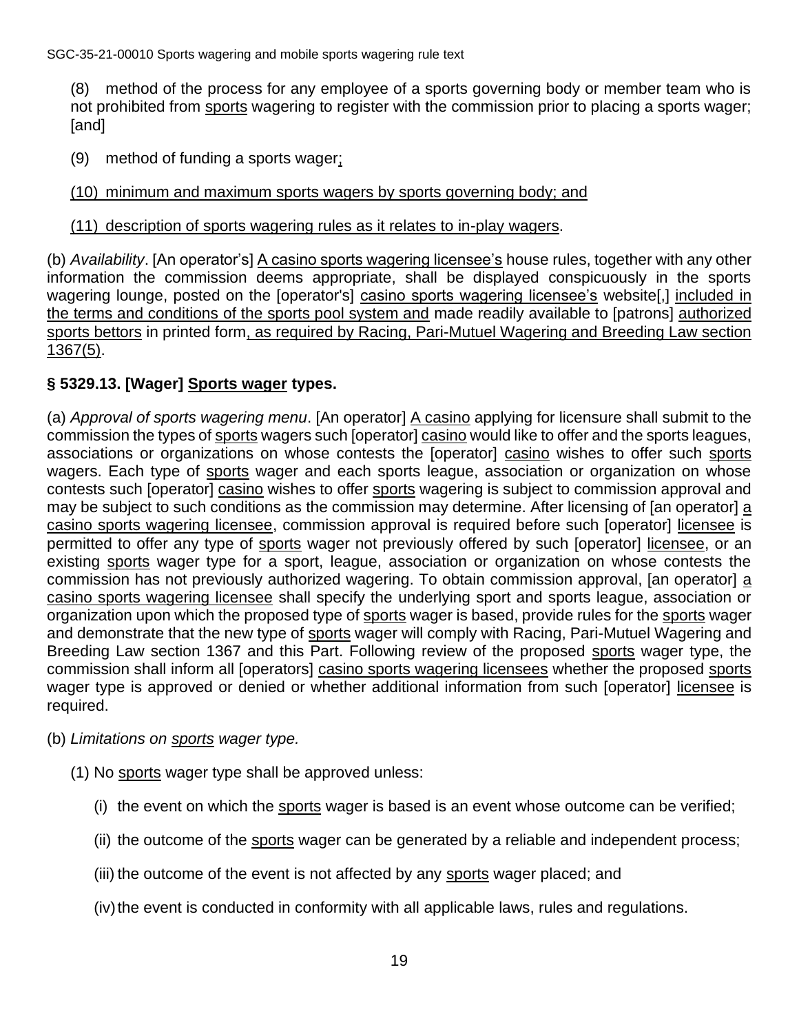(8) method of the process for any employee of a sports governing body or member team who is not prohibited from sports wagering to register with the commission prior to placing a sports wager; [and]

(9) method of funding a sports wager;

(10) minimum and maximum sports wagers by sports governing body; and

(11) description of sports wagering rules as it relates to in-play wagers.

(b) *Availability*. [An operator's] A casino sports wagering licensee's house rules, together with any other information the commission deems appropriate, shall be displayed conspicuously in the sports wagering lounge, posted on the [operator's] casino sports wagering licensee's website[,] included in the terms and conditions of the sports pool system and made readily available to [patrons] authorized sports bettors in printed form, as required by Racing, Pari-Mutuel Wagering and Breeding Law section 1367(5).

### § 5329.13. [Wager] Sports wager types.

(a) *Approval of sports wagering menu*. [An operator] A casino applying for licensure shall submit to the commission the types of sports wagers such [operator] casino would like to offer and the sports leagues, associations or organizations on whose contests the [operator] casino wishes to offer such sports wagers. Each type of sports wager and each sports league, association or organization on whose contests such [operator] casino wishes to offer sports wagering is subject to commission approval and may be subject to such conditions as the commission may determine. After licensing of [an operator] a casino sports wagering licensee, commission approval is required before such [operator] licensee is permitted to offer any type of sports wager not previously offered by such [operator] licensee, or an existing sports wager type for a sport, league, association or organization on whose contests the commission has not previously authorized wagering. To obtain commission approval, [an operator] a casino sports wagering licensee shall specify the underlying sport and sports league, association or organization upon which the proposed type of sports wager is based, provide rules for the sports wager and demonstrate that the new type of sports wager will comply with Racing, Pari-Mutuel Wagering and Breeding Law section 1367 and this Part. Following review of the proposed sports wager type, the commission shall inform all [operators] casino sports wagering licensees whether the proposed sports wager type is approved or denied or whether additional information from such [operator] licensee is required.

(b) *Limitations on sports wager type.*

(1) No sports wager type shall be approved unless:

(i) the event on which the sports wager is based is an event whose outcome can be verified;

(ii) the outcome of the sports wager can be generated by a reliable and independent process;

(iii) the outcome of the event is not affected by any sports wager placed; and

(iv) the event is conducted in conformity with all applicable laws, rules and regulations.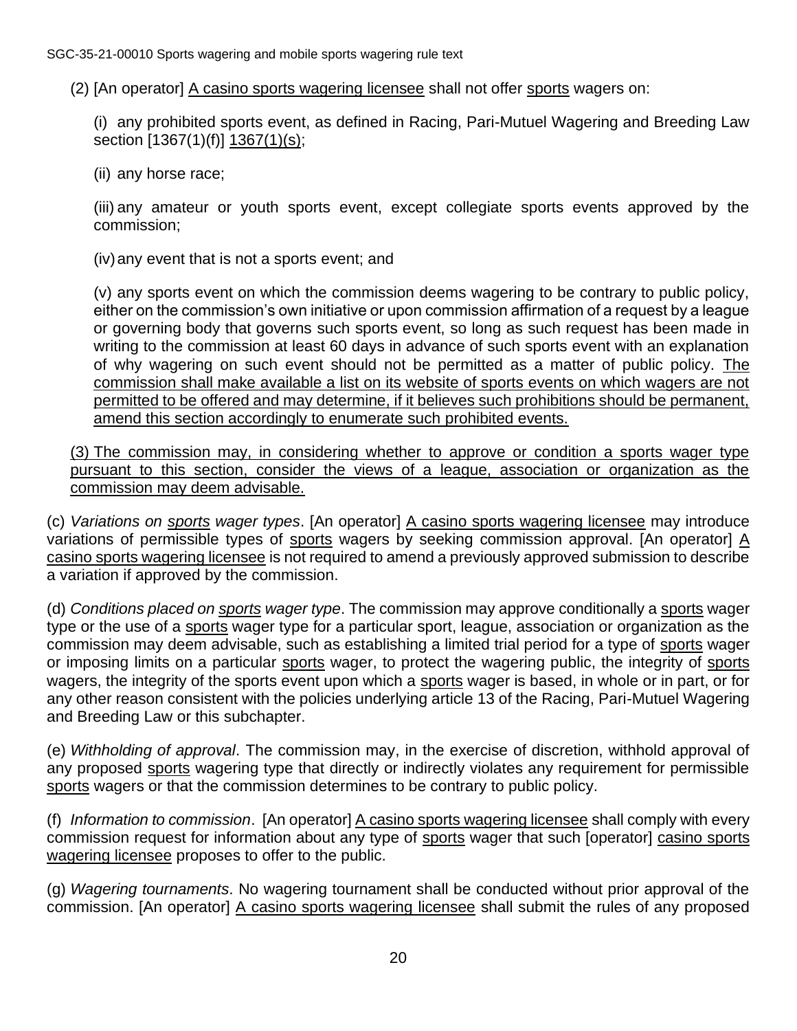(2) [An operator] <u>A casino sports wagering licensee</u> shall not offer <u>sports</u> wagers on:

(i) any prohibited sports event, as defined in Racing, Pari-Mutuel Wagering and Breeding Law section [1367(1)(f)] <u>1367(1)(s)</u>;

(ii) any horse race;

(iii) any amateur or youth sports event, except collegiate sports events approved by the commission;

(iv) any event that is not a sports event; and

(v) any sports event on which the commission deems wagering to be contrary to public policy, either on the commission's own initiative or upon commission affirmation of a request by a league or governing body that governs such sports event, so long as such request has been made in writing to the commission at least 60 days in advance of such sports event with an explanation of why wagering on such event should not be permitted as a matter of public policy. <u>The commission shall make available a list on its website of sports events on which wagers are not permitted to be offered and may determine, if it believes such prohibitions should be permanent, amend this section accordingly to enumerate such prohibited events.</u>

<u>(3) The commission may, in considering whether to approve or condition a sports wager type pursuant to this section, consider the views of a league, association or organization as the commission may deem advisable.</u>

(c) *Variations on <u>sports</u> wager types*. [An operator] <u>A casino sports wagering licensee</u> may introduce variations of permissible types of <u>sports</u> wagers by seeking commission approval. [An operator] <u>A casino sports wagering licensee</u> is not required to amend a previously approved submission to describe a variation if approved by the commission.

(d) *Conditions placed on <u>sports</u> wager type*. The commission may approve conditionally a <u>sports</u> wager type or the use of a <u>sports</u> wager type for a particular sport, league, association or organization as the commission may deem advisable, such as establishing a limited trial period for a type of <u>sports</u> wager or imposing limits on a particular <u>sports</u> wager, to protect the wagering public, the integrity of <u>sports</u> wagers, the integrity of the sports event upon which a <u>sports</u> wager is based, in whole or in part, or for any other reason consistent with the policies underlying article 13 of the Racing, Pari-Mutuel Wagering and Breeding Law or this subchapter.

(e) *Withholding of approval*. The commission may, in the exercise of discretion, withhold approval of any proposed <u>sports</u> wagering type that directly or indirectly violates any requirement for permissible <u>sports</u> wagers or that the commission determines to be contrary to public policy.

(f) *Information to commission*. [An operator] <u>A casino sports wagering licensee</u> shall comply with every commission request for information about any type of <u>sports</u> wager that such [operator] <u>casino sports wagering licensee</u> proposes to offer to the public.

(g) *Wagering tournaments*. No wagering tournament shall be conducted without prior approval of the commission. [An operator] <u>A casino sports wagering licensee</u> shall submit the rules of any proposed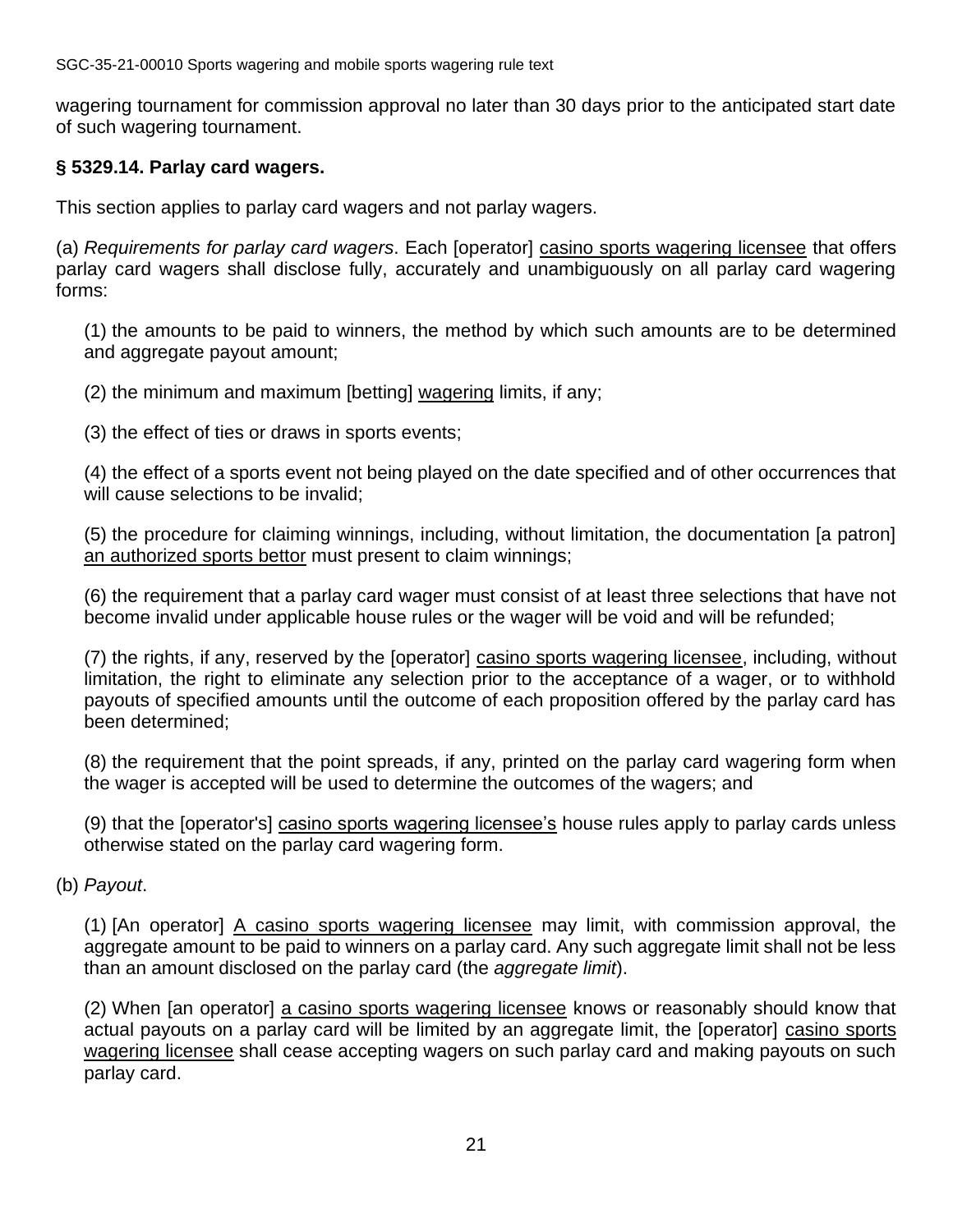wagering tournament for commission approval no later than 30 days prior to the anticipated start date of such wagering tournament.

### § 5329.14. Parlay card wagers.

This section applies to parlay card wagers and not parlay wagers.

(a) *Requirements for parlay card wagers*. Each [operator] <u>casino sports wagering licensee</u> that offers parlay card wagers shall disclose fully, accurately and unambiguously on all parlay card wagering forms:

(1) the amounts to be paid to winners, the method by which such amounts are to be determined and aggregate payout amount;

(2) the minimum and maximum [betting] <u>wagering</u> limits, if any;

(3) the effect of ties or draws in sports events;

(4) the effect of a sports event not being played on the date specified and of other occurrences that will cause selections to be invalid;

(5) the procedure for claiming winnings, including, without limitation, the documentation [a patron] <u>an authorized sports bettor</u> must present to claim winnings;

(6) the requirement that a parlay card wager must consist of at least three selections that have not become invalid under applicable house rules or the wager will be void and will be refunded;

(7) the rights, if any, reserved by the [operator] <u>casino sports wagering licensee</u>, including, without limitation, the right to eliminate any selection prior to the acceptance of a wager, or to withhold payouts of specified amounts until the outcome of each proposition offered by the parlay card has been determined;

(8) the requirement that the point spreads, if any, printed on the parlay card wagering form when the wager is accepted will be used to determine the outcomes of the wagers; and

(9) that the [operator's] <u>casino sports wagering licensee's</u> house rules apply to parlay cards unless otherwise stated on the parlay card wagering form.

(b) *Payout*.

(1) [An operator] <u>A casino sports wagering licensee</u> may limit, with commission approval, the aggregate amount to be paid to winners on a parlay card. Any such aggregate limit shall not be less than an amount disclosed on the parlay card (the *aggregate limit*).

(2) When [an operator] <u>a casino sports wagering licensee</u> knows or reasonably should know that actual payouts on a parlay card will be limited by an aggregate limit, the [operator] <u>casino sports wagering licensee</u> shall cease accepting wagers on such parlay card and making payouts on such parlay card.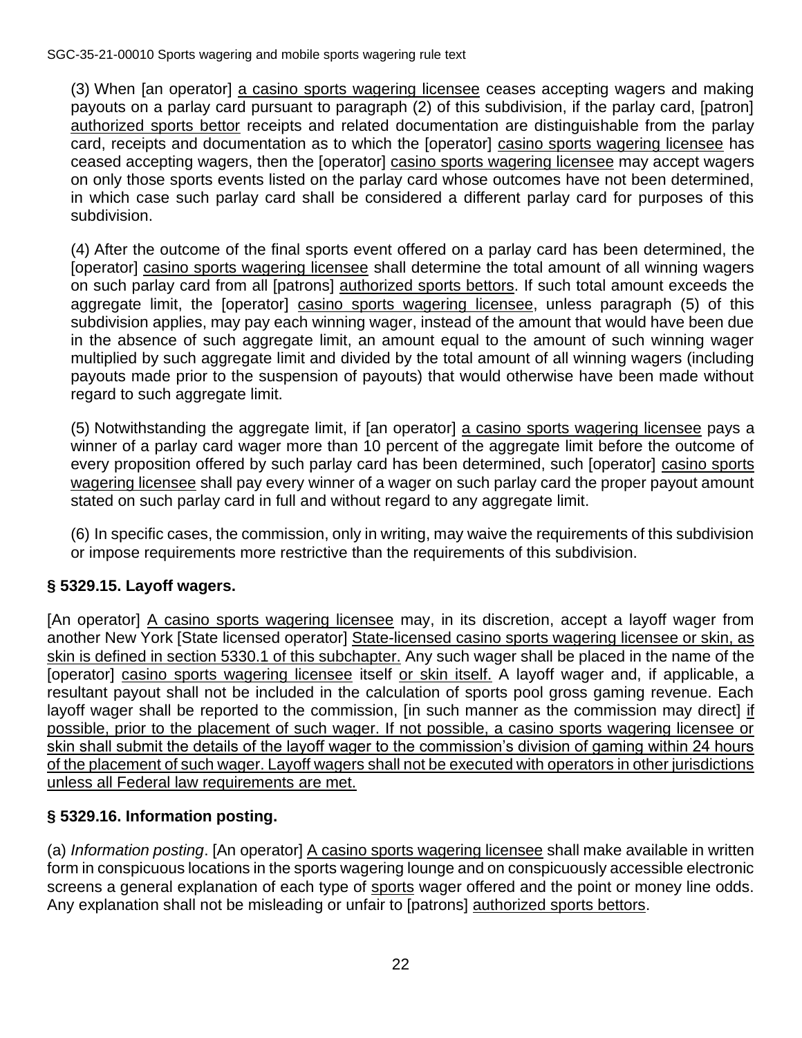(3) When [an operator] a casino sports wagering licensee ceases accepting wagers and making payouts on a parlay card pursuant to paragraph (2) of this subdivision, if the parlay card, [patron] authorized sports bettor receipts and related documentation are distinguishable from the parlay card, receipts and documentation as to which the [operator] casino sports wagering licensee has ceased accepting wagers, then the [operator] casino sports wagering licensee may accept wagers on only those sports events listed on the parlay card whose outcomes have not been determined, in which case such parlay card shall be considered a different parlay card for purposes of this subdivision.

(4) After the outcome of the final sports event offered on a parlay card has been determined, the [operator] casino sports wagering licensee shall determine the total amount of all winning wagers on such parlay card from all [patrons] authorized sports bettors. If such total amount exceeds the aggregate limit, the [operator] casino sports wagering licensee, unless paragraph (5) of this subdivision applies, may pay each winning wager, instead of the amount that would have been due in the absence of such aggregate limit, an amount equal to the amount of such winning wager multiplied by such aggregate limit and divided by the total amount of all winning wagers (including payouts made prior to the suspension of payouts) that would otherwise have been made without regard to such aggregate limit.

(5) Notwithstanding the aggregate limit, if [an operator] a casino sports wagering licensee pays a winner of a parlay card wager more than 10 percent of the aggregate limit before the outcome of every proposition offered by such parlay card has been determined, such [operator] casino sports wagering licensee shall pay every winner of a wager on such parlay card the proper payout amount stated on such parlay card in full and without regard to any aggregate limit.

(6) In specific cases, the commission, only in writing, may waive the requirements of this subdivision or impose requirements more restrictive than the requirements of this subdivision.

### § 5329.15. Layoff wagers.

[An operator] A casino sports wagering licensee may, in its discretion, accept a layoff wager from another New York [State licensed operator] State-licensed casino sports wagering licensee or skin, as skin is defined in section 5330.1 of this subchapter. Any such wager shall be placed in the name of the [operator] casino sports wagering licensee itself or skin itself. A layoff wager and, if applicable, a resultant payout shall not be included in the calculation of sports pool gross gaming revenue. Each layoff wager shall be reported to the commission, [in such manner as the commission may direct] if possible, prior to the placement of such wager. If not possible, a casino sports wagering licensee or skin shall submit the details of the layoff wager to the commission's division of gaming within 24 hours of the placement of such wager. Layoff wagers shall not be executed with operators in other jurisdictions unless all Federal law requirements are met.

### § 5329.16. Information posting.

(a) *Information posting*. [An operator] A casino sports wagering licensee shall make available in written form in conspicuous locations in the sports wagering lounge and on conspicuously accessible electronic screens a general explanation of each type of sports wager offered and the point or money line odds. Any explanation shall not be misleading or unfair to [patrons] authorized sports bettors.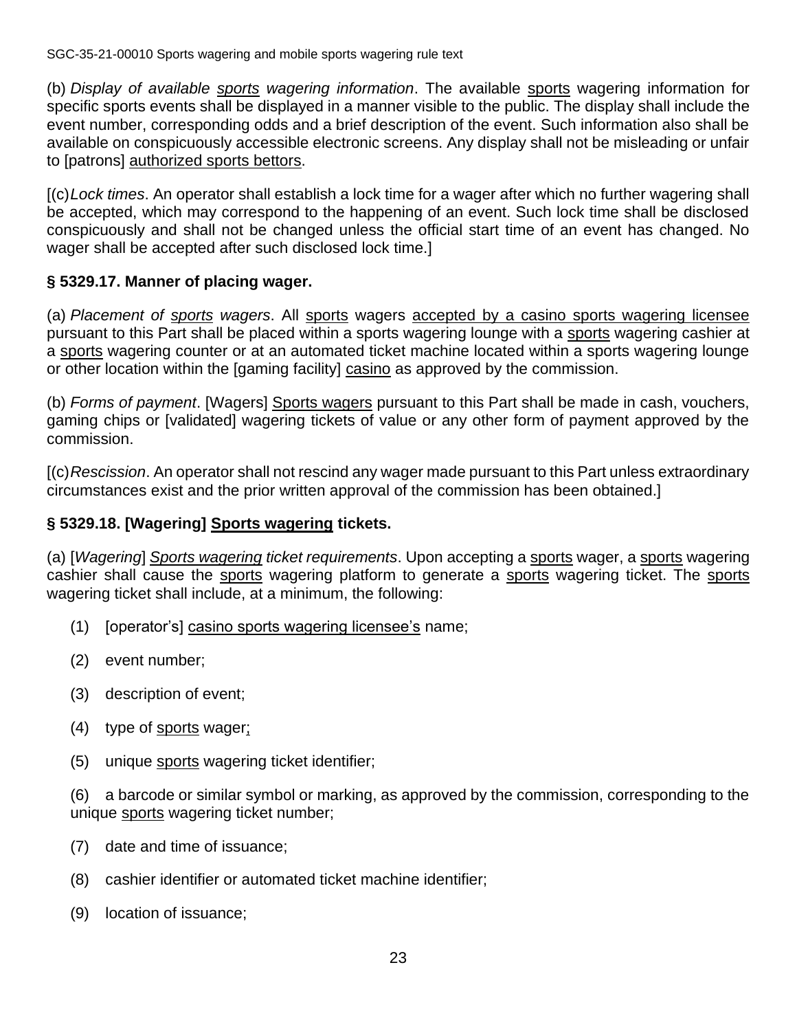(b) *Display of available sports wagering information*. The available sports wagering information for specific sports events shall be displayed in a manner visible to the public. The display shall include the event number, corresponding odds and a brief description of the event. Such information also shall be available on conspicuously accessible electronic screens. Any display shall not be misleading or unfair to [patrons] authorized sports bettors.

[(c) *Lock times*. An operator shall establish a lock time for a wager after which no further wagering shall be accepted, which may correspond to the happening of an event. Such lock time shall be disclosed conspicuously and shall not be changed unless the official start time of an event has changed. No wager shall be accepted after such disclosed lock time.]

### § 5329.17. Manner of placing wager.

(a) *Placement of sports wagers*. All sports wagers accepted by a casino sports wagering licensee pursuant to this Part shall be placed within a sports wagering lounge with a sports wagering cashier at a sports wagering counter or at an automated ticket machine located within a sports wagering lounge or other location within the [gaming facility] casino as approved by the commission.

(b) *Forms of payment*. [Wagers] Sports wagers pursuant to this Part shall be made in cash, vouchers, gaming chips or [validated] wagering tickets of value or any other form of payment approved by the commission.

[(c) *Rescission*. An operator shall not rescind any wager made pursuant to this Part unless extraordinary circumstances exist and the prior written approval of the commission has been obtained.]

### § 5329.18. [Wagering] Sports wagering tickets.

(a) [*Wagering*] *Sports wagering ticket requirements*. Upon accepting a sports wager, a sports wagering cashier shall cause the sports wagering platform to generate a sports wagering ticket. The sports wagering ticket shall include, at a minimum, the following:

(1) [operator's] casino sports wagering licensee's name;

(2) event number;

(3) description of event;

(4) type of sports wager;

(5) unique sports wagering ticket identifier;

(6) a barcode or similar symbol or marking, as approved by the commission, corresponding to the unique sports wagering ticket number;

(7) date and time of issuance;

(8) cashier identifier or automated ticket machine identifier;

(9) location of issuance;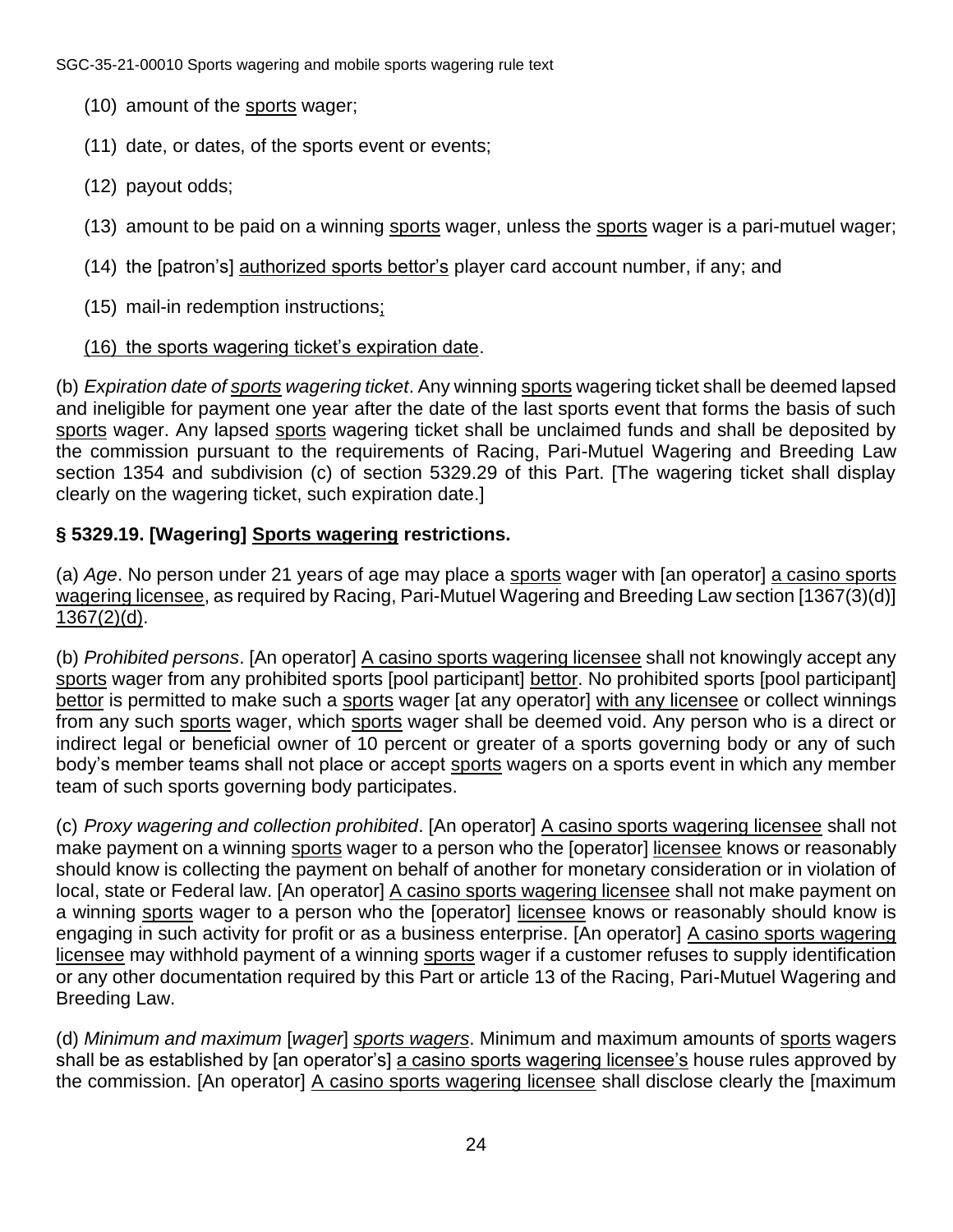(10) amount of the <u>sports</u> wager;

(11) date, or dates, of the sports event or events;

(12) payout odds;

(13) amount to be paid on a winning <u>sports</u> wager, unless the <u>sports</u> wager is a pari-mutuel wager;

(14) the [patron's] <u>authorized sports bettor's</u> player card account number, if any; and

(15) mail-in redemption instructions<u>;</u>

<u>(16) the sports wagering ticket's expiration date</u>.

(b) *Expiration date of <u>sports</u> wagering ticket*. Any winning <u>sports</u> wagering ticket shall be deemed lapsed and ineligible for payment one year after the date of the last sports event that forms the basis of such <u>sports</u> wager. Any lapsed <u>sports</u> wagering ticket shall be unclaimed funds and shall be deposited by the commission pursuant to the requirements of Racing, Pari-Mutuel Wagering and Breeding Law section 1354 and subdivision (c) of section 5329.29 of this Part. [The wagering ticket shall display clearly on the wagering ticket, such expiration date.]

**§ 5329.19. [Wagering] <u>Sports wagering</u> restrictions.**

(a) *Age*. No person under 21 years of age may place a <u>sports</u> wager with [an operator] <u>a casino sports wagering licensee</u>, as required by Racing, Pari-Mutuel Wagering and Breeding Law section [1367(3)(d)] <u>1367(2)(d)</u>.

(b) *Prohibited persons*. [An operator] <u>A casino sports wagering licensee</u> shall not knowingly accept any <u>sports</u> wager from any prohibited sports [pool participant] <u>bettor</u>. No prohibited sports [pool participant] <u>bettor</u> is permitted to make such a <u>sports</u> wager [at any operator] <u>with any licensee</u> or collect winnings from any such <u>sports</u> wager, which <u>sports</u> wager shall be deemed void. Any person who is a direct or indirect legal or beneficial owner of 10 percent or greater of a sports governing body or any of such body's member teams shall not place or accept <u>sports</u> wagers on a sports event in which any member team of such sports governing body participates.

(c) *Proxy wagering and collection prohibited*. [An operator] <u>A casino sports wagering licensee</u> shall not make payment on a winning <u>sports</u> wager to a person who the [operator] <u>licensee</u> knows or reasonably should know is collecting the payment on behalf of another for monetary consideration or in violation of local, state or Federal law. [An operator] <u>A casino sports wagering licensee</u> shall not make payment on a winning <u>sports</u> wager to a person who the [operator] <u>licensee</u> knows or reasonably should know is engaging in such activity for profit or as a business enterprise. [An operator] <u>A casino sports wagering licensee</u> may withhold payment of a winning <u>sports</u> wager if a customer refuses to supply identification or any other documentation required by this Part or article 13 of the Racing, Pari-Mutuel Wagering and Breeding Law.

(d) *Minimum and maximum* [*wager*] <u>*sports wagers*</u>. Minimum and maximum amounts of <u>sports</u> wagers shall be as established by [an operator's] <u>a casino sports wagering licensee's</u> house rules approved by the commission. [An operator] <u>A casino sports wagering licensee</u> shall disclose clearly the [maximum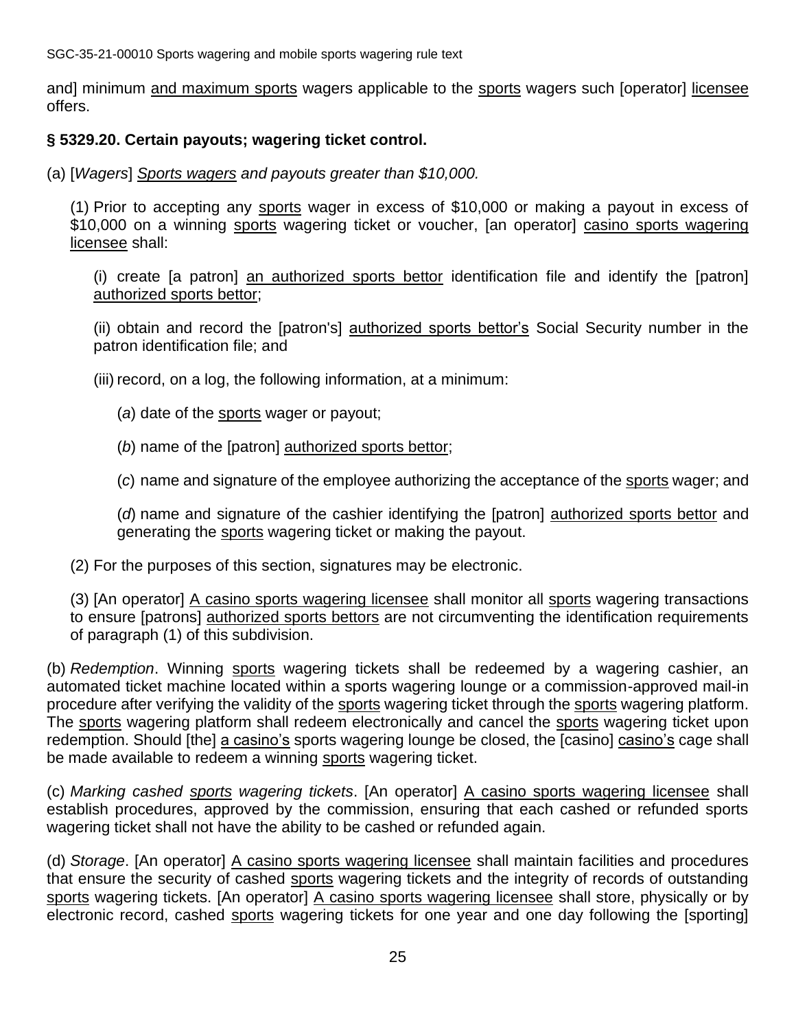and] minimum and maximum sports wagers applicable to the sports wagers such [operator] licensee offers.

**§ 5329.20. Certain payouts; wagering ticket control.**

(a) [*Wagers*] *Sports wagers and payouts greater than $10,000.*

(1) Prior to accepting any sports wager in excess of $10,000 or making a payout in excess of $10,000 on a winning sports wagering ticket or voucher, [an operator] casino sports wagering licensee shall:

(i) create [a patron] an authorized sports bettor identification file and identify the [patron] authorized sports bettor;

(ii) obtain and record the [patron's] authorized sports bettor's Social Security number in the patron identification file; and

(iii) record, on a log, the following information, at a minimum:

(*a*) date of the sports wager or payout;

(*b*) name of the [patron] authorized sports bettor;

(*c*) name and signature of the employee authorizing the acceptance of the sports wager; and

(*d*) name and signature of the cashier identifying the [patron] authorized sports bettor and generating the sports wagering ticket or making the payout.

(2) For the purposes of this section, signatures may be electronic.

(3) [An operator] A casino sports wagering licensee shall monitor all sports wagering transactions to ensure [patrons] authorized sports bettors are not circumventing the identification requirements of paragraph (1) of this subdivision.

(b) *Redemption*. Winning sports wagering tickets shall be redeemed by a wagering cashier, an automated ticket machine located within a sports wagering lounge or a commission-approved mail-in procedure after verifying the validity of the sports wagering ticket through the sports wagering platform. The sports wagering platform shall redeem electronically and cancel the sports wagering ticket upon redemption. Should [the] a casino's sports wagering lounge be closed, the [casino] casino's cage shall be made available to redeem a winning sports wagering ticket.

(c) *Marking cashed sports wagering tickets*. [An operator] A casino sports wagering licensee shall establish procedures, approved by the commission, ensuring that each cashed or refunded sports wagering ticket shall not have the ability to be cashed or refunded again.

(d) *Storage*. [An operator] A casino sports wagering licensee shall maintain facilities and procedures that ensure the security of cashed sports wagering tickets and the integrity of records of outstanding sports wagering tickets. [An operator] A casino sports wagering licensee shall store, physically or by electronic record, cashed sports wagering tickets for one year and one day following the [sporting]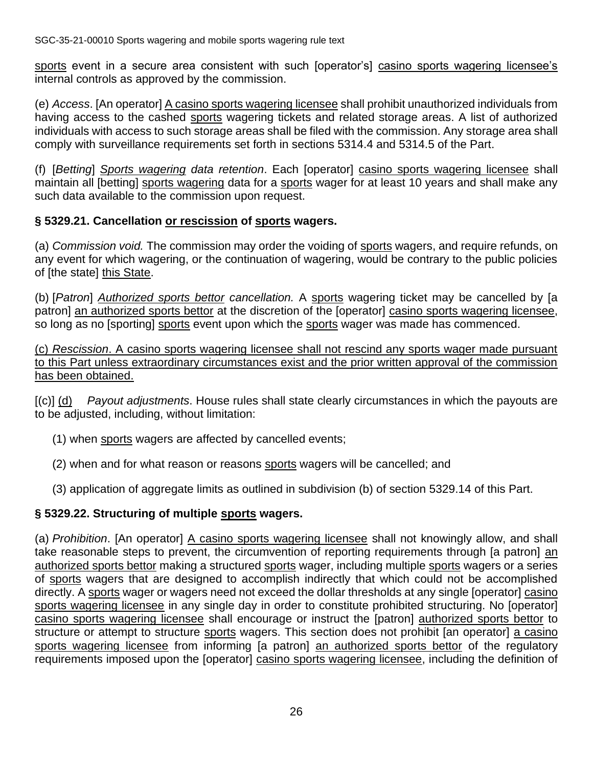sports event in a secure area consistent with such [operator's] casino sports wagering licensee's internal controls as approved by the commission.

(e) *Access*. [An operator] A casino sports wagering licensee shall prohibit unauthorized individuals from having access to the cashed sports wagering tickets and related storage areas. A list of authorized individuals with access to such storage areas shall be filed with the commission. Any storage area shall comply with surveillance requirements set forth in sections 5314.4 and 5314.5 of the Part.

(f) [*Betting*] *Sports wagering data retention*. Each [operator] casino sports wagering licensee shall maintain all [betting] sports wagering data for a sports wager for at least 10 years and shall make any such data available to the commission upon request.

### § 5329.21. Cancellation or rescission of sports wagers.

(a) *Commission void.* The commission may order the voiding of sports wagers, and require refunds, on any event for which wagering, or the continuation of wagering, would be contrary to the public policies of [the state] this State.

(b) [*Patron*] *Authorized sports bettor cancellation.* A sports wagering ticket may be cancelled by [a patron] an authorized sports bettor at the discretion of the [operator] casino sports wagering licensee, so long as no [sporting] sports event upon which the sports wager was made has commenced.

(c) *Rescission*. A casino sports wagering licensee shall not rescind any sports wager made pursuant to this Part unless extraordinary circumstances exist and the prior written approval of the commission has been obtained.

[(c)] (d) *Payout adjustments*. House rules shall state clearly circumstances in which the payouts are to be adjusted, including, without limitation:

(1) when sports wagers are affected by cancelled events;

(2) when and for what reason or reasons sports wagers will be cancelled; and

(3) application of aggregate limits as outlined in subdivision (b) of section 5329.14 of this Part.

### § 5329.22. Structuring of multiple sports wagers.

(a) *Prohibition*. [An operator] A casino sports wagering licensee shall not knowingly allow, and shall take reasonable steps to prevent, the circumvention of reporting requirements through [a patron] an authorized sports bettor making a structured sports wager, including multiple sports wagers or a series of sports wagers that are designed to accomplish indirectly that which could not be accomplished directly. A sports wager or wagers need not exceed the dollar thresholds at any single [operator] casino sports wagering licensee in any single day in order to constitute prohibited structuring. No [operator] casino sports wagering licensee shall encourage or instruct the [patron] authorized sports bettor to structure or attempt to structure sports wagers. This section does not prohibit [an operator] a casino sports wagering licensee from informing [a patron] an authorized sports bettor of the regulatory requirements imposed upon the [operator] casino sports wagering licensee, including the definition of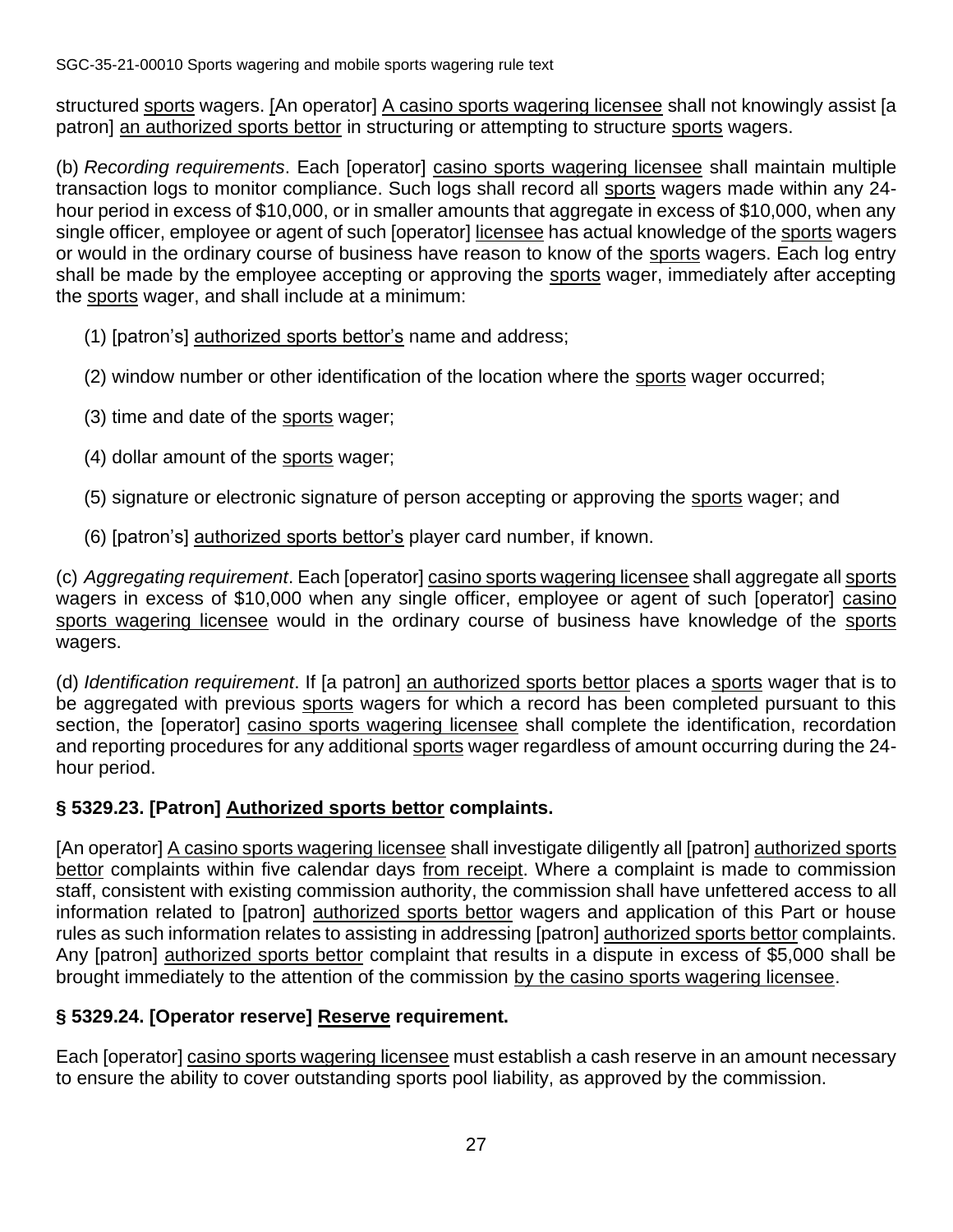structured <u>sports</u> wagers. [An operator] <u>A casino sports wagering licensee</u> shall not knowingly assist [a patron] <u>an authorized sports bettor</u> in structuring or attempting to structure <u>sports</u> wagers.

(b) *Recording requirements*. Each [operator] <u>casino sports wagering licensee</u> shall maintain multiple transaction logs to monitor compliance. Such logs shall record all <u>sports</u> wagers made within any 24-hour period in excess of $10,000, or in smaller amounts that aggregate in excess of $10,000, when any single officer, employee or agent of such [operator] <u>licensee</u> has actual knowledge of the <u>sports</u> wagers or would in the ordinary course of business have reason to know of the <u>sports</u> wagers. Each log entry shall be made by the employee accepting or approving the <u>sports</u> wager, immediately after accepting the <u>sports</u> wager, and shall include at a minimum:

(1) [patron's] <u>authorized sports bettor's</u> name and address;

(2) window number or other identification of the location where the <u>sports</u> wager occurred;

(3) time and date of the <u>sports</u> wager;

(4) dollar amount of the <u>sports</u> wager;

(5) signature or electronic signature of person accepting or approving the <u>sports</u> wager; and

(6) [patron's] <u>authorized sports bettor's</u> player card number, if known.

(c) *Aggregating requirement*. Each [operator] <u>casino sports wagering licensee</u> shall aggregate all <u>sports</u> wagers in excess of $10,000 when any single officer, employee or agent of such [operator] <u>casino sports wagering licensee</u> would in the ordinary course of business have knowledge of the <u>sports</u> wagers.

(d) *Identification requirement*. If [a patron] <u>an authorized sports bettor</u> places a <u>sports</u> wager that is to be aggregated with previous <u>sports</u> wagers for which a record has been completed pursuant to this section, the [operator] <u>casino sports wagering licensee</u> shall complete the identification, recordation and reporting procedures for any additional <u>sports</u> wager regardless of amount occurring during the 24-hour period.

### § 5329.23. [Patron] <u>Authorized sports bettor</u> complaints.

[An operator] <u>A casino sports wagering licensee</u> shall investigate diligently all [patron] <u>authorized sports bettor</u> complaints within five calendar days <u>from receipt</u>. Where a complaint is made to commission staff, consistent with existing commission authority, the commission shall have unfettered access to all information related to [patron] <u>authorized sports bettor</u> wagers and application of this Part or house rules as such information relates to assisting in addressing [patron] <u>authorized sports bettor</u> complaints. Any [patron] <u>authorized sports bettor</u> complaint that results in a dispute in excess of $5,000 shall be brought immediately to the attention of the commission <u>by the casino sports wagering licensee</u>.

### § 5329.24. [Operator reserve] <u>Reserve</u> requirement.

Each [operator] <u>casino sports wagering licensee</u> must establish a cash reserve in an amount necessary to ensure the ability to cover outstanding sports pool liability, as approved by the commission.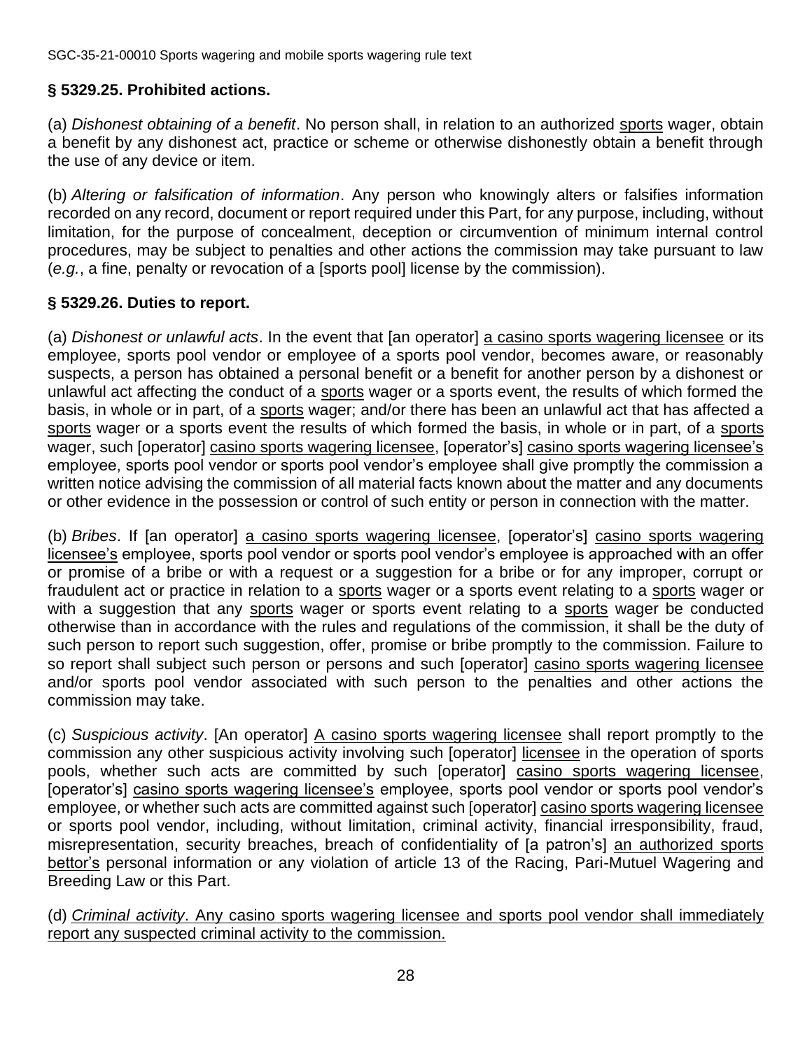## § 5329.25. Prohibited actions.

(a) *Dishonest obtaining of a benefit*. No person shall, in relation to an authorized sports wager, obtain a benefit by any dishonest act, practice or scheme or otherwise dishonestly obtain a benefit through the use of any device or item.

(b) *Altering or falsification of information*. Any person who knowingly alters or falsifies information recorded on any record, document or report required under this Part, for any purpose, including, without limitation, for the purpose of concealment, deception or circumvention of minimum internal control procedures, may be subject to penalties and other actions the commission may take pursuant to law (*e.g.*, a fine, penalty or revocation of a [sports pool] license by the commission).

## § 5329.26. Duties to report.

(a) *Dishonest or unlawful acts*. In the event that [an operator] a casino sports wagering licensee or its employee, sports pool vendor or employee of a sports pool vendor, becomes aware, or reasonably suspects, a person has obtained a personal benefit or a benefit for another person by a dishonest or unlawful act affecting the conduct of a sports wager or a sports event, the results of which formed the basis, in whole or in part, of a sports wager; and/or there has been an unlawful act that has affected a sports wager or a sports event the results of which formed the basis, in whole or in part, of a sports wager, such [operator] casino sports wagering licensee, [operator's] casino sports wagering licensee's employee, sports pool vendor or sports pool vendor's employee shall give promptly the commission a written notice advising the commission of all material facts known about the matter and any documents or other evidence in the possession or control of such entity or person in connection with the matter.

(b) *Bribes*. If [an operator] a casino sports wagering licensee, [operator's] casino sports wagering licensee's employee, sports pool vendor or sports pool vendor's employee is approached with an offer or promise of a bribe or with a request or a suggestion for a bribe or for any improper, corrupt or fraudulent act or practice in relation to a sports wager or a sports event relating to a sports wager or with a suggestion that any sports wager or sports event relating to a sports wager be conducted otherwise than in accordance with the rules and regulations of the commission, it shall be the duty of such person to report such suggestion, offer, promise or bribe promptly to the commission. Failure to so report shall subject such person or persons and such [operator] casino sports wagering licensee and/or sports pool vendor associated with such person to the penalties and other actions the commission may take.

(c) *Suspicious activity*. [An operator] A casino sports wagering licensee shall report promptly to the commission any other suspicious activity involving such [operator] licensee in the operation of sports pools, whether such acts are committed by such [operator] casino sports wagering licensee, [operator's] casino sports wagering licensee's employee, sports pool vendor or sports pool vendor's employee, or whether such acts are committed against such [operator] casino sports wagering licensee or sports pool vendor, including, without limitation, criminal activity, financial irresponsibility, fraud, misrepresentation, security breaches, breach of confidentiality of [a patron's] an authorized sports bettor's personal information or any violation of article 13 of the Racing, Pari-Mutuel Wagering and Breeding Law or this Part.

(d) *Criminal activity*. Any casino sports wagering licensee and sports pool vendor shall immediately report any suspected criminal activity to the commission.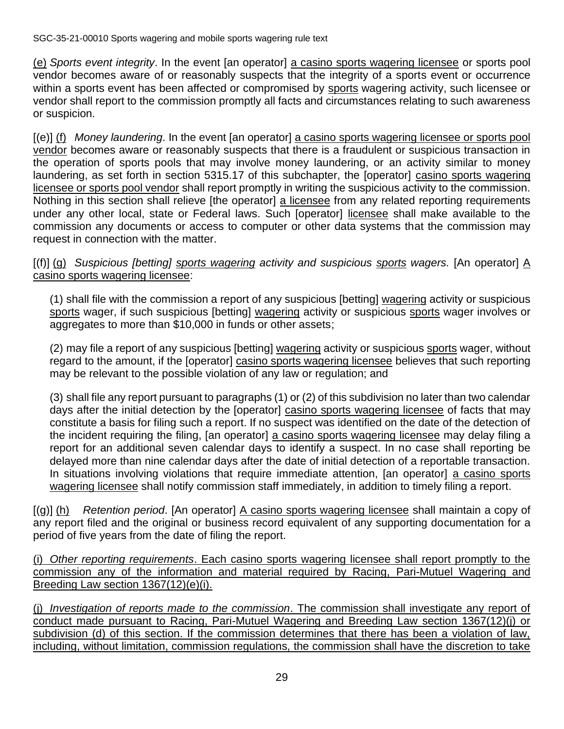(e) *Sports event integrity*. In the event [an operator] a casino sports wagering licensee or sports pool vendor becomes aware of or reasonably suspects that the integrity of a sports event or occurrence within a sports event has been affected or compromised by sports wagering activity, such licensee or vendor shall report to the commission promptly all facts and circumstances relating to such awareness or suspicion.

[(e)] (f) *Money laundering*. In the event [an operator] a casino sports wagering licensee or sports pool vendor becomes aware or reasonably suspects that there is a fraudulent or suspicious transaction in the operation of sports pools that may involve money laundering, or an activity similar to money laundering, as set forth in section 5315.17 of this subchapter, the [operator] casino sports wagering licensee or sports pool vendor shall report promptly in writing the suspicious activity to the commission. Nothing in this section shall relieve [the operator] a licensee from any related reporting requirements under any other local, state or Federal laws. Such [operator] licensee shall make available to the commission any documents or access to computer or other data systems that the commission may request in connection with the matter.

[(f)] (g) *Suspicious [betting] sports wagering activity and suspicious sports wagers.* [An operator] A casino sports wagering licensee:

(1) shall file with the commission a report of any suspicious [betting] wagering activity or suspicious sports wager, if such suspicious [betting] wagering activity or suspicious sports wager involves or aggregates to more than $10,000 in funds or other assets;

(2) may file a report of any suspicious [betting] wagering activity or suspicious sports wager, without regard to the amount, if the [operator] casino sports wagering licensee believes that such reporting may be relevant to the possible violation of any law or regulation; and

(3) shall file any report pursuant to paragraphs (1) or (2) of this subdivision no later than two calendar days after the initial detection by the [operator] casino sports wagering licensee of facts that may constitute a basis for filing such a report. If no suspect was identified on the date of the detection of the incident requiring the filing, [an operator] a casino sports wagering licensee may delay filing a report for an additional seven calendar days to identify a suspect. In no case shall reporting be delayed more than nine calendar days after the date of initial detection of a reportable transaction. In situations involving violations that require immediate attention, [an operator] a casino sports wagering licensee shall notify commission staff immediately, in addition to timely filing a report.

[(g)] (h) *Retention period*. [An operator] A casino sports wagering licensee shall maintain a copy of any report filed and the original or business record equivalent of any supporting documentation for a period of five years from the date of filing the report.

(i) *Other reporting requirements*. Each casino sports wagering licensee shall report promptly to the commission any of the information and material required by Racing, Pari-Mutuel Wagering and Breeding Law section 1367(12)(e)(i).

(j) *Investigation of reports made to the commission*. The commission shall investigate any report of conduct made pursuant to Racing, Pari-Mutuel Wagering and Breeding Law section 1367(12)(j) or subdivision (d) of this section. If the commission determines that there has been a violation of law, including, without limitation, commission regulations, the commission shall have the discretion to take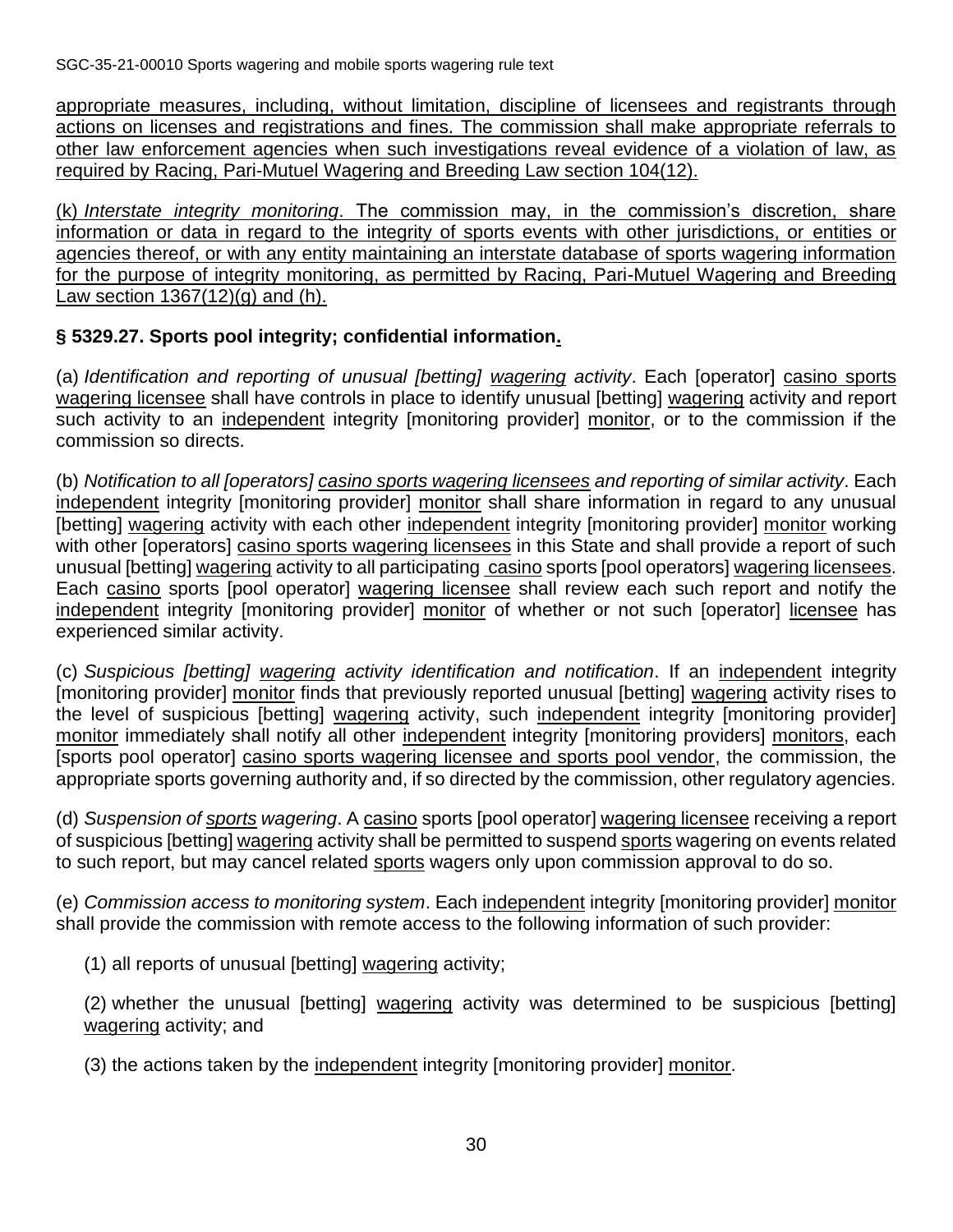appropriate measures, including, without limitation, discipline of licensees and registrants through actions on licenses and registrations and fines. The commission shall make appropriate referrals to other law enforcement agencies when such investigations reveal evidence of a violation of law, as required by Racing, Pari-Mutuel Wagering and Breeding Law section 104(12).

(k) *Interstate integrity monitoring*. The commission may, in the commission's discretion, share information or data in regard to the integrity of sports events with other jurisdictions, or entities or agencies thereof, or with any entity maintaining an interstate database of sports wagering information for the purpose of integrity monitoring, as permitted by Racing, Pari-Mutuel Wagering and Breeding Law section 1367(12)(g) and (h).

**§ 5329.27. Sports pool integrity; confidential information.**

(a) *Identification and reporting of unusual [betting] wagering activity*. Each [operator] casino sports wagering licensee shall have controls in place to identify unusual [betting] wagering activity and report such activity to an independent integrity [monitoring provider] monitor, or to the commission if the commission so directs.

(b) *Notification to all [operators] casino sports wagering licensees and reporting of similar activity*. Each independent integrity [monitoring provider] monitor shall share information in regard to any unusual [betting] wagering activity with each other independent integrity [monitoring provider] monitor working with other [operators] casino sports wagering licensees in this State and shall provide a report of such unusual [betting] wagering activity to all participating casino sports [pool operators] wagering licensees. Each casino sports [pool operator] wagering licensee shall review each such report and notify the independent integrity [monitoring provider] monitor of whether or not such [operator] licensee has experienced similar activity.

(c) *Suspicious [betting] wagering activity identification and notification*. If an independent integrity [monitoring provider] monitor finds that previously reported unusual [betting] wagering activity rises to the level of suspicious [betting] wagering activity, such independent integrity [monitoring provider] monitor immediately shall notify all other independent integrity [monitoring providers] monitors, each [sports pool operator] casino sports wagering licensee and sports pool vendor, the commission, the appropriate sports governing authority and, if so directed by the commission, other regulatory agencies.

(d) *Suspension of sports wagering*. A casino sports [pool operator] wagering licensee receiving a report of suspicious [betting] wagering activity shall be permitted to suspend sports wagering on events related to such report, but may cancel related sports wagers only upon commission approval to do so.

(e) *Commission access to monitoring system*. Each independent integrity [monitoring provider] monitor shall provide the commission with remote access to the following information of such provider:

(1) all reports of unusual [betting] wagering activity;

(2) whether the unusual [betting] wagering activity was determined to be suspicious [betting] wagering activity; and

(3) the actions taken by the independent integrity [monitoring provider] monitor.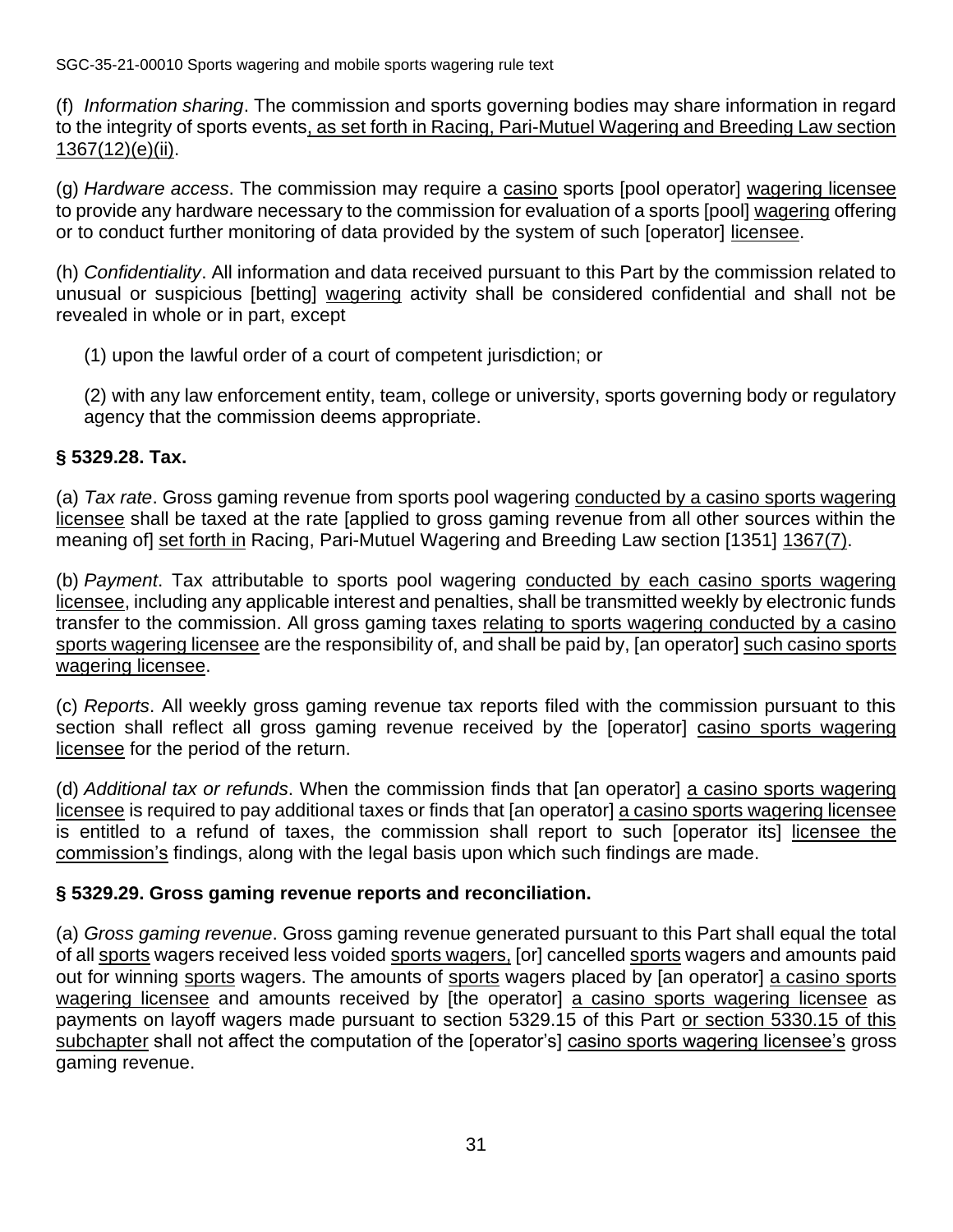(f) *Information sharing*. The commission and sports governing bodies may share information in regard to the integrity of sports events, as set forth in Racing, Pari-Mutuel Wagering and Breeding Law section 1367(12)(e)(ii).

(g) *Hardware access*. The commission may require a casino sports [pool operator] wagering licensee to provide any hardware necessary to the commission for evaluation of a sports [pool] wagering offering or to conduct further monitoring of data provided by the system of such [operator] licensee.

(h) *Confidentiality*. All information and data received pursuant to this Part by the commission related to unusual or suspicious [betting] wagering activity shall be considered confidential and shall not be revealed in whole or in part, except

(1) upon the lawful order of a court of competent jurisdiction; or

(2) with any law enforcement entity, team, college or university, sports governing body or regulatory agency that the commission deems appropriate.

**§ 5329.28. Tax.**

(a) *Tax rate*. Gross gaming revenue from sports pool wagering conducted by a casino sports wagering licensee shall be taxed at the rate [applied to gross gaming revenue from all other sources within the meaning of] set forth in Racing, Pari-Mutuel Wagering and Breeding Law section [1351] 1367(7).

(b) *Payment*. Tax attributable to sports pool wagering conducted by each casino sports wagering licensee, including any applicable interest and penalties, shall be transmitted weekly by electronic funds transfer to the commission. All gross gaming taxes relating to sports wagering conducted by a casino sports wagering licensee are the responsibility of, and shall be paid by, [an operator] such casino sports wagering licensee.

(c) *Reports*. All weekly gross gaming revenue tax reports filed with the commission pursuant to this section shall reflect all gross gaming revenue received by the [operator] casino sports wagering licensee for the period of the return.

(d) *Additional tax or refunds*. When the commission finds that [an operator] a casino sports wagering licensee is required to pay additional taxes or finds that [an operator] a casino sports wagering licensee is entitled to a refund of taxes, the commission shall report to such [operator its] licensee the commission's findings, along with the legal basis upon which such findings are made.

**§ 5329.29. Gross gaming revenue reports and reconciliation.**

(a) *Gross gaming revenue*. Gross gaming revenue generated pursuant to this Part shall equal the total of all sports wagers received less voided sports wagers, [or] cancelled sports wagers and amounts paid out for winning sports wagers. The amounts of sports wagers placed by [an operator] a casino sports wagering licensee and amounts received by [the operator] a casino sports wagering licensee as payments on layoff wagers made pursuant to section 5329.15 of this Part or section 5330.15 of this subchapter shall not affect the computation of the [operator's] casino sports wagering licensee's gross gaming revenue.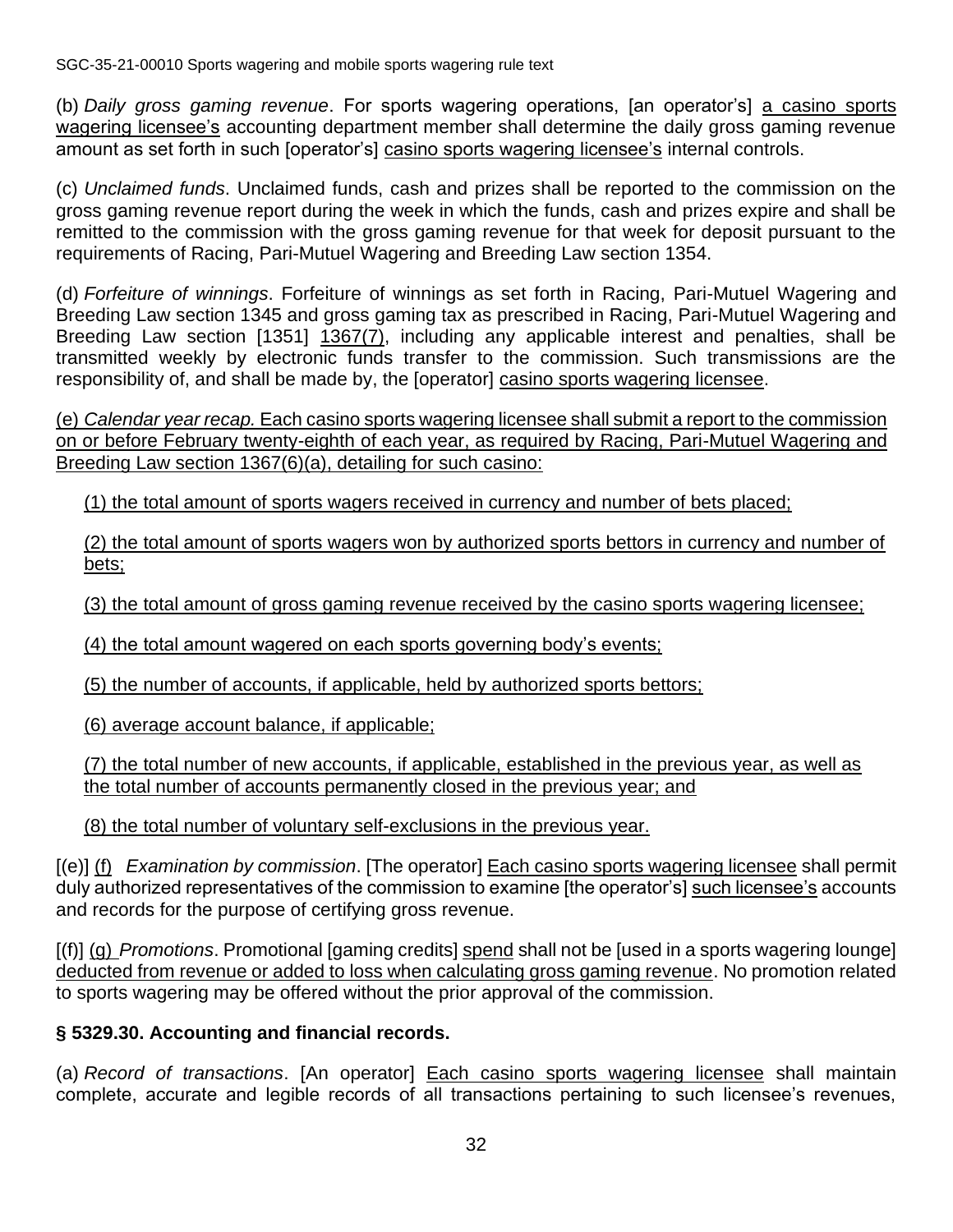(b) *Daily gross gaming revenue*. For sports wagering operations, [an operator's] <u>a casino sports wagering licensee's</u> accounting department member shall determine the daily gross gaming revenue amount as set forth in such [operator's] <u>casino sports wagering licensee's</u> internal controls.

(c) *Unclaimed funds*. Unclaimed funds, cash and prizes shall be reported to the commission on the gross gaming revenue report during the week in which the funds, cash and prizes expire and shall be remitted to the commission with the gross gaming revenue for that week for deposit pursuant to the requirements of Racing, Pari-Mutuel Wagering and Breeding Law section 1354.

(d) *Forfeiture of winnings*. Forfeiture of winnings as set forth in Racing, Pari-Mutuel Wagering and Breeding Law section 1345 and gross gaming tax as prescribed in Racing, Pari-Mutuel Wagering and Breeding Law section [1351] <u>1367(7)</u>, including any applicable interest and penalties, shall be transmitted weekly by electronic funds transfer to the commission. Such transmissions are the responsibility of, and shall be made by, the [operator] <u>casino sports wagering licensee</u>.

<u>(e) *Calendar year recap.* Each casino sports wagering licensee shall submit a report to the commission on or before February twenty-eighth of each year, as required by Racing, Pari-Mutuel Wagering and Breeding Law section 1367(6)(a), detailing for such casino:</u>

<u>(1) the total amount of sports wagers received in currency and number of bets placed;</u>

<u>(2) the total amount of sports wagers won by authorized sports bettors in currency and number of bets;</u>

<u>(3) the total amount of gross gaming revenue received by the casino sports wagering licensee;</u>

<u>(4) the total amount wagered on each sports governing body's events;</u>

<u>(5) the number of accounts, if applicable, held by authorized sports bettors;</u>

<u>(6) average account balance, if applicable;</u>

<u>(7) the total number of new accounts, if applicable, established in the previous year, as well as the total number of accounts permanently closed in the previous year; and</u>

<u>(8) the total number of voluntary self-exclusions in the previous year.</u>

[(e)] <u>(f)</u> *Examination by commission*. [The operator] <u>Each casino sports wagering licensee</u> shall permit duly authorized representatives of the commission to examine [the operator's] <u>such licensee's</u> accounts and records for the purpose of certifying gross revenue.

[(f)] <u>(g)</u> *Promotions*. Promotional [gaming credits] <u>spend</u> shall not be [used in a sports wagering lounge] <u>deducted from revenue or added to loss when calculating gross gaming revenue</u>. No promotion related to sports wagering may be offered without the prior approval of the commission.

## § 5329.30. Accounting and financial records.

(a) *Record of transactions*. [An operator] <u>Each casino sports wagering licensee</u> shall maintain complete, accurate and legible records of all transactions pertaining to such licensee's revenues,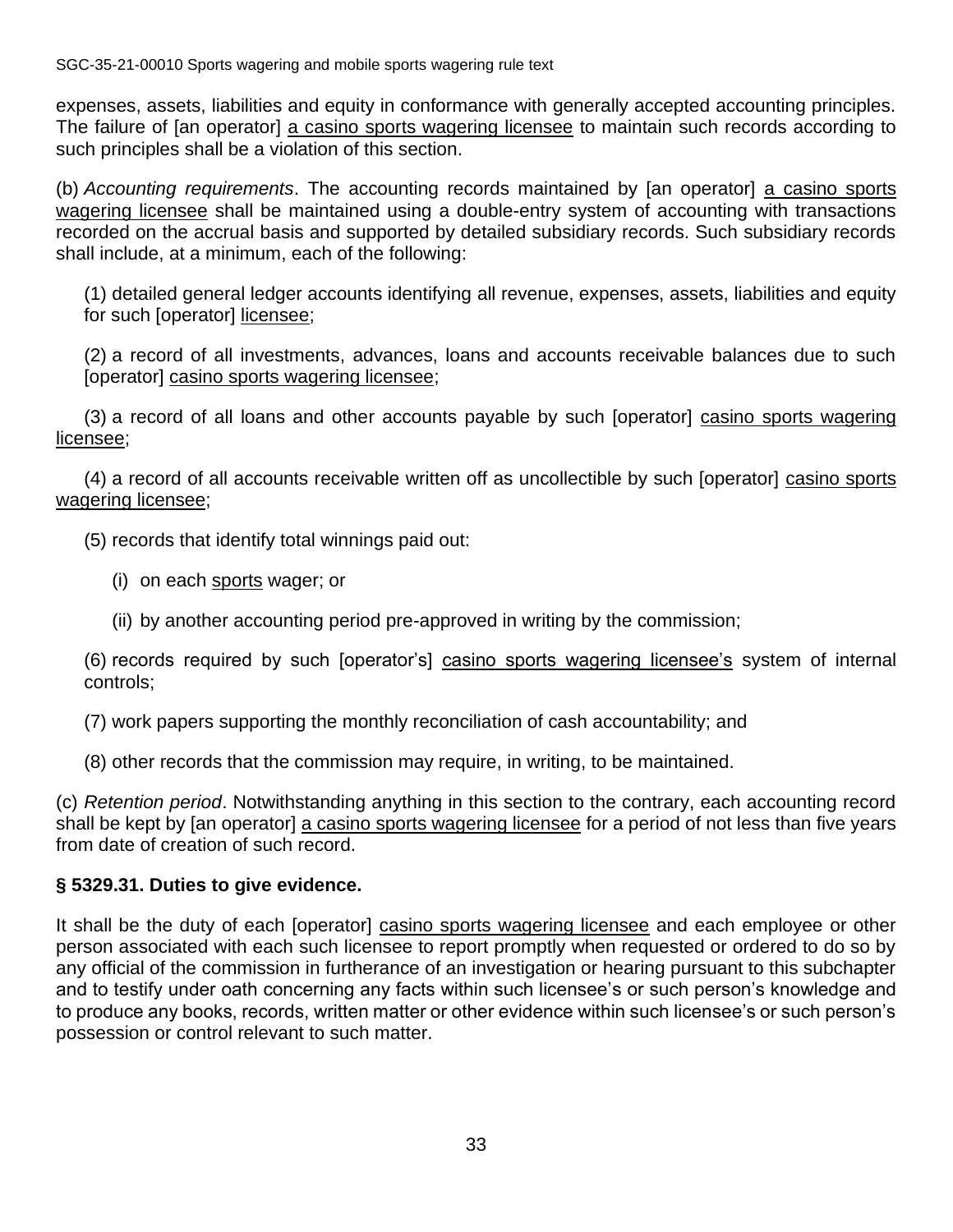expenses, assets, liabilities and equity in conformance with generally accepted accounting principles. The failure of [an operator] <u>a casino sports wagering licensee</u> to maintain such records according to such principles shall be a violation of this section.

(b) *Accounting requirements*. The accounting records maintained by [an operator] <u>a casino sports wagering licensee</u> shall be maintained using a double-entry system of accounting with transactions recorded on the accrual basis and supported by detailed subsidiary records. Such subsidiary records shall include, at a minimum, each of the following:

(1) detailed general ledger accounts identifying all revenue, expenses, assets, liabilities and equity for such [operator] <u>licensee</u>;

(2) a record of all investments, advances, loans and accounts receivable balances due to such [operator] <u>casino sports wagering licensee</u>;

(3) a record of all loans and other accounts payable by such [operator] <u>casino sports wagering licensee</u>;

(4) a record of all accounts receivable written off as uncollectible by such [operator] <u>casino sports wagering licensee</u>;

(5) records that identify total winnings paid out:

(i) on each <u>sports</u> wager; or

(ii) by another accounting period pre-approved in writing by the commission;

(6) records required by such [operator's] <u>casino sports wagering licensee's</u> system of internal controls;

(7) work papers supporting the monthly reconciliation of cash accountability; and

(8) other records that the commission may require, in writing, to be maintained.

(c) *Retention period*. Notwithstanding anything in this section to the contrary, each accounting record shall be kept by [an operator] <u>a casino sports wagering licensee</u> for a period of not less than five years from date of creation of such record.

**§ 5329.31. Duties to give evidence.**

It shall be the duty of each [operator] <u>casino sports wagering licensee</u> and each employee or other person associated with each such licensee to report promptly when requested or ordered to do so by any official of the commission in furtherance of an investigation or hearing pursuant to this subchapter and to testify under oath concerning any facts within such licensee's or such person's knowledge and to produce any books, records, written matter or other evidence within such licensee's or such person's possession or control relevant to such matter.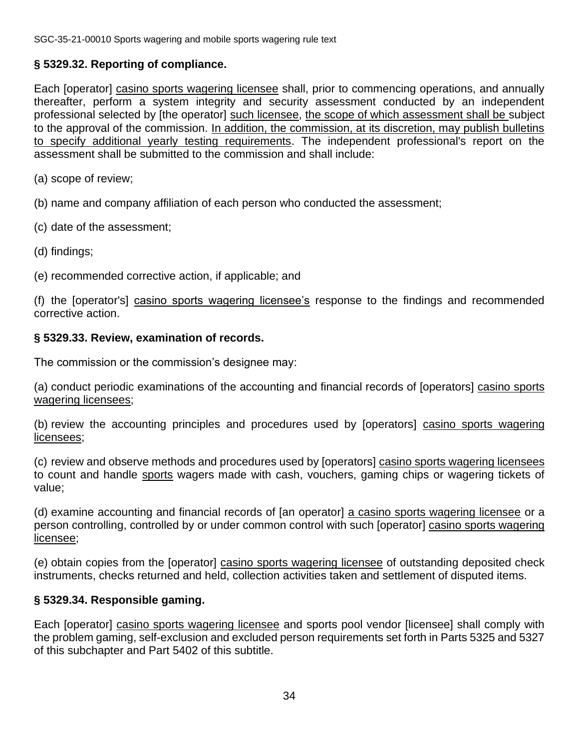### § 5329.32. Reporting of compliance.

Each [operator] <u>casino sports wagering licensee</u> shall, prior to commencing operations, and annually thereafter, perform a system integrity and security assessment conducted by an independent professional selected by [the operator] <u>such licensee</u>, <u>the scope of which assessment shall be</u> subject to the approval of the commission. <u>In addition, the commission, at its discretion, may publish bulletins to specify additional yearly testing requirements</u>. The independent professional's report on the assessment shall be submitted to the commission and shall include:

(a) scope of review;

(b) name and company affiliation of each person who conducted the assessment;

(c) date of the assessment;

(d) findings;

(e) recommended corrective action, if applicable; and

(f) the [operator's] <u>casino sports wagering licensee's</u> response to the findings and recommended corrective action.

### § 5329.33. Review, examination of records.

The commission or the commission's designee may:

(a) conduct periodic examinations of the accounting and financial records of [operators] <u>casino sports wagering licensees</u>;

(b) review the accounting principles and procedures used by [operators] <u>casino sports wagering licensees</u>;

(c) review and observe methods and procedures used by [operators] <u>casino sports wagering licensees</u> to count and handle <u>sports</u> wagers made with cash, vouchers, gaming chips or wagering tickets of value;

(d) examine accounting and financial records of [an operator] <u>a casino sports wagering licensee</u> or a person controlling, controlled by or under common control with such [operator] <u>casino sports wagering licensee</u>;

(e) obtain copies from the [operator] <u>casino sports wagering licensee</u> of outstanding deposited check instruments, checks returned and held, collection activities taken and settlement of disputed items.

### § 5329.34. Responsible gaming.

Each [operator] <u>casino sports wagering licensee</u> and sports pool vendor [licensee] shall comply with the problem gaming, self-exclusion and excluded person requirements set forth in Parts 5325 and 5327 of this subchapter and Part 5402 of this subtitle.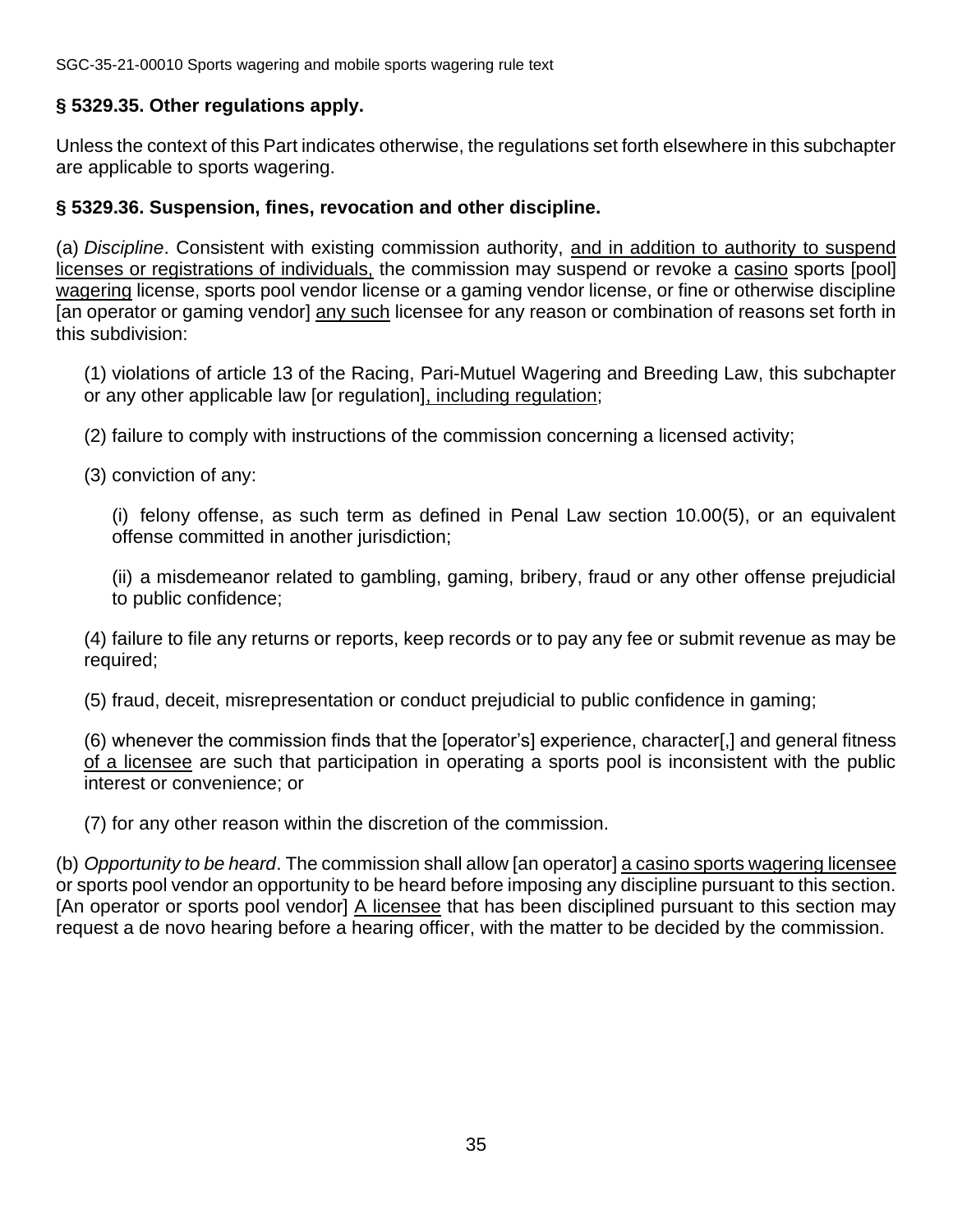## § 5329.35. Other regulations apply.

Unless the context of this Part indicates otherwise, the regulations set forth elsewhere in this subchapter are applicable to sports wagering.

## § 5329.36. Suspension, fines, revocation and other discipline.

(a) *Discipline*. Consistent with existing commission authority, <u>and in addition to authority to suspend licenses or registrations of individuals,</u> the commission may suspend or revoke a <u>casino</u> sports [pool] <u>wagering</u> license, sports pool vendor license or a gaming vendor license, or fine or otherwise discipline [an operator or gaming vendor] <u>any such</u> licensee for any reason or combination of reasons set forth in this subdivision:

(1) violations of article 13 of the Racing, Pari-Mutuel Wagering and Breeding Law, this subchapter or any other applicable law [or regulation]<u>, including regulation</u>;

(2) failure to comply with instructions of the commission concerning a licensed activity;

(3) conviction of any:

(i) felony offense, as such term as defined in Penal Law section 10.00(5), or an equivalent offense committed in another jurisdiction;

(ii) a misdemeanor related to gambling, gaming, bribery, fraud or any other offense prejudicial to public confidence;

(4) failure to file any returns or reports, keep records or to pay any fee or submit revenue as may be required;

(5) fraud, deceit, misrepresentation or conduct prejudicial to public confidence in gaming;

(6) whenever the commission finds that the [operator's] experience, character[,] and general fitness <u>of a licensee</u> are such that participation in operating a sports pool is inconsistent with the public interest or convenience; or

(7) for any other reason within the discretion of the commission.

(b) *Opportunity to be heard*. The commission shall allow [an operator] <u>a casino sports wagering licensee</u> or sports pool vendor an opportunity to be heard before imposing any discipline pursuant to this section. [An operator or sports pool vendor] <u>A licensee</u> that has been disciplined pursuant to this section may request a de novo hearing before a hearing officer, with the matter to be decided by the commission.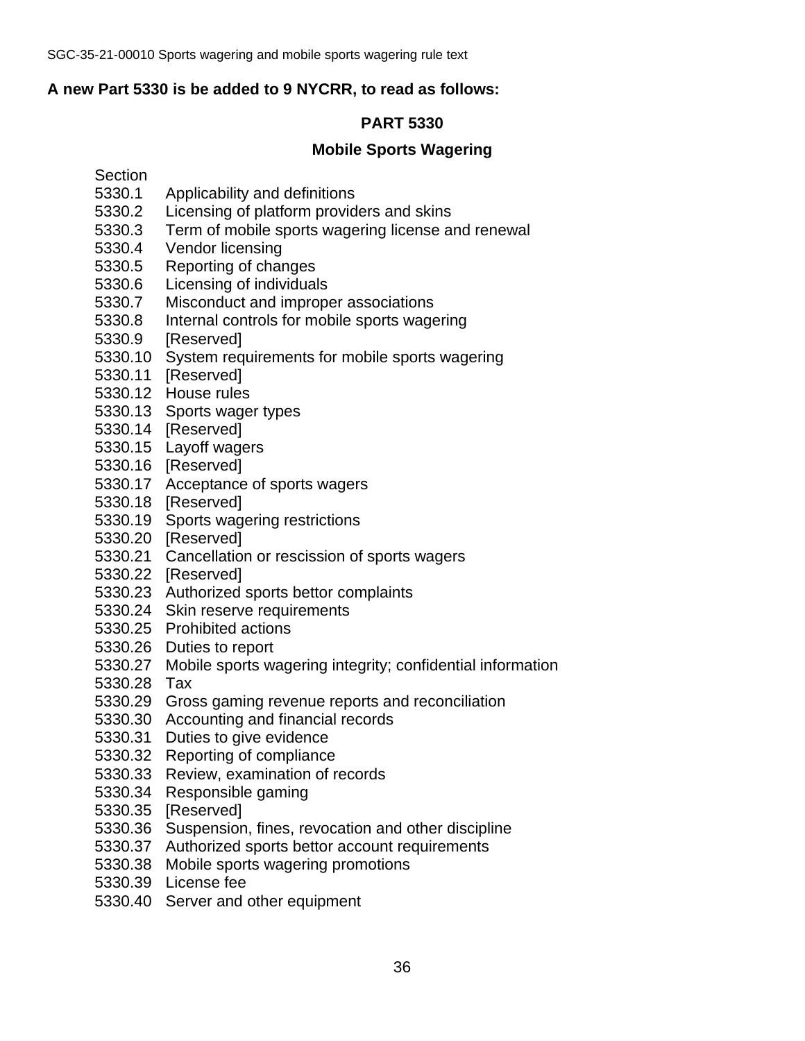**A new Part 5330 is be added to 9 NYCRR, to read as follows:**

## PART 5330

## Mobile Sports Wagering

Section
5330.1 Applicability and definitions
5330.2 Licensing of platform providers and skins
5330.3 Term of mobile sports wagering license and renewal
5330.4 Vendor licensing
5330.5 Reporting of changes
5330.6 Licensing of individuals
5330.7 Misconduct and improper associations
5330.8 Internal controls for mobile sports wagering
5330.9 [Reserved]
5330.10 System requirements for mobile sports wagering
5330.11 [Reserved]
5330.12 House rules
5330.13 Sports wager types
5330.14 [Reserved]
5330.15 Layoff wagers
5330.16 [Reserved]
5330.17 Acceptance of sports wagers
5330.18 [Reserved]
5330.19 Sports wagering restrictions
5330.20 [Reserved]
5330.21 Cancellation or rescission of sports wagers
5330.22 [Reserved]
5330.23 Authorized sports bettor complaints
5330.24 Skin reserve requirements
5330.25 Prohibited actions
5330.26 Duties to report
5330.27 Mobile sports wagering integrity; confidential information
5330.28 Tax
5330.29 Gross gaming revenue reports and reconciliation
5330.30 Accounting and financial records
5330.31 Duties to give evidence
5330.32 Reporting of compliance
5330.33 Review, examination of records
5330.34 Responsible gaming
5330.35 [Reserved]
5330.36 Suspension, fines, revocation and other discipline
5330.37 Authorized sports bettor account requirements
5330.38 Mobile sports wagering promotions
5330.39 License fee
5330.40 Server and other equipment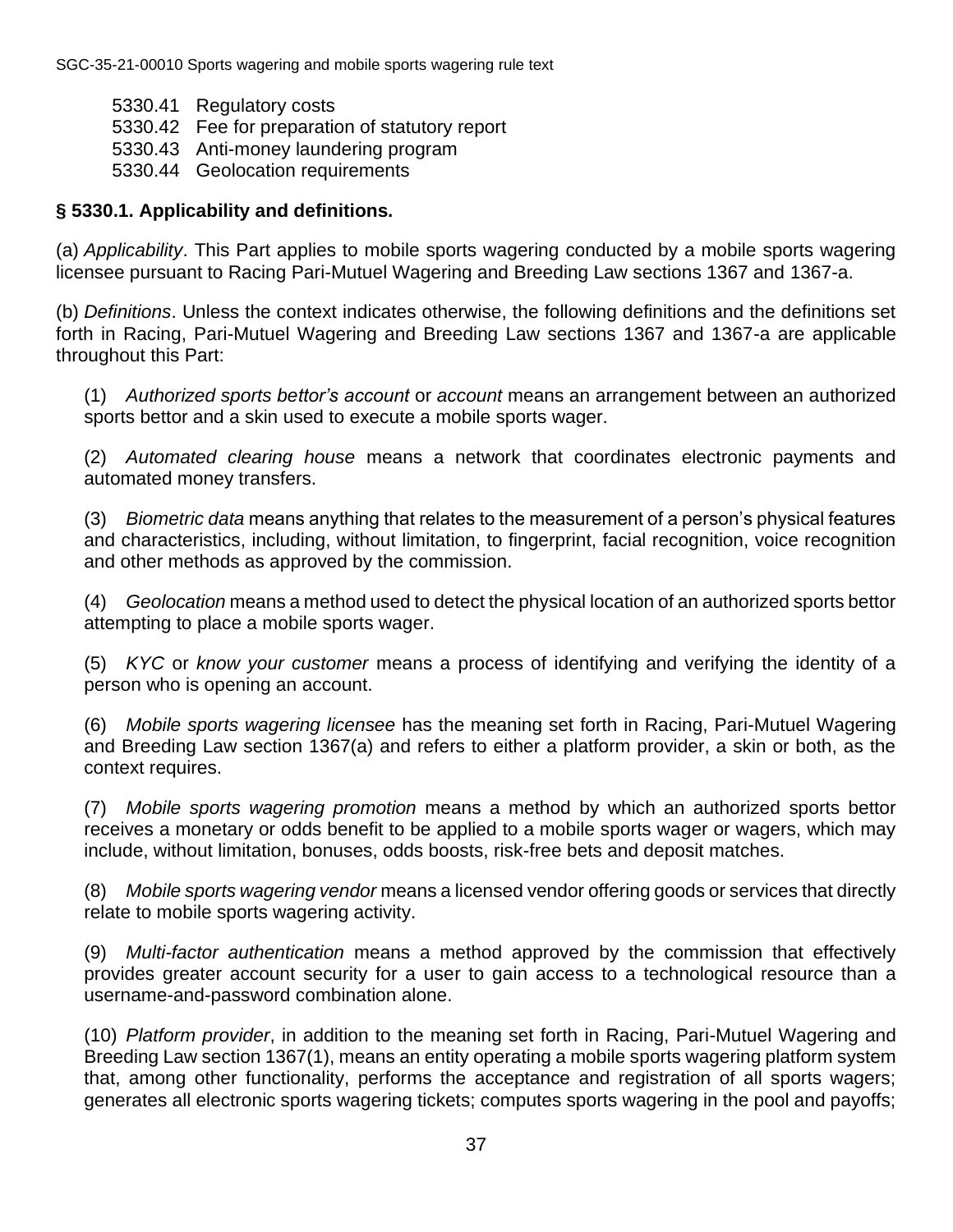5330.41 Regulatory costs
5330.42 Fee for preparation of statutory report
5330.43 Anti-money laundering program
5330.44 Geolocation requirements

**§ 5330.1. Applicability and definitions.**

(a) *Applicability*. This Part applies to mobile sports wagering conducted by a mobile sports wagering licensee pursuant to Racing Pari-Mutuel Wagering and Breeding Law sections 1367 and 1367-a.

(b) *Definitions*. Unless the context indicates otherwise, the following definitions and the definitions set forth in Racing, Pari-Mutuel Wagering and Breeding Law sections 1367 and 1367-a are applicable throughout this Part:

(1) *Authorized sports bettor's account* or *account* means an arrangement between an authorized sports bettor and a skin used to execute a mobile sports wager.

(2) *Automated clearing house* means a network that coordinates electronic payments and automated money transfers.

(3) *Biometric data* means anything that relates to the measurement of a person's physical features and characteristics, including, without limitation, to fingerprint, facial recognition, voice recognition and other methods as approved by the commission.

(4) *Geolocation* means a method used to detect the physical location of an authorized sports bettor attempting to place a mobile sports wager.

(5) *KYC* or *know your customer* means a process of identifying and verifying the identity of a person who is opening an account.

(6) *Mobile sports wagering licensee* has the meaning set forth in Racing, Pari-Mutuel Wagering and Breeding Law section 1367(a) and refers to either a platform provider, a skin or both, as the context requires.

(7) *Mobile sports wagering promotion* means a method by which an authorized sports bettor receives a monetary or odds benefit to be applied to a mobile sports wager or wagers, which may include, without limitation, bonuses, odds boosts, risk-free bets and deposit matches.

(8) *Mobile sports wagering vendor* means a licensed vendor offering goods or services that directly relate to mobile sports wagering activity.

(9) *Multi-factor authentication* means a method approved by the commission that effectively provides greater account security for a user to gain access to a technological resource than a username-and-password combination alone.

(10) *Platform provider*, in addition to the meaning set forth in Racing, Pari-Mutuel Wagering and Breeding Law section 1367(1), means an entity operating a mobile sports wagering platform system that, among other functionality, performs the acceptance and registration of all sports wagers; generates all electronic sports wagering tickets; computes sports wagering in the pool and payoffs;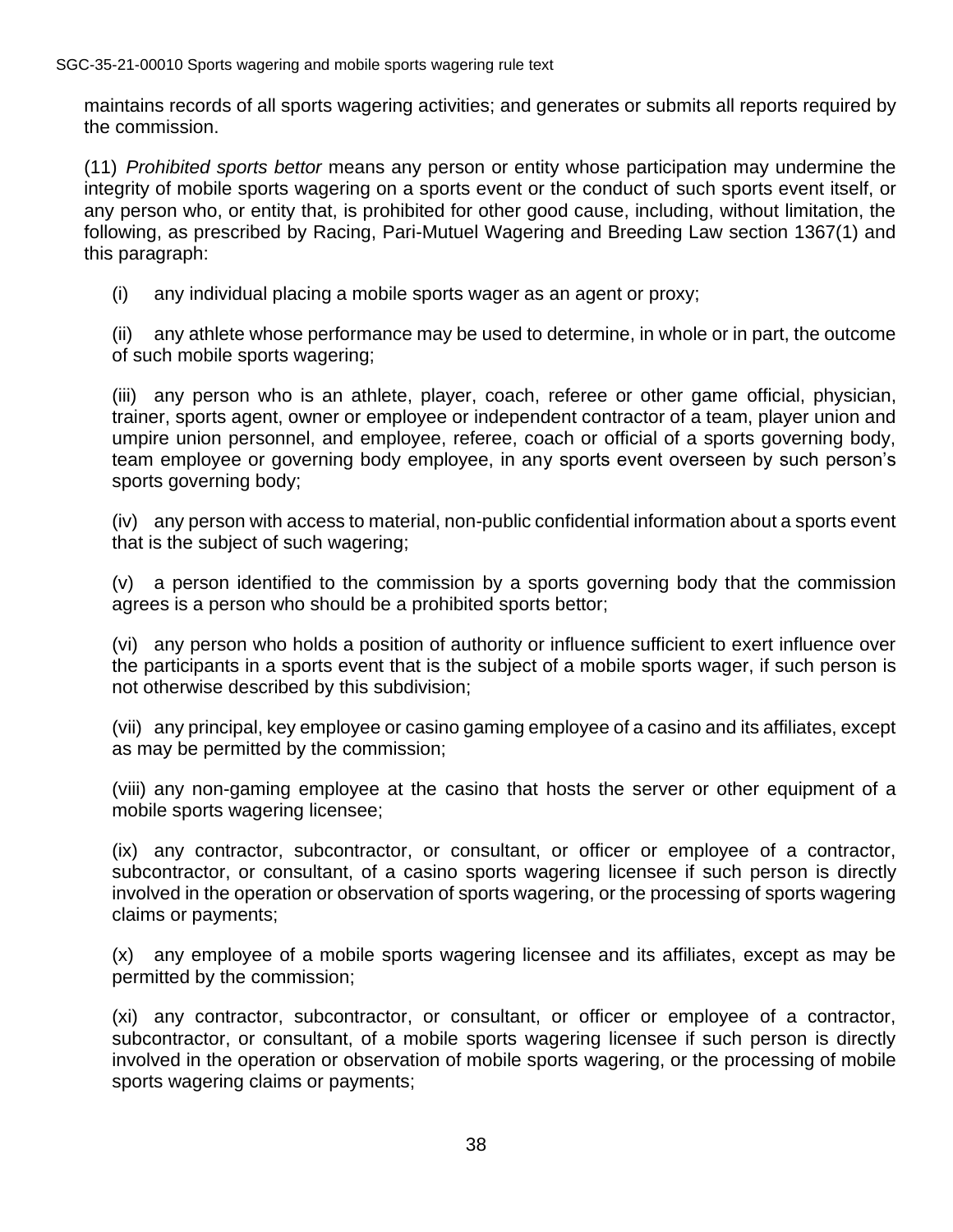maintains records of all sports wagering activities; and generates or submits all reports required by the commission.

(11) *Prohibited sports bettor* means any person or entity whose participation may undermine the integrity of mobile sports wagering on a sports event or the conduct of such sports event itself, or any person who, or entity that, is prohibited for other good cause, including, without limitation, the following, as prescribed by Racing, Pari-Mutuel Wagering and Breeding Law section 1367(1) and this paragraph:

(i) any individual placing a mobile sports wager as an agent or proxy;

(ii) any athlete whose performance may be used to determine, in whole or in part, the outcome of such mobile sports wagering;

(iii) any person who is an athlete, player, coach, referee or other game official, physician, trainer, sports agent, owner or employee or independent contractor of a team, player union and umpire union personnel, and employee, referee, coach or official of a sports governing body, team employee or governing body employee, in any sports event overseen by such person's sports governing body;

(iv) any person with access to material, non-public confidential information about a sports event that is the subject of such wagering;

(v) a person identified to the commission by a sports governing body that the commission agrees is a person who should be a prohibited sports bettor;

(vi) any person who holds a position of authority or influence sufficient to exert influence over the participants in a sports event that is the subject of a mobile sports wager, if such person is not otherwise described by this subdivision;

(vii) any principal, key employee or casino gaming employee of a casino and its affiliates, except as may be permitted by the commission;

(viii) any non-gaming employee at the casino that hosts the server or other equipment of a mobile sports wagering licensee;

(ix) any contractor, subcontractor, or consultant, or officer or employee of a contractor, subcontractor, or consultant, of a casino sports wagering licensee if such person is directly involved in the operation or observation of sports wagering, or the processing of sports wagering claims or payments;

(x) any employee of a mobile sports wagering licensee and its affiliates, except as may be permitted by the commission;

(xi) any contractor, subcontractor, or consultant, or officer or employee of a contractor, subcontractor, or consultant, of a mobile sports wagering licensee if such person is directly involved in the operation or observation of mobile sports wagering, or the processing of mobile sports wagering claims or payments;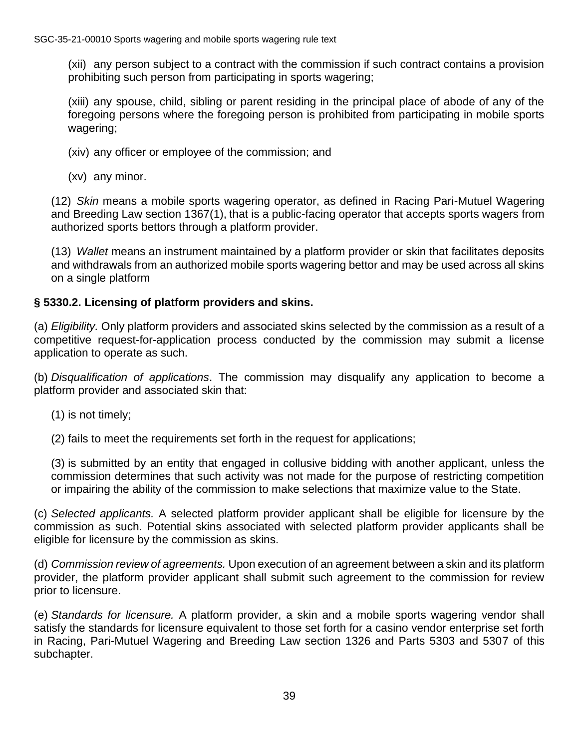(xii) any person subject to a contract with the commission if such contract contains a provision prohibiting such person from participating in sports wagering;

(xiii) any spouse, child, sibling or parent residing in the principal place of abode of any of the foregoing persons where the foregoing person is prohibited from participating in mobile sports wagering;

(xiv) any officer or employee of the commission; and

(xv) any minor.

(12) *Skin* means a mobile sports wagering operator, as defined in Racing Pari-Mutuel Wagering and Breeding Law section 1367(1), that is a public-facing operator that accepts sports wagers from authorized sports bettors through a platform provider.

(13) *Wallet* means an instrument maintained by a platform provider or skin that facilitates deposits and withdrawals from an authorized mobile sports wagering bettor and may be used across all skins on a single platform

**§ 5330.2. Licensing of platform providers and skins.**

(a) *Eligibility.* Only platform providers and associated skins selected by the commission as a result of a competitive request-for-application process conducted by the commission may submit a license application to operate as such.

(b) *Disqualification of applications*. The commission may disqualify any application to become a platform provider and associated skin that:

(1) is not timely;

(2) fails to meet the requirements set forth in the request for applications;

(3) is submitted by an entity that engaged in collusive bidding with another applicant, unless the commission determines that such activity was not made for the purpose of restricting competition or impairing the ability of the commission to make selections that maximize value to the State.

(c) *Selected applicants.* A selected platform provider applicant shall be eligible for licensure by the commission as such. Potential skins associated with selected platform provider applicants shall be eligible for licensure by the commission as skins.

(d) *Commission review of agreements.* Upon execution of an agreement between a skin and its platform provider, the platform provider applicant shall submit such agreement to the commission for review prior to licensure.

(e) *Standards for licensure.* A platform provider, a skin and a mobile sports wagering vendor shall satisfy the standards for licensure equivalent to those set forth for a casino vendor enterprise set forth in Racing, Pari-Mutuel Wagering and Breeding Law section 1326 and Parts 5303 and 5307 of this subchapter.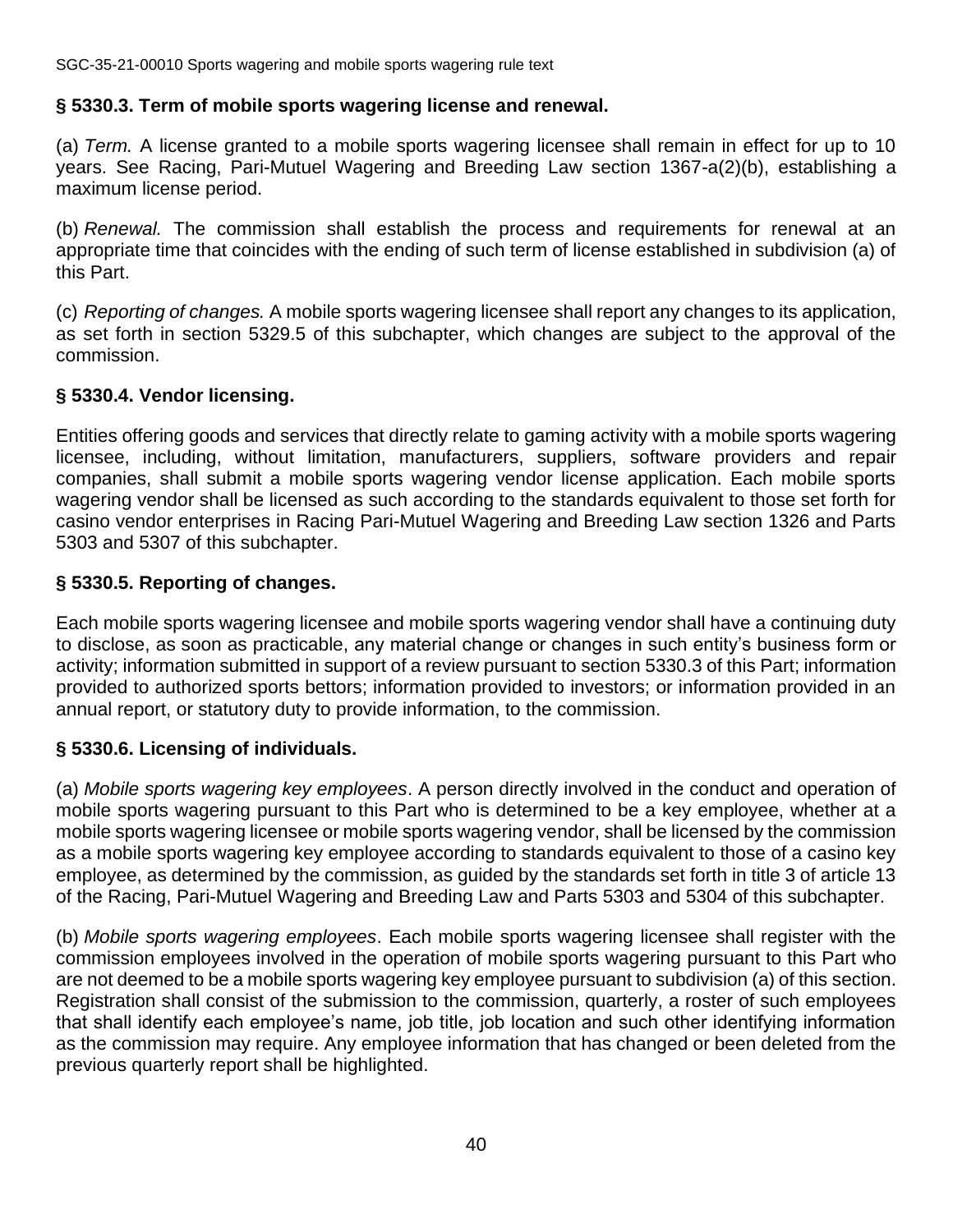### § 5330.3. Term of mobile sports wagering license and renewal.

(a) *Term.* A license granted to a mobile sports wagering licensee shall remain in effect for up to 10 years. See Racing, Pari-Mutuel Wagering and Breeding Law section 1367-a(2)(b), establishing a maximum license period.

(b) *Renewal.* The commission shall establish the process and requirements for renewal at an appropriate time that coincides with the ending of such term of license established in subdivision (a) of this Part.

(c) *Reporting of changes.* A mobile sports wagering licensee shall report any changes to its application, as set forth in section 5329.5 of this subchapter, which changes are subject to the approval of the commission.

### § 5330.4. Vendor licensing.

Entities offering goods and services that directly relate to gaming activity with a mobile sports wagering licensee, including, without limitation, manufacturers, suppliers, software providers and repair companies, shall submit a mobile sports wagering vendor license application. Each mobile sports wagering vendor shall be licensed as such according to the standards equivalent to those set forth for casino vendor enterprises in Racing Pari-Mutuel Wagering and Breeding Law section 1326 and Parts 5303 and 5307 of this subchapter.

### § 5330.5. Reporting of changes.

Each mobile sports wagering licensee and mobile sports wagering vendor shall have a continuing duty to disclose, as soon as practicable, any material change or changes in such entity's business form or activity; information submitted in support of a review pursuant to section 5330.3 of this Part; information provided to authorized sports bettors; information provided to investors; or information provided in an annual report, or statutory duty to provide information, to the commission.

### § 5330.6. Licensing of individuals.

(a) *Mobile sports wagering key employees*. A person directly involved in the conduct and operation of mobile sports wagering pursuant to this Part who is determined to be a key employee, whether at a mobile sports wagering licensee or mobile sports wagering vendor, shall be licensed by the commission as a mobile sports wagering key employee according to standards equivalent to those of a casino key employee, as determined by the commission, as guided by the standards set forth in title 3 of article 13 of the Racing, Pari-Mutuel Wagering and Breeding Law and Parts 5303 and 5304 of this subchapter.

(b) *Mobile sports wagering employees*. Each mobile sports wagering licensee shall register with the commission employees involved in the operation of mobile sports wagering pursuant to this Part who are not deemed to be a mobile sports wagering key employee pursuant to subdivision (a) of this section. Registration shall consist of the submission to the commission, quarterly, a roster of such employees that shall identify each employee's name, job title, job location and such other identifying information as the commission may require. Any employee information that has changed or been deleted from the previous quarterly report shall be highlighted.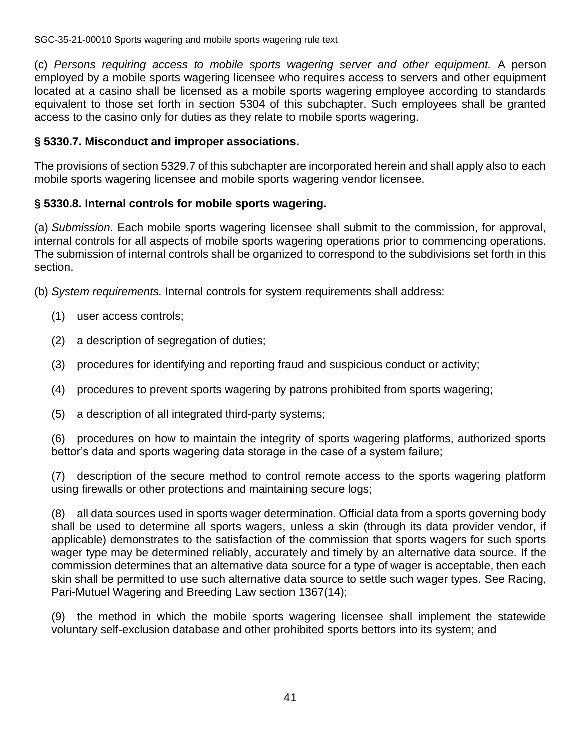(c) *Persons requiring access to mobile sports wagering server and other equipment.* A person employed by a mobile sports wagering licensee who requires access to servers and other equipment located at a casino shall be licensed as a mobile sports wagering employee according to standards equivalent to those set forth in section 5304 of this subchapter. Such employees shall be granted access to the casino only for duties as they relate to mobile sports wagering.

### § 5330.7. Misconduct and improper associations.

The provisions of section 5329.7 of this subchapter are incorporated herein and shall apply also to each mobile sports wagering licensee and mobile sports wagering vendor licensee.

### § 5330.8. Internal controls for mobile sports wagering.

(a) *Submission.* Each mobile sports wagering licensee shall submit to the commission, for approval, internal controls for all aspects of mobile sports wagering operations prior to commencing operations. The submission of internal controls shall be organized to correspond to the subdivisions set forth in this section.

(b) *System requirements.* Internal controls for system requirements shall address:

(1) user access controls;

(2) a description of segregation of duties;

(3) procedures for identifying and reporting fraud and suspicious conduct or activity;

(4) procedures to prevent sports wagering by patrons prohibited from sports wagering;

(5) a description of all integrated third-party systems;

(6) procedures on how to maintain the integrity of sports wagering platforms, authorized sports bettor's data and sports wagering data storage in the case of a system failure;

(7) description of the secure method to control remote access to the sports wagering platform using firewalls or other protections and maintaining secure logs;

(8) all data sources used in sports wager determination. Official data from a sports governing body shall be used to determine all sports wagers, unless a skin (through its data provider vendor, if applicable) demonstrates to the satisfaction of the commission that sports wagers for such sports wager type may be determined reliably, accurately and timely by an alternative data source. If the commission determines that an alternative data source for a type of wager is acceptable, then each skin shall be permitted to use such alternative data source to settle such wager types. See Racing, Pari-Mutuel Wagering and Breeding Law section 1367(14);

(9) the method in which the mobile sports wagering licensee shall implement the statewide voluntary self-exclusion database and other prohibited sports bettors into its system; and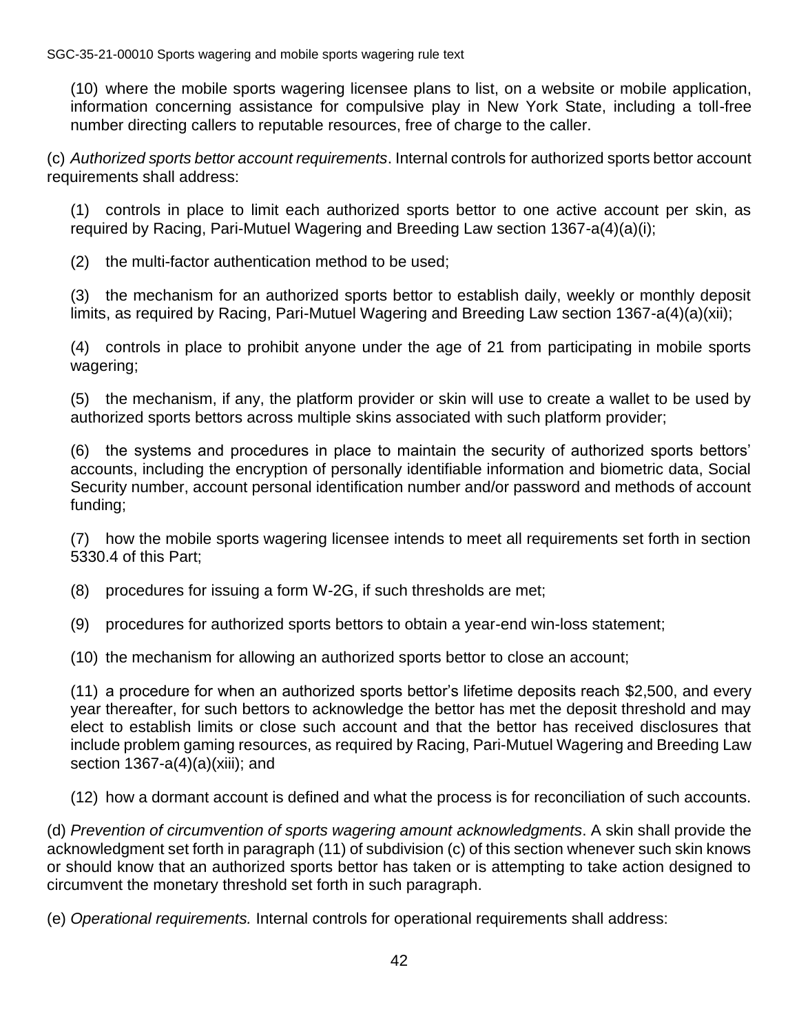(10) where the mobile sports wagering licensee plans to list, on a website or mobile application, information concerning assistance for compulsive play in New York State, including a toll-free number directing callers to reputable resources, free of charge to the caller.

(c) *Authorized sports bettor account requirements*. Internal controls for authorized sports bettor account requirements shall address:

(1) controls in place to limit each authorized sports bettor to one active account per skin, as required by Racing, Pari-Mutuel Wagering and Breeding Law section 1367-a(4)(a)(i);

(2) the multi-factor authentication method to be used;

(3) the mechanism for an authorized sports bettor to establish daily, weekly or monthly deposit limits, as required by Racing, Pari-Mutuel Wagering and Breeding Law section 1367-a(4)(a)(xii);

(4) controls in place to prohibit anyone under the age of 21 from participating in mobile sports wagering;

(5) the mechanism, if any, the platform provider or skin will use to create a wallet to be used by authorized sports bettors across multiple skins associated with such platform provider;

(6) the systems and procedures in place to maintain the security of authorized sports bettors' accounts, including the encryption of personally identifiable information and biometric data, Social Security number, account personal identification number and/or password and methods of account funding;

(7) how the mobile sports wagering licensee intends to meet all requirements set forth in section 5330.4 of this Part;

(8) procedures for issuing a form W-2G, if such thresholds are met;

(9) procedures for authorized sports bettors to obtain a year-end win-loss statement;

(10) the mechanism for allowing an authorized sports bettor to close an account;

(11) a procedure for when an authorized sports bettor's lifetime deposits reach $2,500, and every year thereafter, for such bettors to acknowledge the bettor has met the deposit threshold and may elect to establish limits or close such account and that the bettor has received disclosures that include problem gaming resources, as required by Racing, Pari-Mutuel Wagering and Breeding Law section 1367-a(4)(a)(xiii); and

(12) how a dormant account is defined and what the process is for reconciliation of such accounts.

(d) *Prevention of circumvention of sports wagering amount acknowledgments*. A skin shall provide the acknowledgment set forth in paragraph (11) of subdivision (c) of this section whenever such skin knows or should know that an authorized sports bettor has taken or is attempting to take action designed to circumvent the monetary threshold set forth in such paragraph.

(e) *Operational requirements.* Internal controls for operational requirements shall address: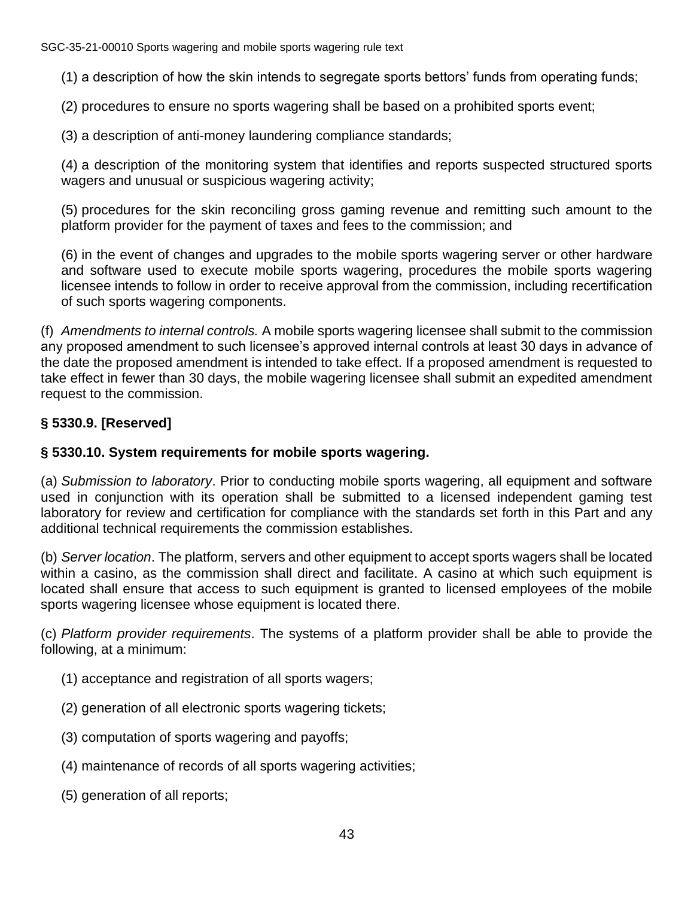(1) a description of how the skin intends to segregate sports bettors' funds from operating funds;

(2) procedures to ensure no sports wagering shall be based on a prohibited sports event;

(3) a description of anti-money laundering compliance standards;

(4) a description of the monitoring system that identifies and reports suspected structured sports wagers and unusual or suspicious wagering activity;

(5) procedures for the skin reconciling gross gaming revenue and remitting such amount to the platform provider for the payment of taxes and fees to the commission; and

(6) in the event of changes and upgrades to the mobile sports wagering server or other hardware and software used to execute mobile sports wagering, procedures the mobile sports wagering licensee intends to follow in order to receive approval from the commission, including recertification of such sports wagering components.

(f) *Amendments to internal controls.* A mobile sports wagering licensee shall submit to the commission any proposed amendment to such licensee's approved internal controls at least 30 days in advance of the date the proposed amendment is intended to take effect. If a proposed amendment is requested to take effect in fewer than 30 days, the mobile wagering licensee shall submit an expedited amendment request to the commission.

**§ 5330.9. [Reserved]**

**§ 5330.10. System requirements for mobile sports wagering.**

(a) *Submission to laboratory*. Prior to conducting mobile sports wagering, all equipment and software used in conjunction with its operation shall be submitted to a licensed independent gaming test laboratory for review and certification for compliance with the standards set forth in this Part and any additional technical requirements the commission establishes.

(b) *Server location*. The platform, servers and other equipment to accept sports wagers shall be located within a casino, as the commission shall direct and facilitate. A casino at which such equipment is located shall ensure that access to such equipment is granted to licensed employees of the mobile sports wagering licensee whose equipment is located there.

(c) *Platform provider requirements*. The systems of a platform provider shall be able to provide the following, at a minimum:

(1) acceptance and registration of all sports wagers;

(2) generation of all electronic sports wagering tickets;

(3) computation of sports wagering and payoffs;

(4) maintenance of records of all sports wagering activities;

(5) generation of all reports;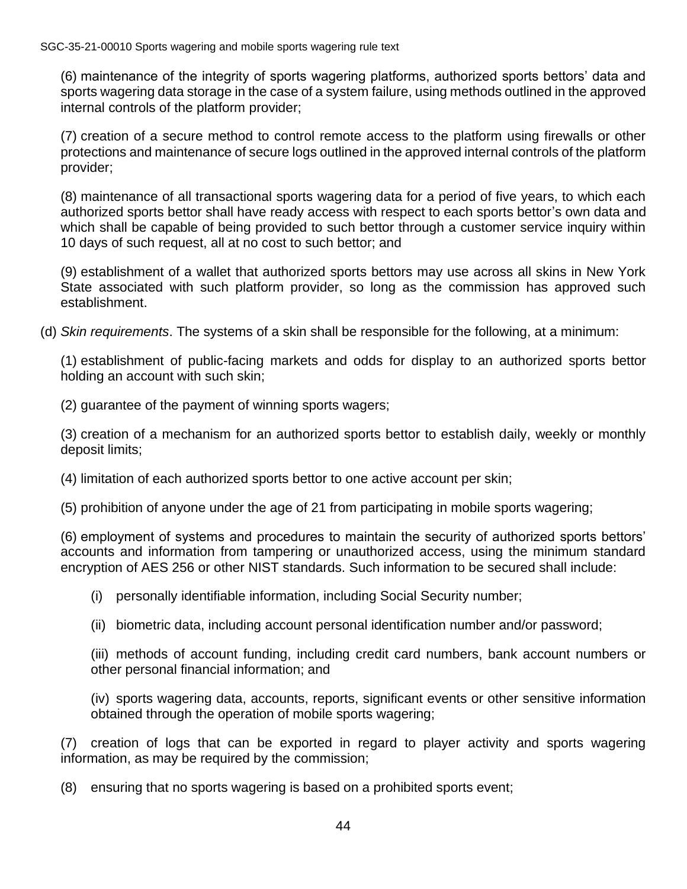(6) maintenance of the integrity of sports wagering platforms, authorized sports bettors' data and sports wagering data storage in the case of a system failure, using methods outlined in the approved internal controls of the platform provider;

(7) creation of a secure method to control remote access to the platform using firewalls or other protections and maintenance of secure logs outlined in the approved internal controls of the platform provider;

(8) maintenance of all transactional sports wagering data for a period of five years, to which each authorized sports bettor shall have ready access with respect to each sports bettor's own data and which shall be capable of being provided to such bettor through a customer service inquiry within 10 days of such request, all at no cost to such bettor; and

(9) establishment of a wallet that authorized sports bettors may use across all skins in New York State associated with such platform provider, so long as the commission has approved such establishment.

(d) *Skin requirements*. The systems of a skin shall be responsible for the following, at a minimum:

(1) establishment of public-facing markets and odds for display to an authorized sports bettor holding an account with such skin;

(2) guarantee of the payment of winning sports wagers;

(3) creation of a mechanism for an authorized sports bettor to establish daily, weekly or monthly deposit limits;

(4) limitation of each authorized sports bettor to one active account per skin;

(5) prohibition of anyone under the age of 21 from participating in mobile sports wagering;

(6) employment of systems and procedures to maintain the security of authorized sports bettors' accounts and information from tampering or unauthorized access, using the minimum standard encryption of AES 256 or other NIST standards. Such information to be secured shall include:

(i) personally identifiable information, including Social Security number;

(ii) biometric data, including account personal identification number and/or password;

(iii) methods of account funding, including credit card numbers, bank account numbers or other personal financial information; and

(iv) sports wagering data, accounts, reports, significant events or other sensitive information obtained through the operation of mobile sports wagering;

(7) creation of logs that can be exported in regard to player activity and sports wagering information, as may be required by the commission;

(8) ensuring that no sports wagering is based on a prohibited sports event;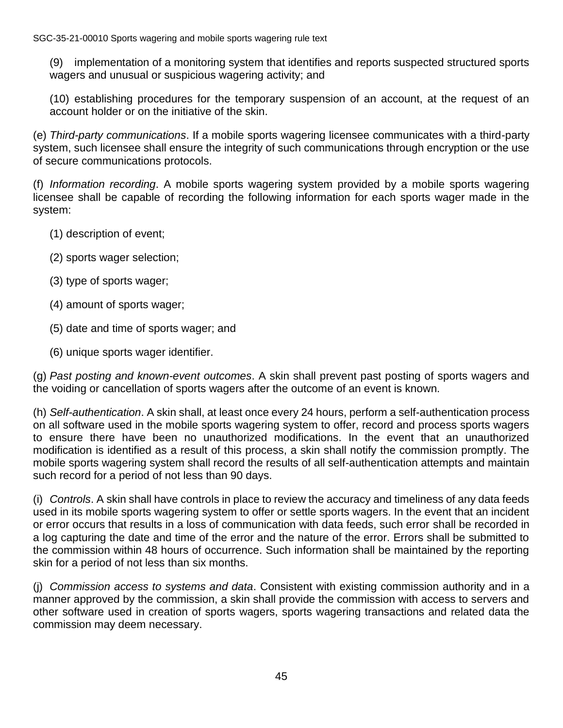(9) implementation of a monitoring system that identifies and reports suspected structured sports wagers and unusual or suspicious wagering activity; and

(10) establishing procedures for the temporary suspension of an account, at the request of an account holder or on the initiative of the skin.

(e) *Third-party communications*. If a mobile sports wagering licensee communicates with a third-party system, such licensee shall ensure the integrity of such communications through encryption or the use of secure communications protocols.

(f) *Information recording*. A mobile sports wagering system provided by a mobile sports wagering licensee shall be capable of recording the following information for each sports wager made in the system:

(1) description of event;

(2) sports wager selection;

(3) type of sports wager;

(4) amount of sports wager;

(5) date and time of sports wager; and

(6) unique sports wager identifier.

(g) *Past posting and known-event outcomes*. A skin shall prevent past posting of sports wagers and the voiding or cancellation of sports wagers after the outcome of an event is known.

(h) *Self-authentication*. A skin shall, at least once every 24 hours, perform a self-authentication process on all software used in the mobile sports wagering system to offer, record and process sports wagers to ensure there have been no unauthorized modifications. In the event that an unauthorized modification is identified as a result of this process, a skin shall notify the commission promptly. The mobile sports wagering system shall record the results of all self-authentication attempts and maintain such record for a period of not less than 90 days.

(i) *Controls*. A skin shall have controls in place to review the accuracy and timeliness of any data feeds used in its mobile sports wagering system to offer or settle sports wagers. In the event that an incident or error occurs that results in a loss of communication with data feeds, such error shall be recorded in a log capturing the date and time of the error and the nature of the error. Errors shall be submitted to the commission within 48 hours of occurrence. Such information shall be maintained by the reporting skin for a period of not less than six months.

(j) *Commission access to systems and data*. Consistent with existing commission authority and in a manner approved by the commission, a skin shall provide the commission with access to servers and other software used in creation of sports wagers, sports wagering transactions and related data the commission may deem necessary.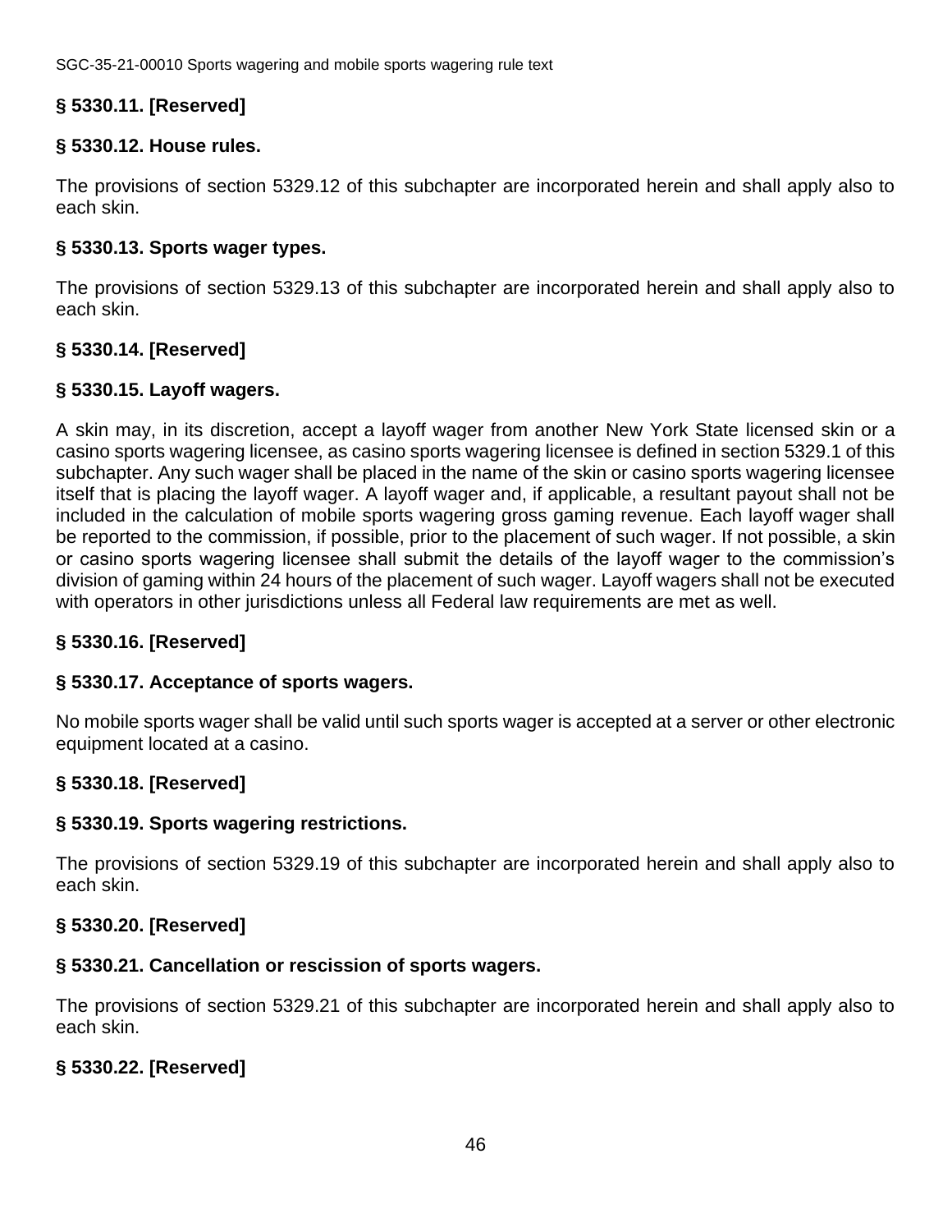### § 5330.11. [Reserved]

### § 5330.12. House rules.

The provisions of section 5329.12 of this subchapter are incorporated herein and shall apply also to each skin.

### § 5330.13. Sports wager types.

The provisions of section 5329.13 of this subchapter are incorporated herein and shall apply also to each skin.

### § 5330.14. [Reserved]

### § 5330.15. Layoff wagers.

A skin may, in its discretion, accept a layoff wager from another New York State licensed skin or a casino sports wagering licensee, as casino sports wagering licensee is defined in section 5329.1 of this subchapter. Any such wager shall be placed in the name of the skin or casino sports wagering licensee itself that is placing the layoff wager. A layoff wager and, if applicable, a resultant payout shall not be included in the calculation of mobile sports wagering gross gaming revenue. Each layoff wager shall be reported to the commission, if possible, prior to the placement of such wager. If not possible, a skin or casino sports wagering licensee shall submit the details of the layoff wager to the commission's division of gaming within 24 hours of the placement of such wager. Layoff wagers shall not be executed with operators in other jurisdictions unless all Federal law requirements are met as well.

### § 5330.16. [Reserved]

### § 5330.17. Acceptance of sports wagers.

No mobile sports wager shall be valid until such sports wager is accepted at a server or other electronic equipment located at a casino.

### § 5330.18. [Reserved]

### § 5330.19. Sports wagering restrictions.

The provisions of section 5329.19 of this subchapter are incorporated herein and shall apply also to each skin.

### § 5330.20. [Reserved]

### § 5330.21. Cancellation or rescission of sports wagers.

The provisions of section 5329.21 of this subchapter are incorporated herein and shall apply also to each skin.

### § 5330.22. [Reserved]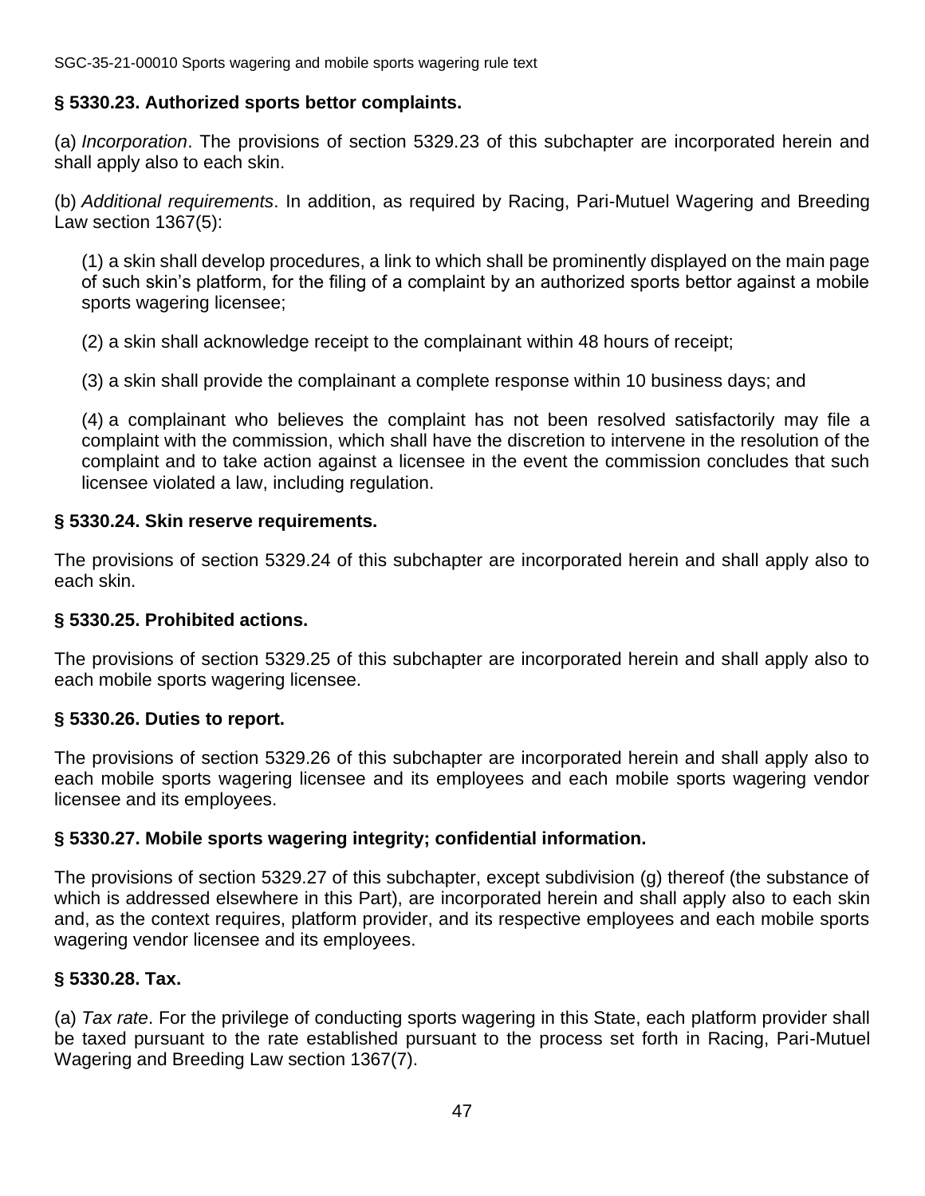### § 5330.23. Authorized sports bettor complaints.

(a) *Incorporation*. The provisions of section 5329.23 of this subchapter are incorporated herein and shall apply also to each skin.

(b) *Additional requirements*. In addition, as required by Racing, Pari-Mutuel Wagering and Breeding Law section 1367(5):

(1) a skin shall develop procedures, a link to which shall be prominently displayed on the main page of such skin's platform, for the filing of a complaint by an authorized sports bettor against a mobile sports wagering licensee;

(2) a skin shall acknowledge receipt to the complainant within 48 hours of receipt;

(3) a skin shall provide the complainant a complete response within 10 business days; and

(4) a complainant who believes the complaint has not been resolved satisfactorily may file a complaint with the commission, which shall have the discretion to intervene in the resolution of the complaint and to take action against a licensee in the event the commission concludes that such licensee violated a law, including regulation.

### § 5330.24. Skin reserve requirements.

The provisions of section 5329.24 of this subchapter are incorporated herein and shall apply also to each skin.

### § 5330.25. Prohibited actions.

The provisions of section 5329.25 of this subchapter are incorporated herein and shall apply also to each mobile sports wagering licensee.

### § 5330.26. Duties to report.

The provisions of section 5329.26 of this subchapter are incorporated herein and shall apply also to each mobile sports wagering licensee and its employees and each mobile sports wagering vendor licensee and its employees.

### § 5330.27. Mobile sports wagering integrity; confidential information.

The provisions of section 5329.27 of this subchapter, except subdivision (g) thereof (the substance of which is addressed elsewhere in this Part), are incorporated herein and shall apply also to each skin and, as the context requires, platform provider, and its respective employees and each mobile sports wagering vendor licensee and its employees.

### § 5330.28. Tax.

(a) *Tax rate*. For the privilege of conducting sports wagering in this State, each platform provider shall be taxed pursuant to the rate established pursuant to the process set forth in Racing, Pari-Mutuel Wagering and Breeding Law section 1367(7).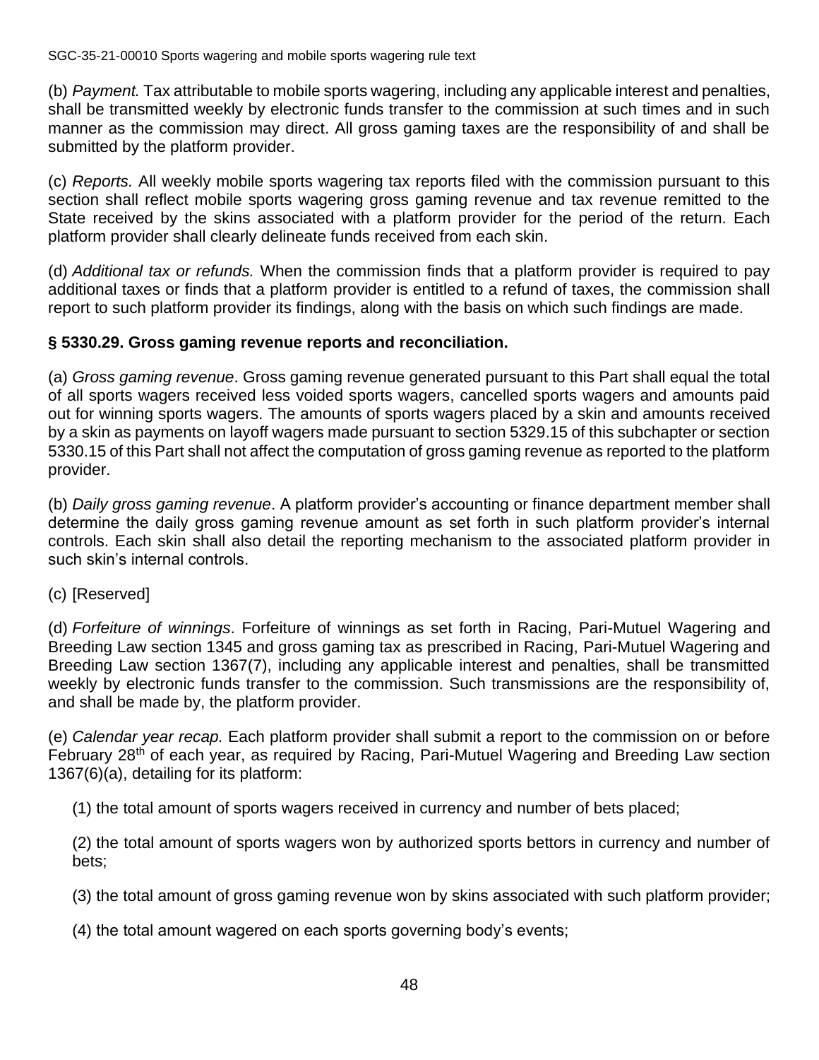(b) *Payment.* Tax attributable to mobile sports wagering, including any applicable interest and penalties, shall be transmitted weekly by electronic funds transfer to the commission at such times and in such manner as the commission may direct. All gross gaming taxes are the responsibility of and shall be submitted by the platform provider.

(c) *Reports.* All weekly mobile sports wagering tax reports filed with the commission pursuant to this section shall reflect mobile sports wagering gross gaming revenue and tax revenue remitted to the State received by the skins associated with a platform provider for the period of the return. Each platform provider shall clearly delineate funds received from each skin.

(d) *Additional tax or refunds.* When the commission finds that a platform provider is required to pay additional taxes or finds that a platform provider is entitled to a refund of taxes, the commission shall report to such platform provider its findings, along with the basis on which such findings are made.

**§ 5330.29. Gross gaming revenue reports and reconciliation.**

(a) *Gross gaming revenue*. Gross gaming revenue generated pursuant to this Part shall equal the total of all sports wagers received less voided sports wagers, cancelled sports wagers and amounts paid out for winning sports wagers. The amounts of sports wagers placed by a skin and amounts received by a skin as payments on layoff wagers made pursuant to section 5329.15 of this subchapter or section 5330.15 of this Part shall not affect the computation of gross gaming revenue as reported to the platform provider.

(b) *Daily gross gaming revenue*. A platform provider's accounting or finance department member shall determine the daily gross gaming revenue amount as set forth in such platform provider's internal controls. Each skin shall also detail the reporting mechanism to the associated platform provider in such skin's internal controls.

(c) [Reserved]

(d) *Forfeiture of winnings*. Forfeiture of winnings as set forth in Racing, Pari-Mutuel Wagering and Breeding Law section 1345 and gross gaming tax as prescribed in Racing, Pari-Mutuel Wagering and Breeding Law section 1367(7), including any applicable interest and penalties, shall be transmitted weekly by electronic funds transfer to the commission. Such transmissions are the responsibility of, and shall be made by, the platform provider.

(e) *Calendar year recap.* Each platform provider shall submit a report to the commission on or before February 28th of each year, as required by Racing, Pari-Mutuel Wagering and Breeding Law section 1367(6)(a), detailing for its platform:

(1) the total amount of sports wagers received in currency and number of bets placed;

(2) the total amount of sports wagers won by authorized sports bettors in currency and number of bets;

(3) the total amount of gross gaming revenue won by skins associated with such platform provider;

(4) the total amount wagered on each sports governing body's events;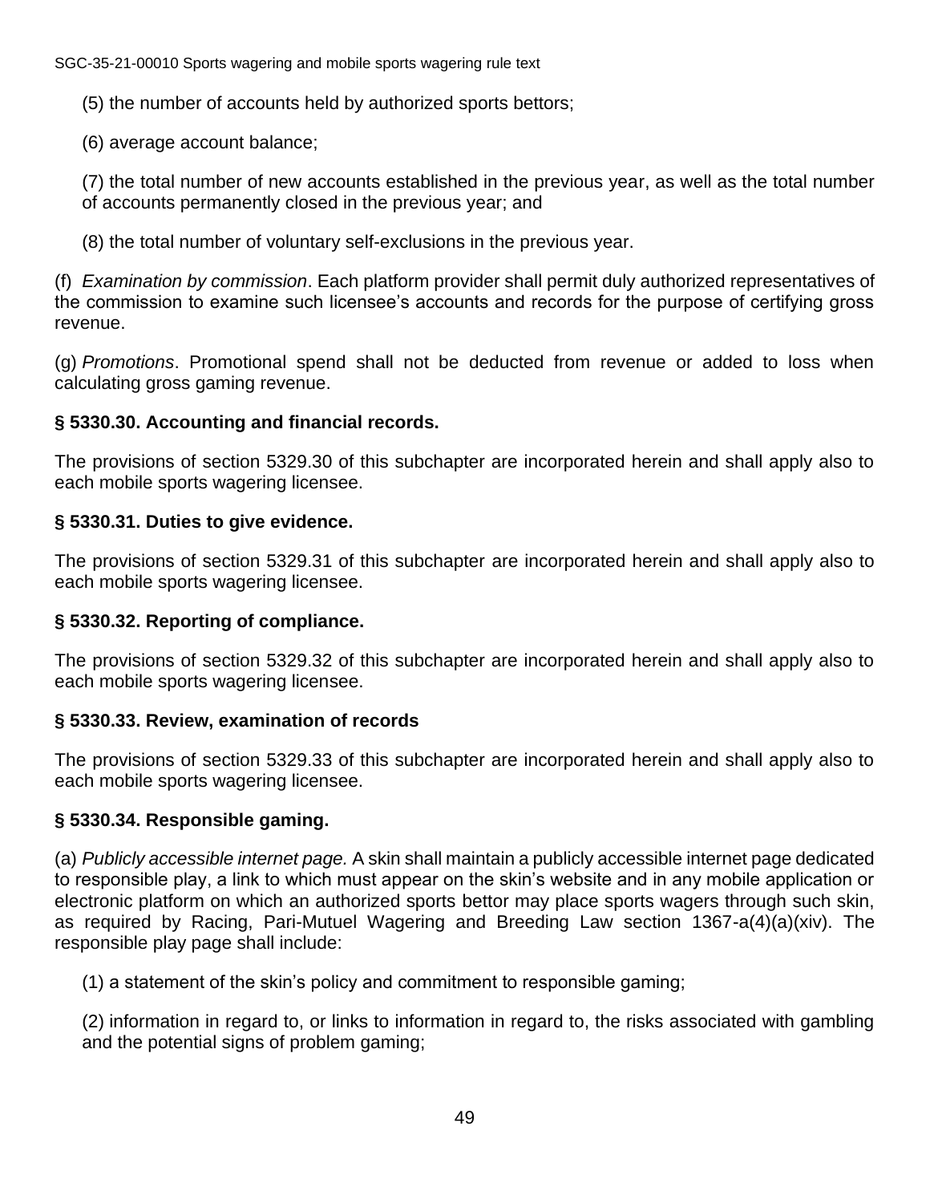(5) the number of accounts held by authorized sports bettors;

(6) average account balance;

(7) the total number of new accounts established in the previous year, as well as the total number of accounts permanently closed in the previous year; and

(8) the total number of voluntary self-exclusions in the previous year.

(f) *Examination by commission*. Each platform provider shall permit duly authorized representatives of the commission to examine such licensee's accounts and records for the purpose of certifying gross revenue.

(g) *Promotions*. Promotional spend shall not be deducted from revenue or added to loss when calculating gross gaming revenue.

### § 5330.30. Accounting and financial records.

The provisions of section 5329.30 of this subchapter are incorporated herein and shall apply also to each mobile sports wagering licensee.

### § 5330.31. Duties to give evidence.

The provisions of section 5329.31 of this subchapter are incorporated herein and shall apply also to each mobile sports wagering licensee.

### § 5330.32. Reporting of compliance.

The provisions of section 5329.32 of this subchapter are incorporated herein and shall apply also to each mobile sports wagering licensee.

### § 5330.33. Review, examination of records

The provisions of section 5329.33 of this subchapter are incorporated herein and shall apply also to each mobile sports wagering licensee.

### § 5330.34. Responsible gaming.

(a) *Publicly accessible internet page.* A skin shall maintain a publicly accessible internet page dedicated to responsible play, a link to which must appear on the skin's website and in any mobile application or electronic platform on which an authorized sports bettor may place sports wagers through such skin, as required by Racing, Pari-Mutuel Wagering and Breeding Law section 1367-a(4)(a)(xiv). The responsible play page shall include:

(1) a statement of the skin's policy and commitment to responsible gaming;

(2) information in regard to, or links to information in regard to, the risks associated with gambling and the potential signs of problem gaming;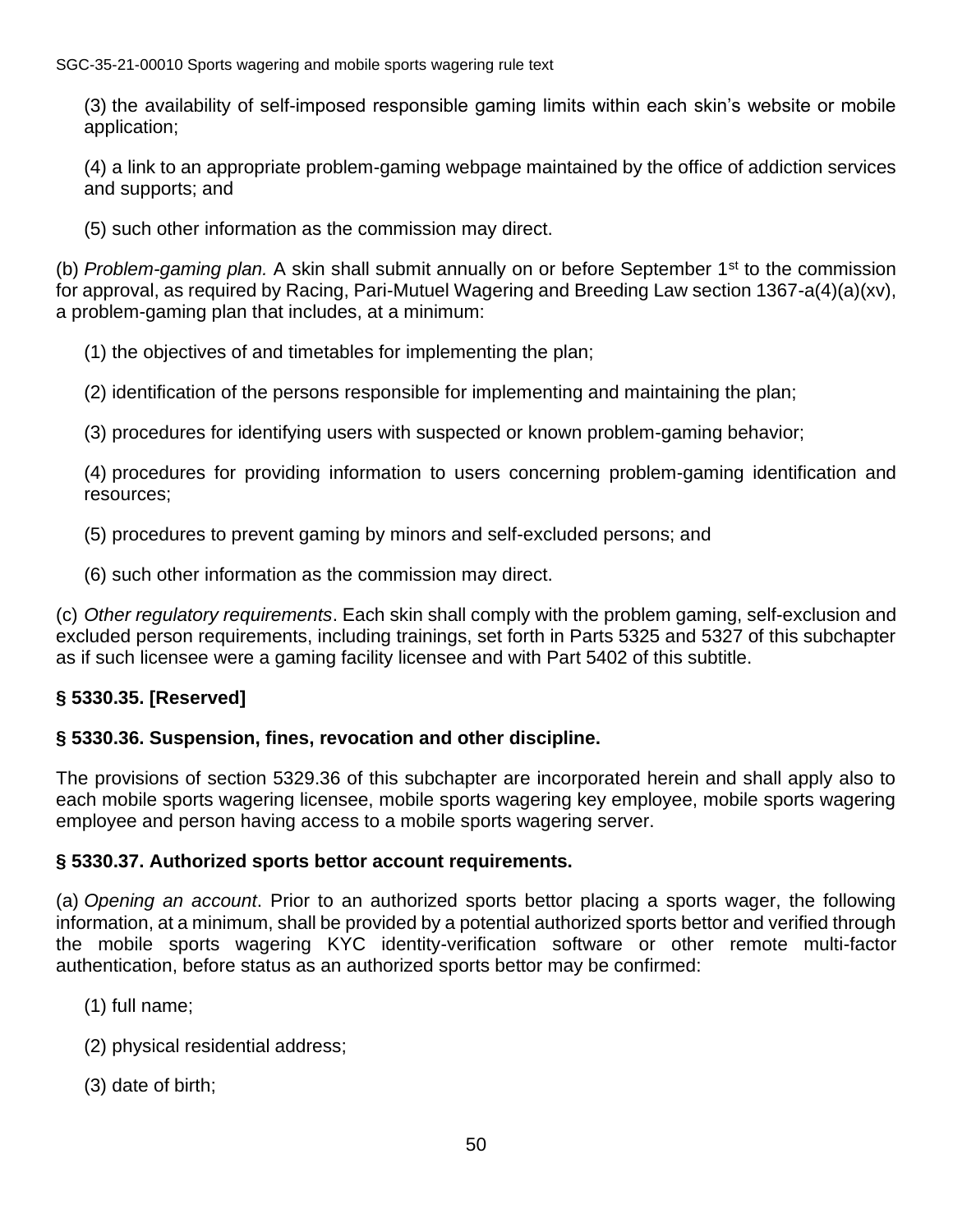(3) the availability of self-imposed responsible gaming limits within each skin's website or mobile application;

(4) a link to an appropriate problem-gaming webpage maintained by the office of addiction services and supports; and

(5) such other information as the commission may direct.

(b) *Problem-gaming plan.* A skin shall submit annually on or before September 1st to the commission for approval, as required by Racing, Pari-Mutuel Wagering and Breeding Law section 1367-a(4)(a)(xv), a problem-gaming plan that includes, at a minimum:

(1) the objectives of and timetables for implementing the plan;

(2) identification of the persons responsible for implementing and maintaining the plan;

(3) procedures for identifying users with suspected or known problem-gaming behavior;

(4) procedures for providing information to users concerning problem-gaming identification and resources;

(5) procedures to prevent gaming by minors and self-excluded persons; and

(6) such other information as the commission may direct.

(c) *Other regulatory requirements*. Each skin shall comply with the problem gaming, self-exclusion and excluded person requirements, including trainings, set forth in Parts 5325 and 5327 of this subchapter as if such licensee were a gaming facility licensee and with Part 5402 of this subtitle.

**§ 5330.35. [Reserved]**

**§ 5330.36. Suspension, fines, revocation and other discipline.**

The provisions of section 5329.36 of this subchapter are incorporated herein and shall apply also to each mobile sports wagering licensee, mobile sports wagering key employee, mobile sports wagering employee and person having access to a mobile sports wagering server.

**§ 5330.37. Authorized sports bettor account requirements.**

(a) *Opening an account*. Prior to an authorized sports bettor placing a sports wager, the following information, at a minimum, shall be provided by a potential authorized sports bettor and verified through the mobile sports wagering KYC identity-verification software or other remote multi-factor authentication, before status as an authorized sports bettor may be confirmed:

(1) full name;

(2) physical residential address;

(3) date of birth;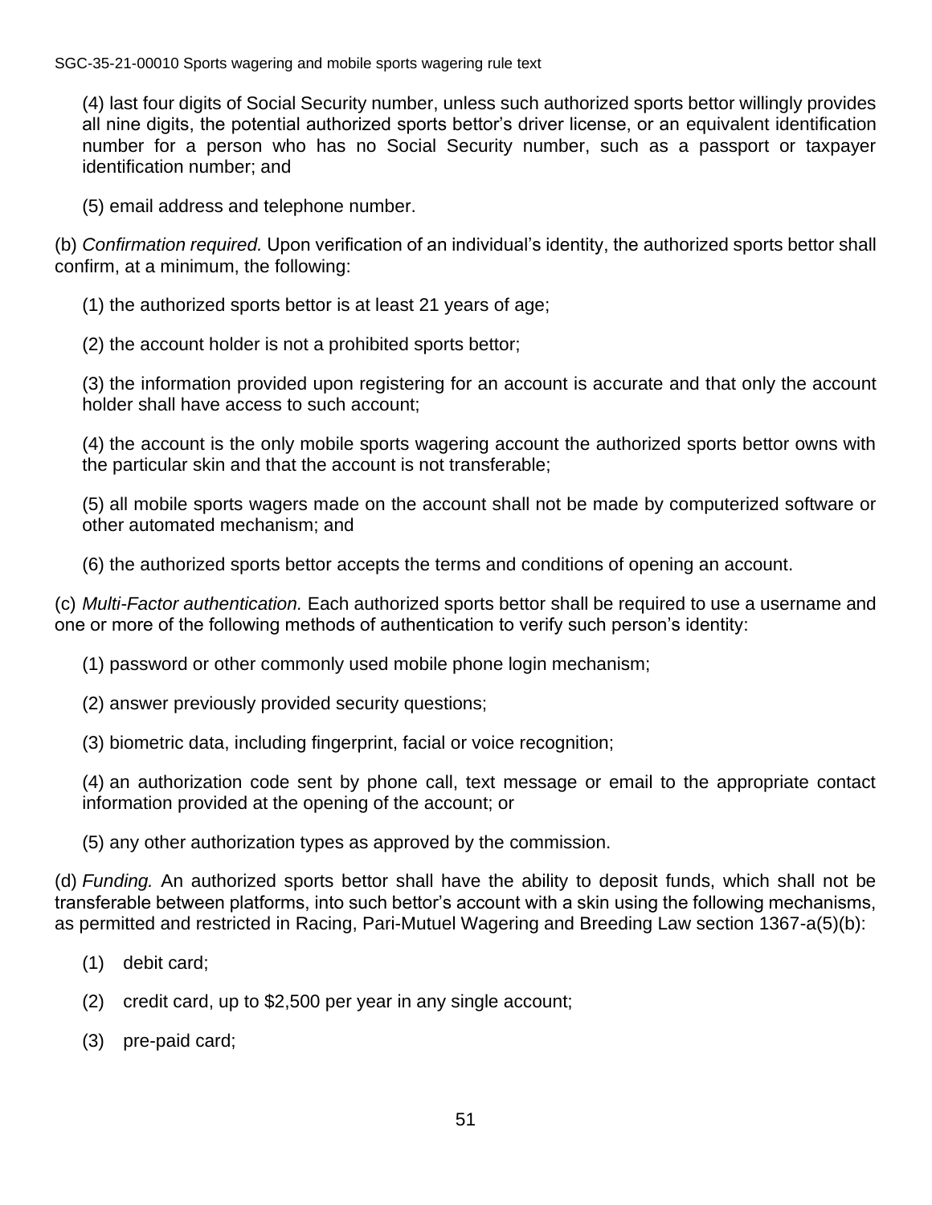(4) last four digits of Social Security number, unless such authorized sports bettor willingly provides all nine digits, the potential authorized sports bettor's driver license, or an equivalent identification number for a person who has no Social Security number, such as a passport or taxpayer identification number; and

(5) email address and telephone number.

(b) *Confirmation required.* Upon verification of an individual's identity, the authorized sports bettor shall confirm, at a minimum, the following:

(1) the authorized sports bettor is at least 21 years of age;

(2) the account holder is not a prohibited sports bettor;

(3) the information provided upon registering for an account is accurate and that only the account holder shall have access to such account;

(4) the account is the only mobile sports wagering account the authorized sports bettor owns with the particular skin and that the account is not transferable;

(5) all mobile sports wagers made on the account shall not be made by computerized software or other automated mechanism; and

(6) the authorized sports bettor accepts the terms and conditions of opening an account.

(c) *Multi-Factor authentication.* Each authorized sports bettor shall be required to use a username and one or more of the following methods of authentication to verify such person's identity:

(1) password or other commonly used mobile phone login mechanism;

(2) answer previously provided security questions;

(3) biometric data, including fingerprint, facial or voice recognition;

(4) an authorization code sent by phone call, text message or email to the appropriate contact information provided at the opening of the account; or

(5) any other authorization types as approved by the commission.

(d) *Funding.* An authorized sports bettor shall have the ability to deposit funds, which shall not be transferable between platforms, into such bettor's account with a skin using the following mechanisms, as permitted and restricted in Racing, Pari-Mutuel Wagering and Breeding Law section 1367-a(5)(b):

(1) debit card;

(2) credit card, up to $2,500 per year in any single account;

(3) pre-paid card;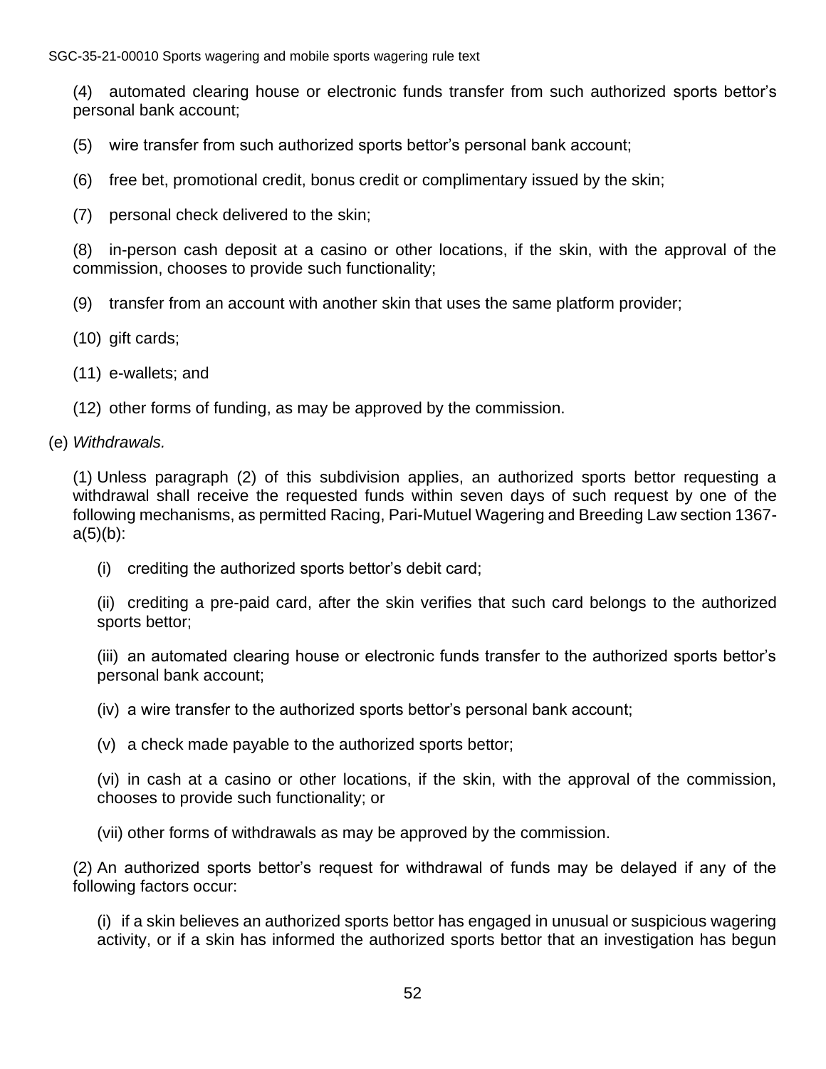(4) automated clearing house or electronic funds transfer from such authorized sports bettor's personal bank account;

(5) wire transfer from such authorized sports bettor's personal bank account;

(6) free bet, promotional credit, bonus credit or complimentary issued by the skin;

(7) personal check delivered to the skin;

(8) in-person cash deposit at a casino or other locations, if the skin, with the approval of the commission, chooses to provide such functionality;

(9) transfer from an account with another skin that uses the same platform provider;

(10) gift cards;

(11) e-wallets; and

(12) other forms of funding, as may be approved by the commission.

(e) *Withdrawals.*

(1) Unless paragraph (2) of this subdivision applies, an authorized sports bettor requesting a withdrawal shall receive the requested funds within seven days of such request by one of the following mechanisms, as permitted Racing, Pari-Mutuel Wagering and Breeding Law section 1367-a(5)(b):

(i) crediting the authorized sports bettor's debit card;

(ii) crediting a pre-paid card, after the skin verifies that such card belongs to the authorized sports bettor;

(iii) an automated clearing house or electronic funds transfer to the authorized sports bettor's personal bank account;

(iv) a wire transfer to the authorized sports bettor's personal bank account;

(v) a check made payable to the authorized sports bettor;

(vi) in cash at a casino or other locations, if the skin, with the approval of the commission, chooses to provide such functionality; or

(vii) other forms of withdrawals as may be approved by the commission.

(2) An authorized sports bettor's request for withdrawal of funds may be delayed if any of the following factors occur:

(i) if a skin believes an authorized sports bettor has engaged in unusual or suspicious wagering activity, or if a skin has informed the authorized sports bettor that an investigation has begun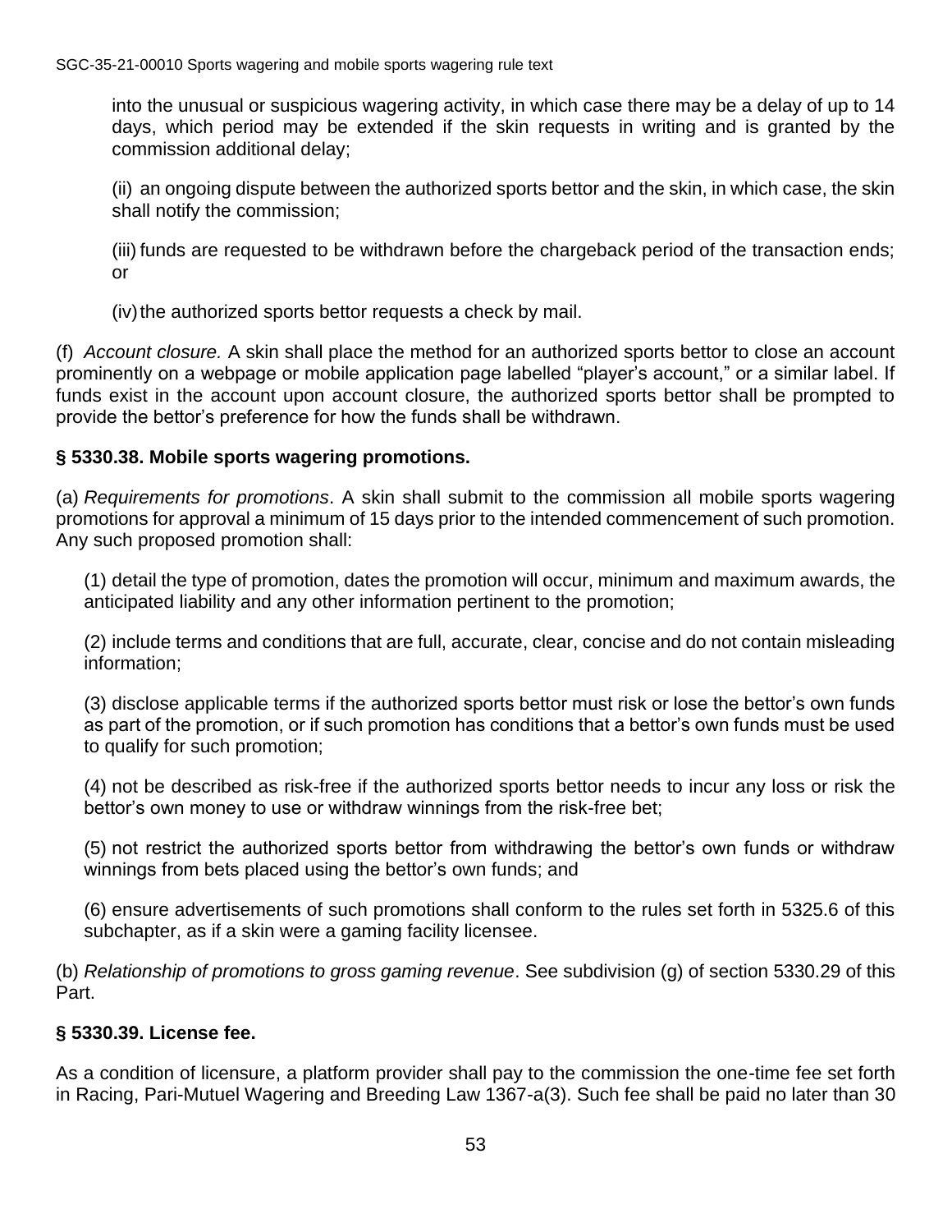into the unusual or suspicious wagering activity, in which case there may be a delay of up to 14 days, which period may be extended if the skin requests in writing and is granted by the commission additional delay;

(ii) an ongoing dispute between the authorized sports bettor and the skin, in which case, the skin shall notify the commission;

(iii) funds are requested to be withdrawn before the chargeback period of the transaction ends; or

(iv) the authorized sports bettor requests a check by mail.

(f) *Account closure.* A skin shall place the method for an authorized sports bettor to close an account prominently on a webpage or mobile application page labelled "player's account," or a similar label. If funds exist in the account upon account closure, the authorized sports bettor shall be prompted to provide the bettor's preference for how the funds shall be withdrawn.

**§ 5330.38. Mobile sports wagering promotions.**

(a) *Requirements for promotions*. A skin shall submit to the commission all mobile sports wagering promotions for approval a minimum of 15 days prior to the intended commencement of such promotion. Any such proposed promotion shall:

(1) detail the type of promotion, dates the promotion will occur, minimum and maximum awards, the anticipated liability and any other information pertinent to the promotion;

(2) include terms and conditions that are full, accurate, clear, concise and do not contain misleading information;

(3) disclose applicable terms if the authorized sports bettor must risk or lose the bettor's own funds as part of the promotion, or if such promotion has conditions that a bettor's own funds must be used to qualify for such promotion;

(4) not be described as risk-free if the authorized sports bettor needs to incur any loss or risk the bettor's own money to use or withdraw winnings from the risk-free bet;

(5) not restrict the authorized sports bettor from withdrawing the bettor's own funds or withdraw winnings from bets placed using the bettor's own funds; and

(6) ensure advertisements of such promotions shall conform to the rules set forth in 5325.6 of this subchapter, as if a skin were a gaming facility licensee.

(b) *Relationship of promotions to gross gaming revenue*. See subdivision (g) of section 5330.29 of this Part.

**§ 5330.39. License fee.**

As a condition of licensure, a platform provider shall pay to the commission the one-time fee set forth in Racing, Pari-Mutuel Wagering and Breeding Law 1367-a(3). Such fee shall be paid no later than 30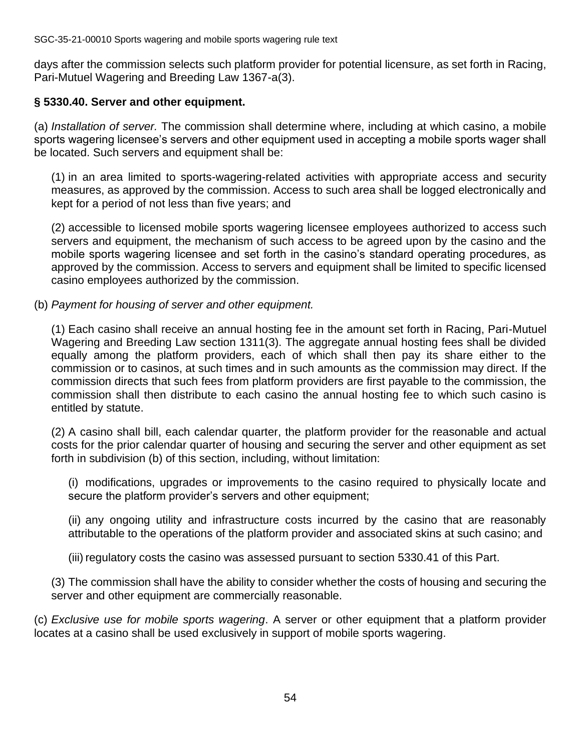days after the commission selects such platform provider for potential licensure, as set forth in Racing, Pari-Mutuel Wagering and Breeding Law 1367-a(3).

### § 5330.40. Server and other equipment.

(a) *Installation of server.* The commission shall determine where, including at which casino, a mobile sports wagering licensee's servers and other equipment used in accepting a mobile sports wager shall be located. Such servers and equipment shall be:

(1) in an area limited to sports-wagering-related activities with appropriate access and security measures, as approved by the commission. Access to such area shall be logged electronically and kept for a period of not less than five years; and

(2) accessible to licensed mobile sports wagering licensee employees authorized to access such servers and equipment, the mechanism of such access to be agreed upon by the casino and the mobile sports wagering licensee and set forth in the casino's standard operating procedures, as approved by the commission. Access to servers and equipment shall be limited to specific licensed casino employees authorized by the commission.

(b) *Payment for housing of server and other equipment.*

(1) Each casino shall receive an annual hosting fee in the amount set forth in Racing, Pari-Mutuel Wagering and Breeding Law section 1311(3). The aggregate annual hosting fees shall be divided equally among the platform providers, each of which shall then pay its share either to the commission or to casinos, at such times and in such amounts as the commission may direct. If the commission directs that such fees from platform providers are first payable to the commission, the commission shall then distribute to each casino the annual hosting fee to which such casino is entitled by statute.

(2) A casino shall bill, each calendar quarter, the platform provider for the reasonable and actual costs for the prior calendar quarter of housing and securing the server and other equipment as set forth in subdivision (b) of this section, including, without limitation:

(i) modifications, upgrades or improvements to the casino required to physically locate and secure the platform provider's servers and other equipment;

(ii) any ongoing utility and infrastructure costs incurred by the casino that are reasonably attributable to the operations of the platform provider and associated skins at such casino; and

(iii) regulatory costs the casino was assessed pursuant to section 5330.41 of this Part.

(3) The commission shall have the ability to consider whether the costs of housing and securing the server and other equipment are commercially reasonable.

(c) *Exclusive use for mobile sports wagering*. A server or other equipment that a platform provider locates at a casino shall be used exclusively in support of mobile sports wagering.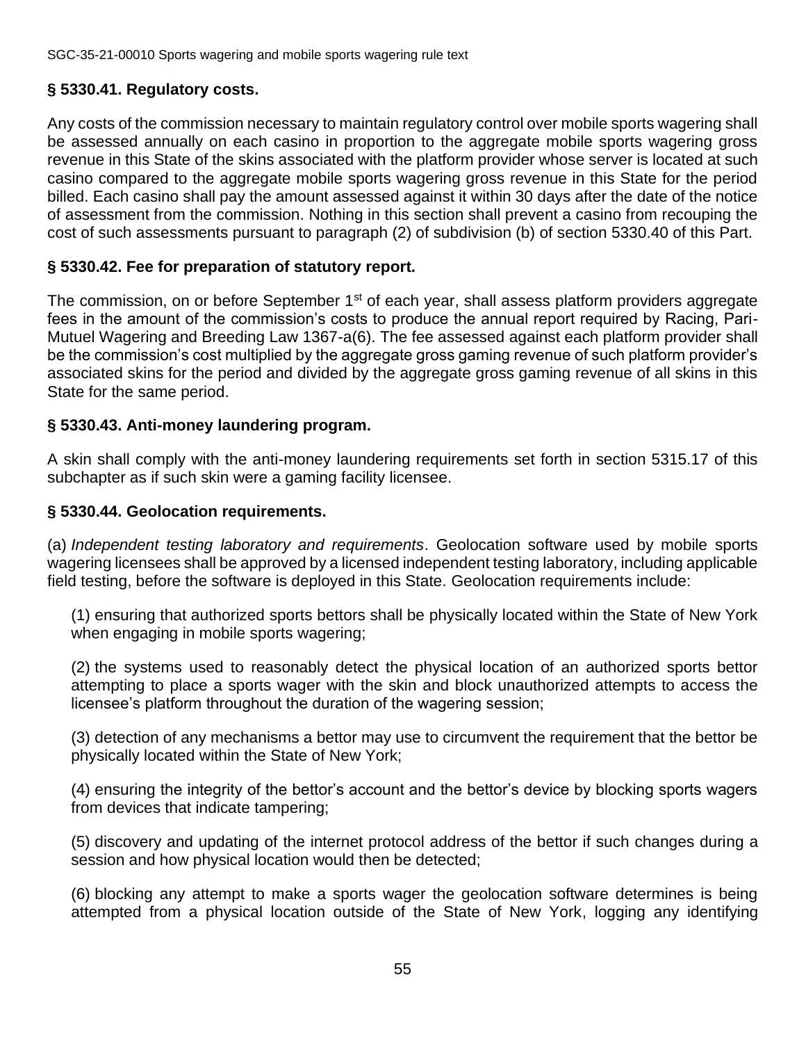### § 5330.41. Regulatory costs.

Any costs of the commission necessary to maintain regulatory control over mobile sports wagering shall be assessed annually on each casino in proportion to the aggregate mobile sports wagering gross revenue in this State of the skins associated with the platform provider whose server is located at such casino compared to the aggregate mobile sports wagering gross revenue in this State for the period billed. Each casino shall pay the amount assessed against it within 30 days after the date of the notice of assessment from the commission. Nothing in this section shall prevent a casino from recouping the cost of such assessments pursuant to paragraph (2) of subdivision (b) of section 5330.40 of this Part.

### § 5330.42. Fee for preparation of statutory report.

The commission, on or before September 1st of each year, shall assess platform providers aggregate fees in the amount of the commission's costs to produce the annual report required by Racing, Pari-Mutuel Wagering and Breeding Law 1367-a(6). The fee assessed against each platform provider shall be the commission's cost multiplied by the aggregate gross gaming revenue of such platform provider's associated skins for the period and divided by the aggregate gross gaming revenue of all skins in this State for the same period.

### § 5330.43. Anti-money laundering program.

A skin shall comply with the anti-money laundering requirements set forth in section 5315.17 of this subchapter as if such skin were a gaming facility licensee.

### § 5330.44. Geolocation requirements.

(a) *Independent testing laboratory and requirements*. Geolocation software used by mobile sports wagering licensees shall be approved by a licensed independent testing laboratory, including applicable field testing, before the software is deployed in this State. Geolocation requirements include:

(1) ensuring that authorized sports bettors shall be physically located within the State of New York when engaging in mobile sports wagering;

(2) the systems used to reasonably detect the physical location of an authorized sports bettor attempting to place a sports wager with the skin and block unauthorized attempts to access the licensee's platform throughout the duration of the wagering session;

(3) detection of any mechanisms a bettor may use to circumvent the requirement that the bettor be physically located within the State of New York;

(4) ensuring the integrity of the bettor's account and the bettor's device by blocking sports wagers from devices that indicate tampering;

(5) discovery and updating of the internet protocol address of the bettor if such changes during a session and how physical location would then be detected;

(6) blocking any attempt to make a sports wager the geolocation software determines is being attempted from a physical location outside of the State of New York, logging any identifying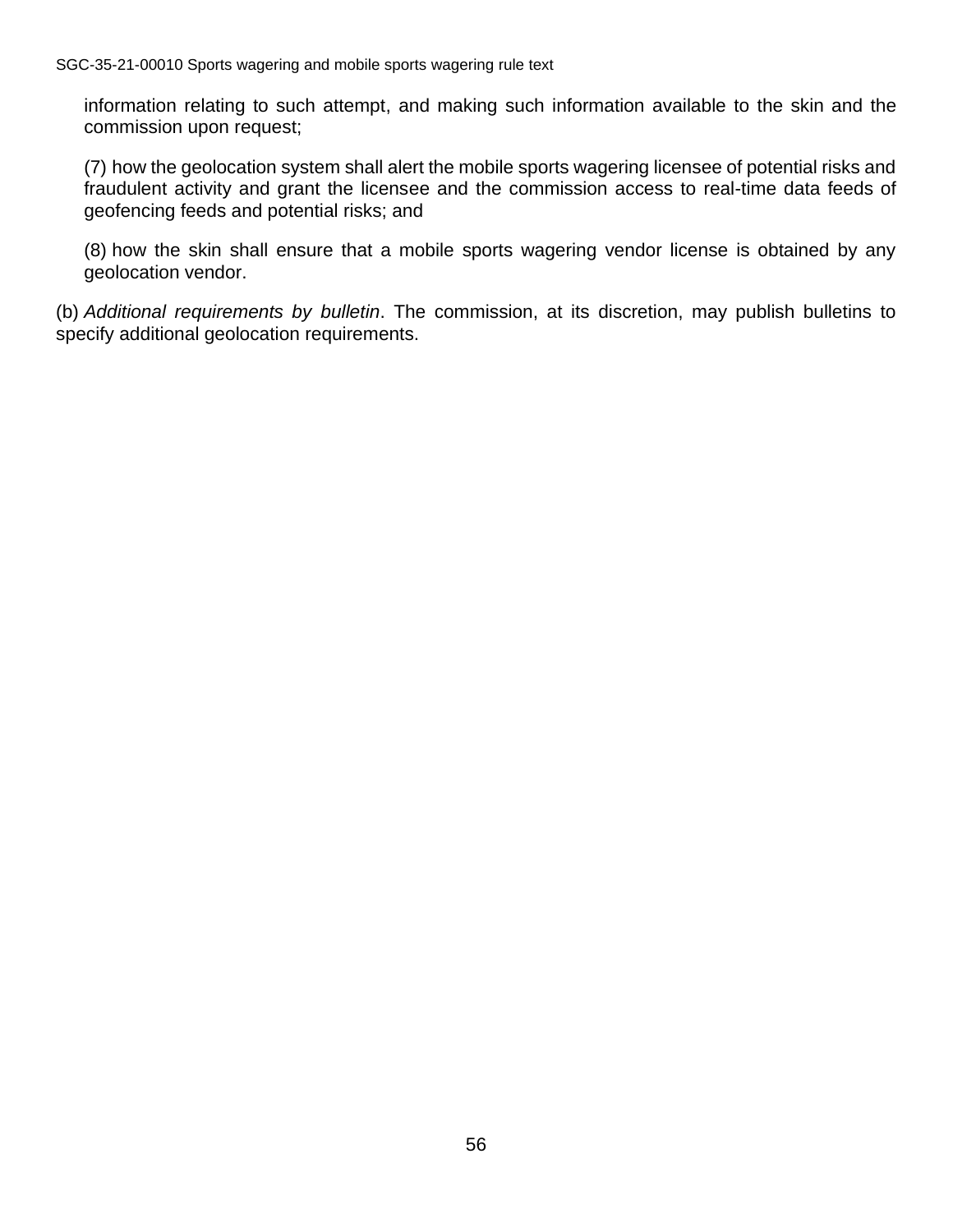information relating to such attempt, and making such information available to the skin and the commission upon request;

(7) how the geolocation system shall alert the mobile sports wagering licensee of potential risks and fraudulent activity and grant the licensee and the commission access to real-time data feeds of geofencing feeds and potential risks; and

(8) how the skin shall ensure that a mobile sports wagering vendor license is obtained by any geolocation vendor.

(b) *Additional requirements by bulletin*. The commission, at its discretion, may publish bulletins to specify additional geolocation requirements.